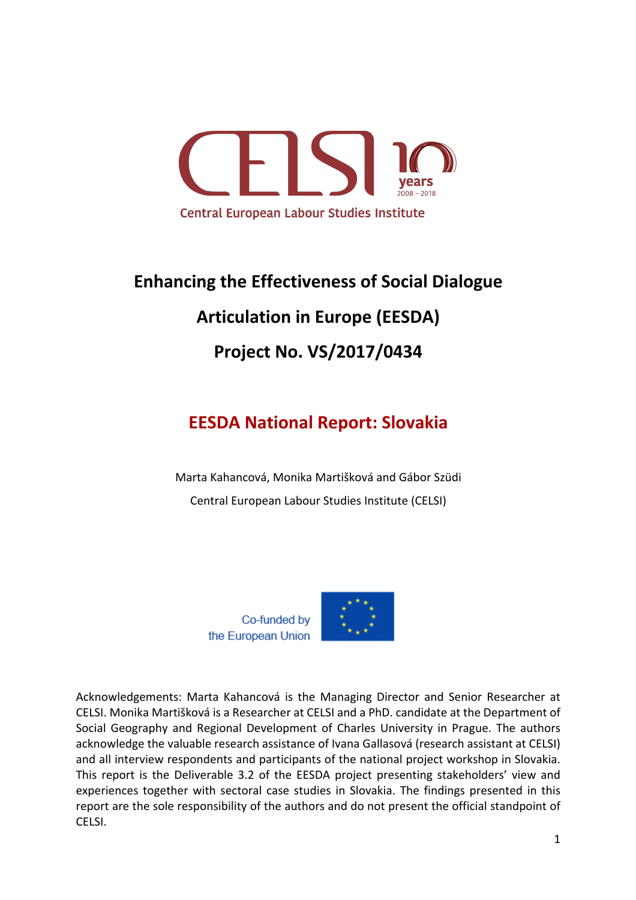CELSI 10 years 2008 – 2018

Central European Labour Studies Institute

# Enhancing the Effectiveness of Social Dialogue Articulation in Europe (EESDA)

# Project No. VS/2017/0434

## EESDA National Report: Slovakia

Marta Kahancová, Monika Martišková and Gábor Szüdi

Central European Labour Studies Institute (CELSI)

Co-funded by the European Union

Acknowledgements: Marta Kahancová is the Managing Director and Senior Researcher at CELSI. Monika Martišková is a Researcher at CELSI and a PhD. candidate at the Department of Social Geography and Regional Development of Charles University in Prague. The authors acknowledge the valuable research assistance of Ivana Gallasová (research assistant at CELSI) and all interview respondents and participants of the national project workshop in Slovakia. This report is the Deliverable 3.2 of the EESDA project presenting stakeholders' view and experiences together with sectoral case studies in Slovakia. The findings presented in this report are the sole responsibility of the authors and do not present the official standpoint of CELSI.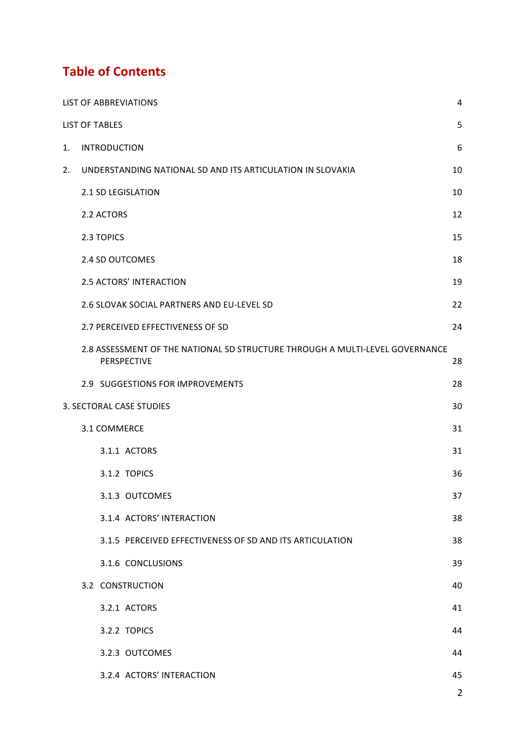# Table of Contents

| | |
|---|---|
| LIST OF ABBREVIATIONS | 4 |
| LIST OF TABLES | 5 |
| 1. INTRODUCTION | 6 |
| 2. UNDERSTANDING NATIONAL SD AND ITS ARTICULATION IN SLOVAKIA | 10 |
| 2.1 SD LEGISLATION | 10 |
| 2.2 ACTORS | 12 |
| 2.3 TOPICS | 15 |
| 2.4 SD OUTCOMES | 18 |
| 2.5 ACTORS' INTERACTION | 19 |
| 2.6 SLOVAK SOCIAL PARTNERS AND EU-LEVEL SD | 22 |
| 2.7 PERCEIVED EFFECTIVENESS OF SD | 24 |
| 2.8 ASSESSMENT OF THE NATIONAL SD STRUCTURE THROUGH A MULTI-LEVEL GOVERNANCE PERSPECTIVE | 28 |
| 2.9 SUGGESTIONS FOR IMPROVEMENTS | 28 |
| 3. SECTORAL CASE STUDIES | 30 |
| 3.1 COMMERCE | 31 |
| 3.1.1 ACTORS | 31 |
| 3.1.2 TOPICS | 36 |
| 3.1.3 OUTCOMES | 37 |
| 3.1.4 ACTORS' INTERACTION | 38 |
| 3.1.5 PERCEIVED EFFECTIVENESS OF SD AND ITS ARTICULATION | 38 |
| 3.1.6 CONCLUSIONS | 39 |
| 3.2 CONSTRUCTION | 40 |
| 3.2.1 ACTORS | 41 |
| 3.2.2 TOPICS | 44 |
| 3.2.3 OUTCOMES | 44 |
| 3.2.4 ACTORS' INTERACTION | 45 |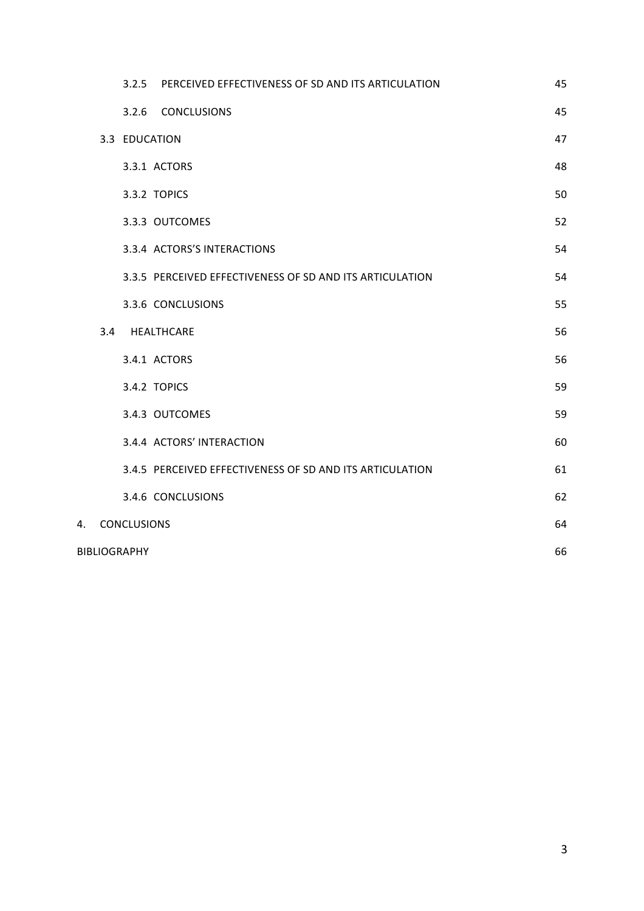| | |
|---|---|
| 3.2.5 PERCEIVED EFFECTIVENESS OF SD AND ITS ARTICULATION | 45 |
| 3.2.6 CONCLUSIONS | 45 |
| 3.3 EDUCATION | 47 |
| 3.3.1 ACTORS | 48 |
| 3.3.2 TOPICS | 50 |
| 3.3.3 OUTCOMES | 52 |
| 3.3.4 ACTORS'S INTERACTIONS | 54 |
| 3.3.5 PERCEIVED EFFECTIVENESS OF SD AND ITS ARTICULATION | 54 |
| 3.3.6 CONCLUSIONS | 55 |
| 3.4 HEALTHCARE | 56 |
| 3.4.1 ACTORS | 56 |
| 3.4.2 TOPICS | 59 |
| 3.4.3 OUTCOMES | 59 |
| 3.4.4 ACTORS' INTERACTION | 60 |
| 3.4.5 PERCEIVED EFFECTIVENESS OF SD AND ITS ARTICULATION | 61 |
| 3.4.6 CONCLUSIONS | 62 |
| 4. CONCLUSIONS | 64 |
| BIBLIOGRAPHY | 66 |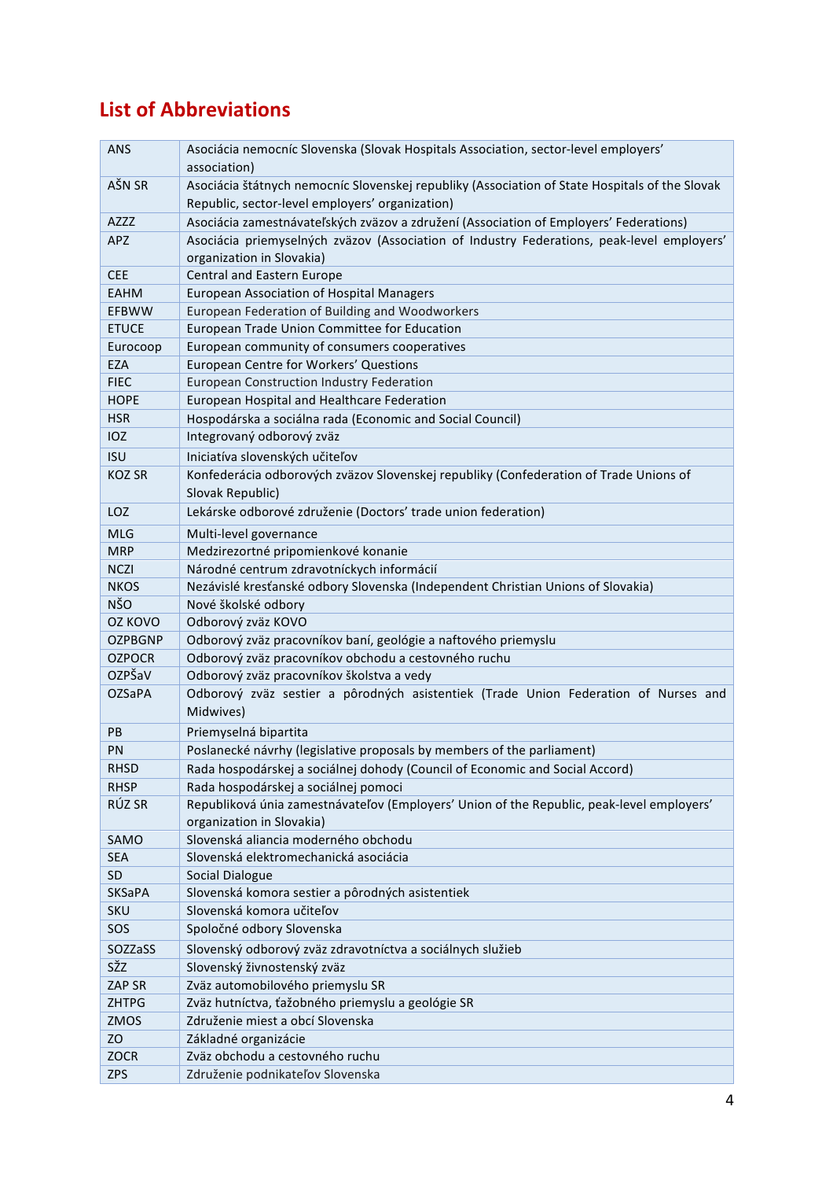## List of Abbreviations

| | |
|---|---|
| ANS | Asociácia nemocníc Slovenska (Slovak Hospitals Association, sector-level employers' association) |
| AŠN SR | Asociácia štátnych nemocníc Slovenskej republiky (Association of State Hospitals of the Slovak Republic, sector-level employers' organization) |
| AZZZ | Asociácia zamestnávateľských zväzov a združení (Association of Employers' Federations) |
| APZ | Asociácia priemyselných zväzov (Association of Industry Federations, peak-level employers' organization in Slovakia) |
| CEE | Central and Eastern Europe |
| EAHM | European Association of Hospital Managers |
| EFBWW | European Federation of Building and Woodworkers |
| ETUCE | European Trade Union Committee for Education |
| Eurocoop | European community of consumers cooperatives |
| EZA | European Centre for Workers' Questions |
| FIEC | European Construction Industry Federation |
| HOPE | European Hospital and Healthcare Federation |
| HSR | Hospodárska a sociálna rada (Economic and Social Council) |
| IOZ | Integrovaný odborový zväz |
| ISU | Iniciatíva slovenských učiteľov |
| KOZ SR | Konfederácia odborových zväzov Slovenskej republiky (Confederation of Trade Unions of Slovak Republic) |
| LOZ | Lekárske odborové združenie (Doctors' trade union federation) |
| MLG | Multi-level governance |
| MRP | Medzirezortné pripomienkové konanie |
| NCZI | Národné centrum zdravotníckych informácií |
| NKOS | Nezávislé kresťanské odbory Slovenska (Independent Christian Unions of Slovakia) |
| NŠO | Nové školské odbory |
| OZ KOVO | Odborový zväz KOVO |
| OZPBGNP | Odborový zväz pracovníkov baní, geológie a naftového priemyslu |
| OZPOCR | Odborový zväz pracovníkov obchodu a cestovného ruchu |
| OZPŠaV | Odborový zväz pracovníkov školstva a vedy |
| OZSaPA | Odborový zväz sestier a pôrodných asistentiek (Trade Union Federation of Nurses and Midwives) |
| PB | Priemyselná bipartita |
| PN | Poslanecké návrhy (legislative proposals by members of the parliament) |
| RHSD | Rada hospodárskej a sociálnej dohody (Council of Economic and Social Accord) |
| RHSP | Rada hospodárskej a sociálnej pomoci |
| RÚZ SR | Republiková únia zamestnávateľov (Employers' Union of the Republic, peak-level employers' organization in Slovakia) |
| SAMO | Slovenská aliancia moderného obchodu |
| SEA | Slovenská elektromechanická asociácia |
| SD | Social Dialogue |
| SKSaPA | Slovenská komora sestier a pôrodných asistentiek |
| SKU | Slovenská komora učiteľov |
| SOS | Spoločné odbory Slovenska |
| SOZZaSS | Slovenský odborový zväz zdravotníctva a sociálnych služieb |
| SŽZ | Slovenský živnostenský zväz |
| ZAP SR | Zväz automobilového priemyslu SR |
| ZHTPG | Zväz hutníctva, ťažobného priemyslu a geológie SR |
| ZMOS | Združenie miest a obcí Slovenska |
| ZO | Základné organizácie |
| ZOCR | Zväz obchodu a cestovného ruchu |
| ZPS | Združenie podnikateľov Slovenska |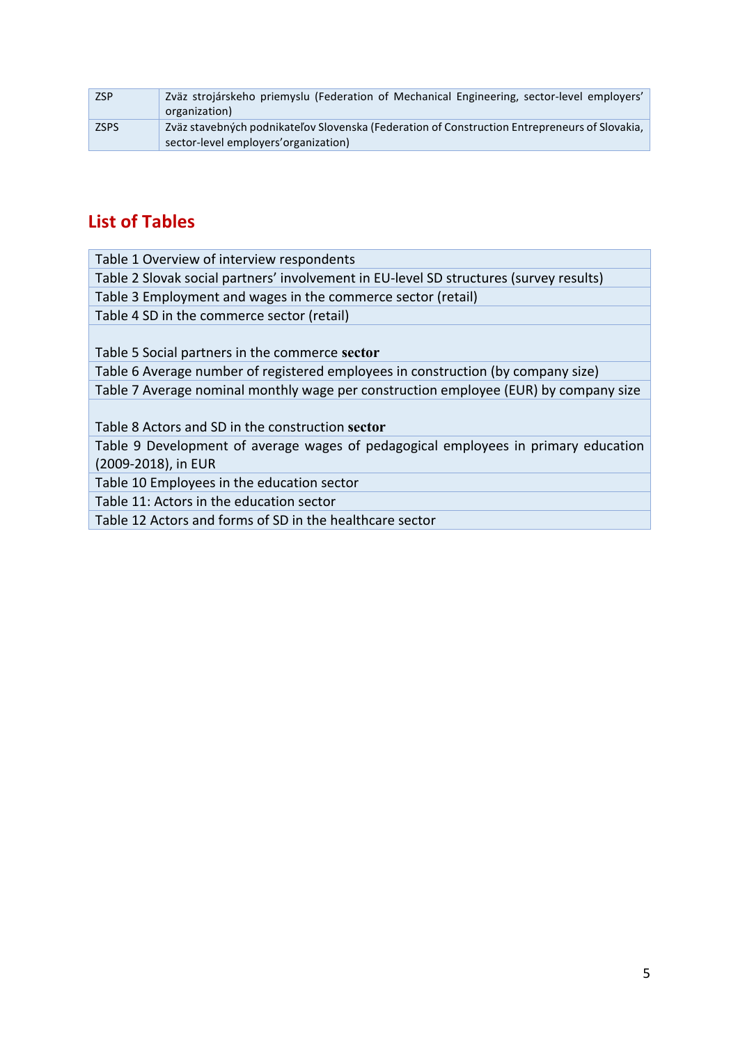| ZSP | Zväz strojárskeho priemyslu (Federation of Mechanical Engineering, sector-level employers' organization) |
|---|---|
| ZSPS | Zväz stavebných podnikateľov Slovenska (Federation of Construction Entrepreneurs of Slovakia, sector-level employers'organization) |

## List of Tables

| |
|---|
| Table 1 Overview of interview respondents |
| Table 2 Slovak social partners' involvement in EU-level SD structures (survey results) |
| Table 3 Employment and wages in the commerce sector (retail) |
| Table 4 SD in the commerce sector (retail) |
| Table 5 Social partners in the commerce **sector** |
| Table 6 Average number of registered employees in construction (by company size) |
| Table 7 Average nominal monthly wage per construction employee (EUR) by company size |
| Table 8 Actors and SD in the construction **sector** |
| Table 9 Development of average wages of pedagogical employees in primary education (2009-2018), in EUR |
| Table 10 Employees in the education sector |
| Table 11: Actors in the education sector |
| Table 12 Actors and forms of SD in the healthcare sector |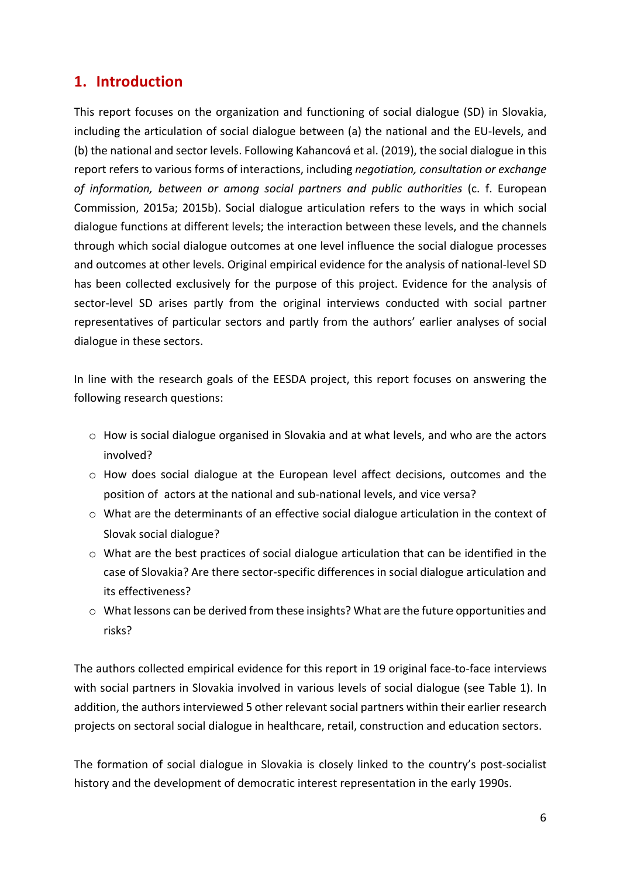# 1. Introduction

This report focuses on the organization and functioning of social dialogue (SD) in Slovakia, including the articulation of social dialogue between (a) the national and the EU-levels, and (b) the national and sector levels. Following Kahancová et al. (2019), the social dialogue in this report refers to various forms of interactions, including *negotiation, consultation or exchange of information, between or among social partners and public authorities* (c. f. European Commission, 2015a; 2015b). Social dialogue articulation refers to the ways in which social dialogue functions at different levels; the interaction between these levels, and the channels through which social dialogue outcomes at one level influence the social dialogue processes and outcomes at other levels. Original empirical evidence for the analysis of national-level SD has been collected exclusively for the purpose of this project. Evidence for the analysis of sector-level SD arises partly from the original interviews conducted with social partner representatives of particular sectors and partly from the authors' earlier analyses of social dialogue in these sectors.

In line with the research goals of the EESDA project, this report focuses on answering the following research questions:

- How is social dialogue organised in Slovakia and at what levels, and who are the actors involved?
- How does social dialogue at the European level affect decisions, outcomes and the position of actors at the national and sub-national levels, and vice versa?
- What are the determinants of an effective social dialogue articulation in the context of Slovak social dialogue?
- What are the best practices of social dialogue articulation that can be identified in the case of Slovakia? Are there sector-specific differences in social dialogue articulation and its effectiveness?
- What lessons can be derived from these insights? What are the future opportunities and risks?

The authors collected empirical evidence for this report in 19 original face-to-face interviews with social partners in Slovakia involved in various levels of social dialogue (see Table 1). In addition, the authors interviewed 5 other relevant social partners within their earlier research projects on sectoral social dialogue in healthcare, retail, construction and education sectors.

The formation of social dialogue in Slovakia is closely linked to the country's post-socialist history and the development of democratic interest representation in the early 1990s.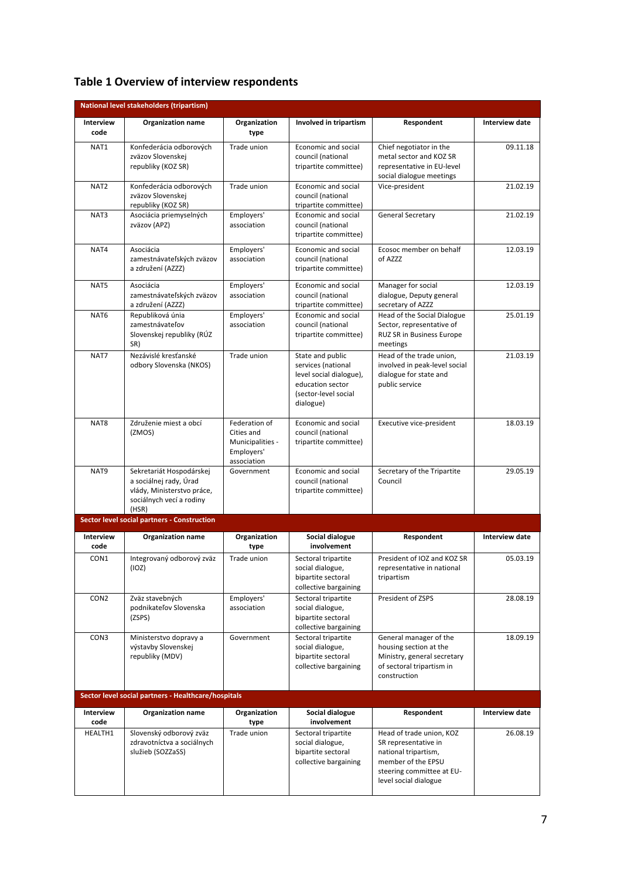## Table 1 Overview of interview respondents

| National level stakeholders (tripartism) | | | | | |
|---|---|---|---|---|---|
| **Interview code** | **Organization name** | **Organization type** | **Involved in tripartism** | **Respondent** | **Interview date** |
| NAT1 | Konfederácia odborových zväzov Slovenskej republiky (KOZ SR) | Trade union | Economic and social council (national tripartite committee) | Chief negotiator in the metal sector and KOZ SR representative in EU-level social dialogue meetings | 09.11.18 |
| NAT2 | Konfederácia odborových zväzov Slovenskej republiky (KOZ SR) | Trade union | Economic and social council (national tripartite committee) | Vice-president | 21.02.19 |
| NAT3 | Asociácia priemyselných zväzov (APZ) | Employers' association | Economic and social council (national tripartite committee) | General Secretary | 21.02.19 |
| NAT4 | Asociácia zamestnávateľských zväzov a združení (AZZZ) | Employers' association | Economic and social council (national tripartite committee) | Ecosoc member on behalf of AZZZ | 12.03.19 |
| NAT5 | Asociácia zamestnávateľských zväzov a združení (AZZZ) | Employers' association | Economic and social council (national tripartite committee) | Manager for social dialogue, Deputy general secretary of AZZZ | 12.03.19 |
| NAT6 | Republiková únia zamestnávateľov Slovenskej republiky (RÚZ SR) | Employers' association | Economic and social council (national tripartite committee) | Head of the Social Dialogue Sector, representative of RUZ SR in Business Europe meetings | 25.01.19 |
| NAT7 | Nezávislé kresťanské odbory Slovenska (NKOS) | Trade union | State and public services (national level social dialogue), education sector (sector-level social dialogue) | Head of the trade union, involved in peak-level social dialogue for state and public service | 21.03.19 |
| NAT8 | Združenie miest a obcí (ZMOS) | Federation of Cities and Municipalities - Employers' association | Economic and social council (national tripartite committee) | Executive vice-president | 18.03.19 |
| NAT9 | Sekretariát Hospodárskej a sociálnej rady, Úrad vlády, Ministerstvo práce, sociálnych vecí a rodiny (HSR) | Government | Economic and social council (national tripartite committee) | Secretary of the Tripartite Council | 29.05.19 |
| **Sector level social partners - Construction** | | | | | |
| **Interview code** | **Organization name** | **Organization type** | **Social dialogue involvement** | **Respondent** | **Interview date** |
| CON1 | Integrovaný odborový zväz (IOZ) | Trade union | Sectoral tripartite social dialogue, bipartite sectoral collective bargaining | President of IOZ and KOZ SR representative in national tripartism | 05.03.19 |
| CON2 | Zväz stavebných podnikateľov Slovenska (ZSPS) | Employers' association | Sectoral tripartite social dialogue, bipartite sectoral collective bargaining | President of ZSPS | 28.08.19 |
| CON3 | Ministerstvo dopravy a výstavby Slovenskej republiky (MDV) | Government | Sectoral tripartite social dialogue, bipartite sectoral collective bargaining | General manager of the housing section at the Ministry, general secretary of sectoral tripartism in construction | 18.09.19 |
| **Sector level social partners - Healthcare/hospitals** | | | | | |
| **Interview code** | **Organization name** | **Organization type** | **Social dialogue involvement** | **Respondent** | **Interview date** |
| HEALTH1 | Slovenský odborový zväz zdravotníctva a sociálnych služieb (SOZZaSS) | Trade union | Sectoral tripartite social dialogue, bipartite sectoral collective bargaining | Head of trade union, KOZ SR representative in national tripartism, member of the EPSU steering committee at EU-level social dialogue | 26.08.19 |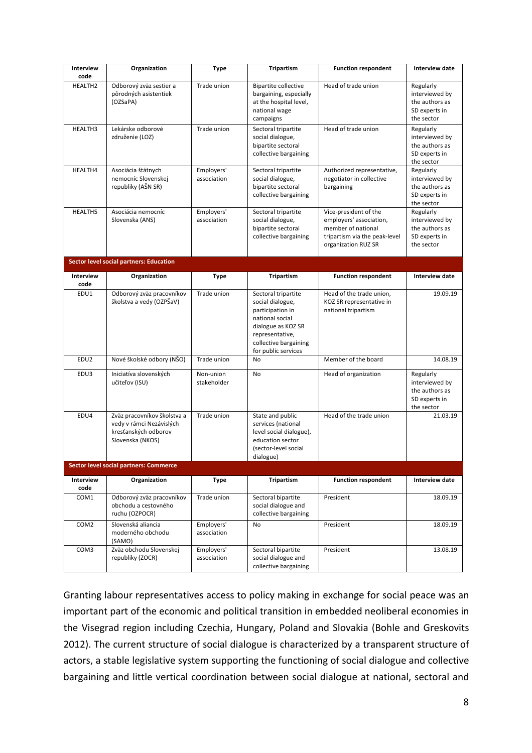| Interview code | Organization | Type | Tripartism | Function respondent | Interview date |
|---|---|---|---|---|---|
| HEALTH2 | Odborový zväz sestier a pôrodných asistentiek (OZSaPA) | Trade union | Bipartite collective bargaining, especially at the hospital level, national wage campaigns | Head of trade union | Regularly interviewed by the authors as SD experts in the sector |
| HEALTH3 | Lekárske odborové združenie (LOZ) | Trade union | Sectoral tripartite social dialogue, bipartite sectoral collective bargaining | Head of trade union | Regularly interviewed by the authors as SD experts in the sector |
| HEALTH4 | Asociácia štátnych nemocníc Slovenskej republiky (AŠN SR) | Employers' association | Sectoral tripartite social dialogue, bipartite sectoral collective bargaining | Authorized representative, negotiator in collective bargaining | Regularly interviewed by the authors as SD experts in the sector |
| HEALTH5 | Asociácia nemocníc Slovenska (ANS) | Employers' association | Sectoral tripartite social dialogue, bipartite sectoral collective bargaining | Vice-president of the employers' association, member of national tripartism via the peak-level organization RUZ SR | Regularly interviewed by the authors as SD experts in the sector |
| **Sector level social partners: Education** | | | | | |
| **Interview code** | **Organization** | **Type** | **Tripartism** | **Function respondent** | **Interview date** |
| EDU1 | Odborový zväz pracovníkov školstva a vedy (OZPŠaV) | Trade union | Sectoral tripartite social dialogue, participation in national social dialogue as KOZ SR representative, collective bargaining for public services | Head of the trade union, KOZ SR representative in national tripartism | 19.09.19 |
| EDU2 | Nové školské odbory (NŠO) | Trade union | No | Member of the board | 14.08.19 |
| EDU3 | Iniciatíva slovenských učiteľov (ISU) | Non-union stakeholder | No | Head of organization | Regularly interviewed by the authors as SD experts in the sector |
| EDU4 | Zväz pracovníkov školstva a vedy v rámci Nezávislých kresťanských odborov Slovenska (NKOS) | Trade union | State and public services (national level social dialogue), education sector (sector-level social dialogue) | Head of the trade union | 21.03.19 |
| **Sector level social partners: Commerce** | | | | | |
| **Interview code** | **Organization** | **Type** | **Tripartism** | **Function respondent** | **Interview date** |
| COM1 | Odborový zväz pracovníkov obchodu a cestovného ruchu (OZPOCR) | Trade union | Sectoral bipartite social dialogue and collective bargaining | President | 18.09.19 |
| COM2 | Slovenská aliancia moderného obchodu (SAMO) | Employers' association | No | President | 18.09.19 |
| COM3 | Zväz obchodu Slovenskej republiky (ZOCR) | Employers' association | Sectoral bipartite social dialogue and collective bargaining | President | 13.08.19 |

Granting labour representatives access to policy making in exchange for social peace was an important part of the economic and political transition in embedded neoliberal economies in the Visegrad region including Czechia, Hungary, Poland and Slovakia (Bohle and Greskovits 2012). The current structure of social dialogue is characterized by a transparent structure of actors, a stable legislative system supporting the functioning of social dialogue and collective bargaining and little vertical coordination between social dialogue at national, sectoral and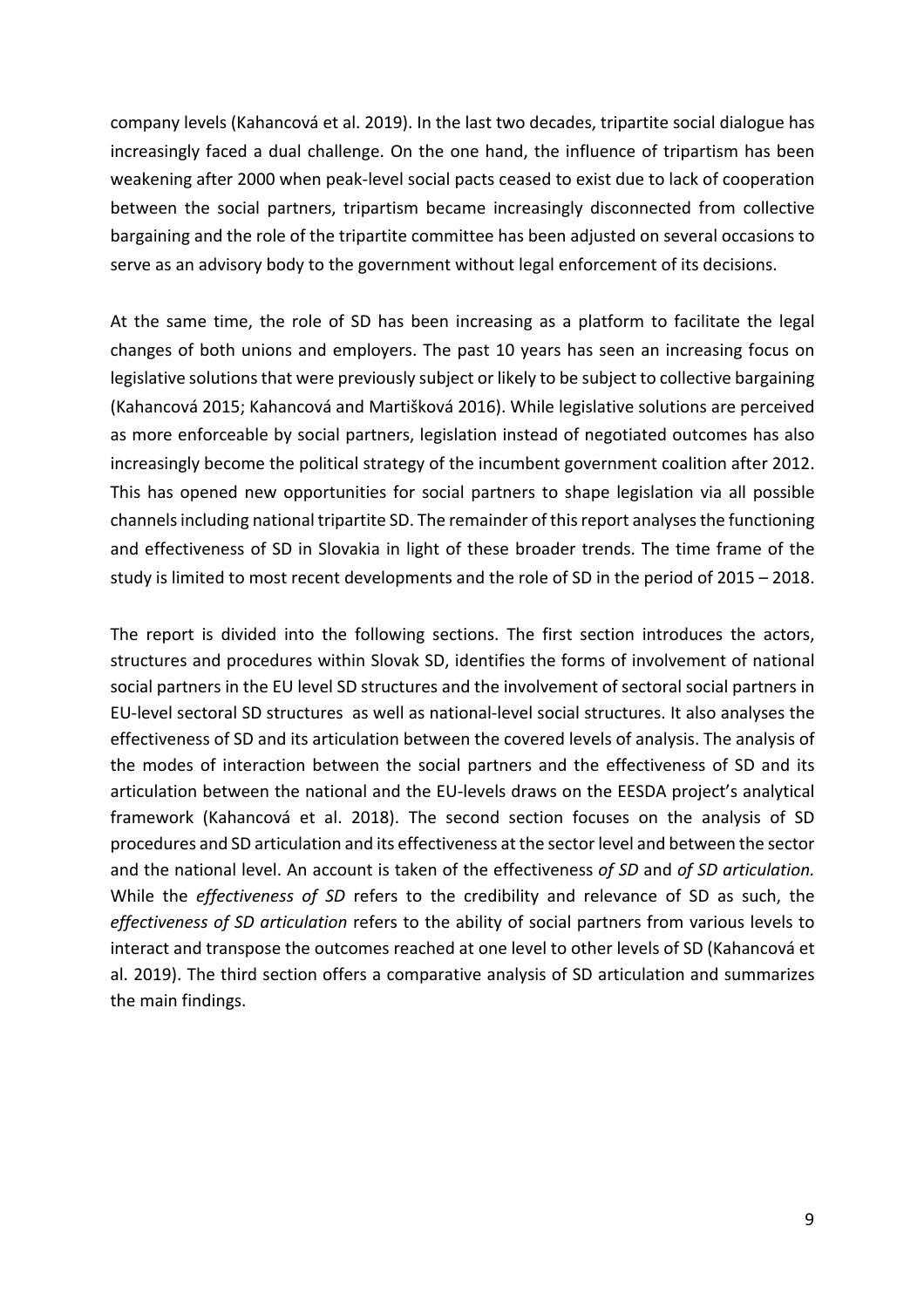company levels (Kahancová et al. 2019). In the last two decades, tripartite social dialogue has increasingly faced a dual challenge. On the one hand, the influence of tripartism has been weakening after 2000 when peak-level social pacts ceased to exist due to lack of cooperation between the social partners, tripartism became increasingly disconnected from collective bargaining and the role of the tripartite committee has been adjusted on several occasions to serve as an advisory body to the government without legal enforcement of its decisions.

At the same time, the role of SD has been increasing as a platform to facilitate the legal changes of both unions and employers. The past 10 years has seen an increasing focus on legislative solutions that were previously subject or likely to be subject to collective bargaining (Kahancová 2015; Kahancová and Martišková 2016). While legislative solutions are perceived as more enforceable by social partners, legislation instead of negotiated outcomes has also increasingly become the political strategy of the incumbent government coalition after 2012. This has opened new opportunities for social partners to shape legislation via all possible channels including national tripartite SD. The remainder of this report analyses the functioning and effectiveness of SD in Slovakia in light of these broader trends. The time frame of the study is limited to most recent developments and the role of SD in the period of 2015 – 2018.

The report is divided into the following sections. The first section introduces the actors, structures and procedures within Slovak SD, identifies the forms of involvement of national social partners in the EU level SD structures and the involvement of sectoral social partners in EU-level sectoral SD structures as well as national-level social structures. It also analyses the effectiveness of SD and its articulation between the covered levels of analysis. The analysis of the modes of interaction between the social partners and the effectiveness of SD and its articulation between the national and the EU-levels draws on the EESDA project's analytical framework (Kahancová et al. 2018). The second section focuses on the analysis of SD procedures and SD articulation and its effectiveness at the sector level and between the sector and the national level. An account is taken of the effectiveness *of SD* and *of SD articulation.* While the *effectiveness of SD* refers to the credibility and relevance of SD as such, the *effectiveness of SD articulation* refers to the ability of social partners from various levels to interact and transpose the outcomes reached at one level to other levels of SD (Kahancová et al. 2019). The third section offers a comparative analysis of SD articulation and summarizes the main findings.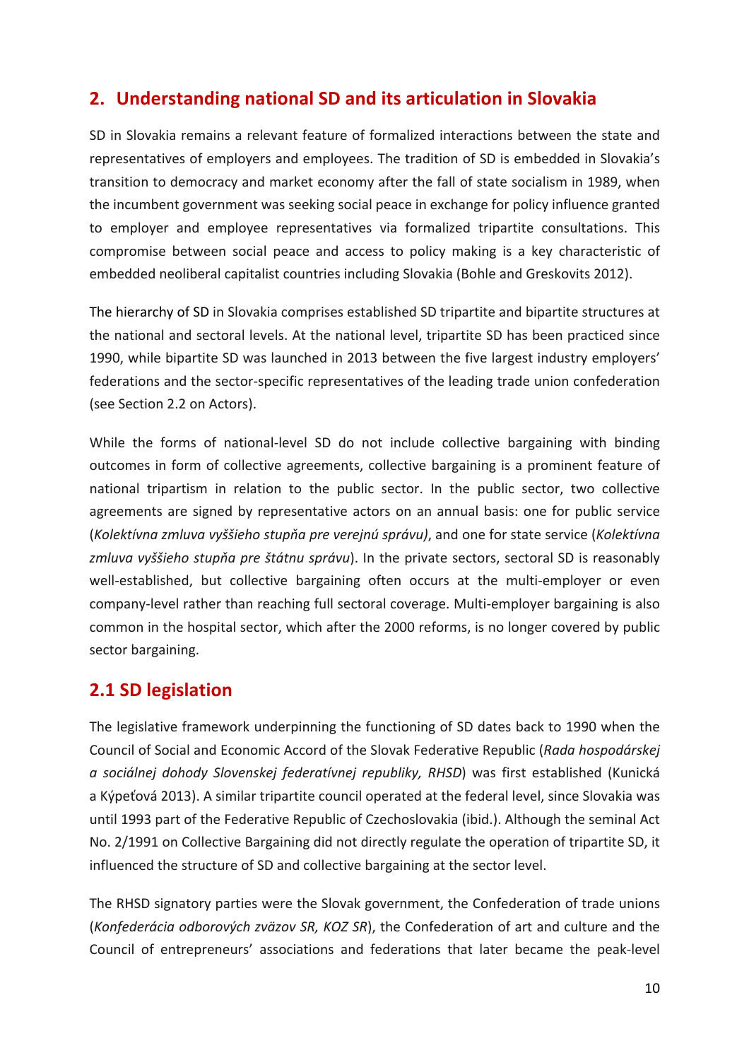## 2. Understanding national SD and its articulation in Slovakia

SD in Slovakia remains a relevant feature of formalized interactions between the state and representatives of employers and employees. The tradition of SD is embedded in Slovakia's transition to democracy and market economy after the fall of state socialism in 1989, when the incumbent government was seeking social peace in exchange for policy influence granted to employer and employee representatives via formalized tripartite consultations. This compromise between social peace and access to policy making is a key characteristic of embedded neoliberal capitalist countries including Slovakia (Bohle and Greskovits 2012).

The hierarchy of SD in Slovakia comprises established SD tripartite and bipartite structures at the national and sectoral levels. At the national level, tripartite SD has been practiced since 1990, while bipartite SD was launched in 2013 between the five largest industry employers' federations and the sector-specific representatives of the leading trade union confederation (see Section 2.2 on Actors).

While the forms of national-level SD do not include collective bargaining with binding outcomes in form of collective agreements, collective bargaining is a prominent feature of national tripartism in relation to the public sector. In the public sector, two collective agreements are signed by representative actors on an annual basis: one for public service (*Kolektívna zmluva vyššieho stupňa pre verejnú správu)*, and one for state service (*Kolektívna zmluva vyššieho stupňa pre štátnu správu*). In the private sectors, sectoral SD is reasonably well-established, but collective bargaining often occurs at the multi-employer or even company-level rather than reaching full sectoral coverage. Multi-employer bargaining is also common in the hospital sector, which after the 2000 reforms, is no longer covered by public sector bargaining.

## 2.1 SD legislation

The legislative framework underpinning the functioning of SD dates back to 1990 when the Council of Social and Economic Accord of the Slovak Federative Republic (*Rada hospodárskej a sociálnej dohody Slovenskej federatívnej republiky, RHSD*) was first established (Kunická a Kýpeťová 2013). A similar tripartite council operated at the federal level, since Slovakia was until 1993 part of the Federative Republic of Czechoslovakia (ibid.). Although the seminal Act No. 2/1991 on Collective Bargaining did not directly regulate the operation of tripartite SD, it influenced the structure of SD and collective bargaining at the sector level.

The RHSD signatory parties were the Slovak government, the Confederation of trade unions (*Konfederácia odborových zväzov SR, KOZ SR*), the Confederation of art and culture and the Council of entrepreneurs' associations and federations that later became the peak-level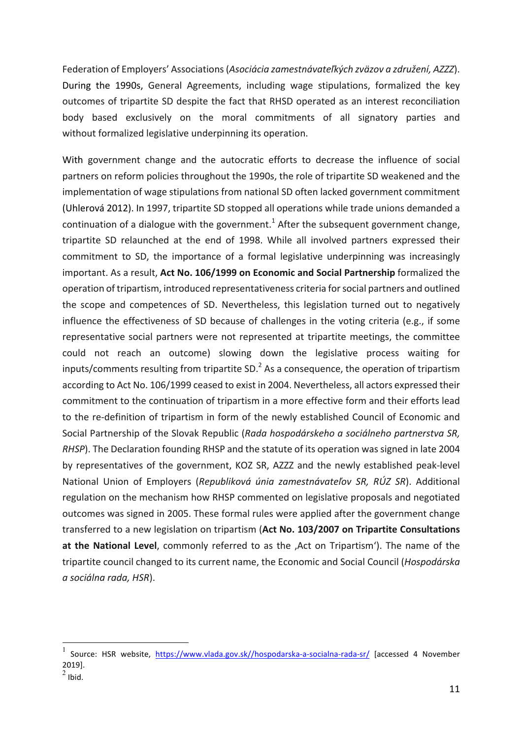Federation of Employers' Associations (*Asociácia zamestnávateľkých zväzov a združení, AZZZ*). During the 1990s, General Agreements, including wage stipulations, formalized the key outcomes of tripartite SD despite the fact that RHSD operated as an interest reconciliation body based exclusively on the moral commitments of all signatory parties and without formalized legislative underpinning its operation.

With government change and the autocratic efforts to decrease the influence of social partners on reform policies throughout the 1990s, the role of tripartite SD weakened and the implementation of wage stipulations from national SD often lacked government commitment (Uhlerová 2012). In 1997, tripartite SD stopped all operations while trade unions demanded a continuation of a dialogue with the government.[1] After the subsequent government change, tripartite SD relaunched at the end of 1998. While all involved partners expressed their commitment to SD, the importance of a formal legislative underpinning was increasingly important. As a result, **Act No. 106/1999 on Economic and Social Partnership** formalized the operation of tripartism, introduced representativeness criteria for social partners and outlined the scope and competences of SD. Nevertheless, this legislation turned out to negatively influence the effectiveness of SD because of challenges in the voting criteria (e.g., if some representative social partners were not represented at tripartite meetings, the committee could not reach an outcome) slowing down the legislative process waiting for inputs/comments resulting from tripartite SD.[2] As a consequence, the operation of tripartism according to Act No. 106/1999 ceased to exist in 2004. Nevertheless, all actors expressed their commitment to the continuation of tripartism in a more effective form and their efforts lead to the re-definition of tripartism in form of the newly established Council of Economic and Social Partnership of the Slovak Republic (*Rada hospodárskeho a sociálneho partnerstva SR, RHSP*). The Declaration founding RHSP and the statute of its operation was signed in late 2004 by representatives of the government, KOZ SR, AZZZ and the newly established peak-level National Union of Employers (*Republiková únia zamestnávateľov SR, RÚZ SR*). Additional regulation on the mechanism how RHSP commented on legislative proposals and negotiated outcomes was signed in 2005. These formal rules were applied after the government change transferred to a new legislation on tripartism (**Act No. 103/2007 on Tripartite Consultations at the National Level**, commonly referred to as the ‚Act on Tripartism'). The name of the tripartite council changed to its current name, the Economic and Social Council (*Hospodárska a sociálna rada, HSR*).

---

[1] Source: HSR website, https://www.vlada.gov.sk//hospodarska-a-socialna-rada-sr/ [accessed 4 November 2019].

[2] Ibid.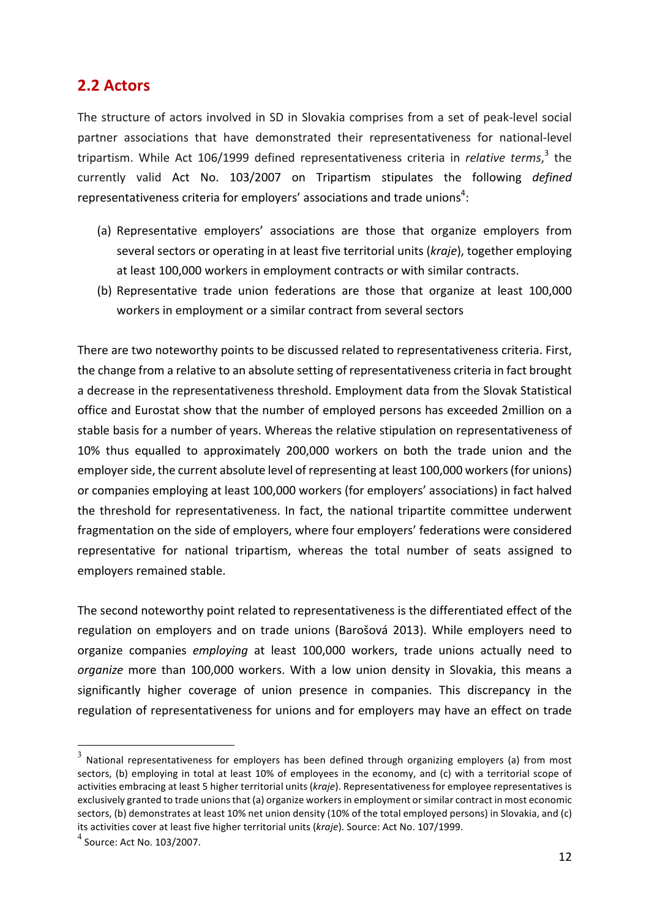## 2.2 Actors

The structure of actors involved in SD in Slovakia comprises from a set of peak-level social partner associations that have demonstrated their representativeness for national-level tripartism. While Act 106/1999 defined representativeness criteria in *relative terms*,[3] the currently valid Act No. 103/2007 on Tripartism stipulates the following *defined* representativeness criteria for employers' associations and trade unions[4]:

(a) Representative employers' associations are those that organize employers from several sectors or operating in at least five territorial units (*kraje*), together employing at least 100,000 workers in employment contracts or with similar contracts.

(b) Representative trade union federations are those that organize at least 100,000 workers in employment or a similar contract from several sectors

There are two noteworthy points to be discussed related to representativeness criteria. First, the change from a relative to an absolute setting of representativeness criteria in fact brought a decrease in the representativeness threshold. Employment data from the Slovak Statistical office and Eurostat show that the number of employed persons has exceeded 2million on a stable basis for a number of years. Whereas the relative stipulation on representativeness of 10% thus equalled to approximately 200,000 workers on both the trade union and the employer side, the current absolute level of representing at least 100,000 workers (for unions) or companies employing at least 100,000 workers (for employers' associations) in fact halved the threshold for representativeness. In fact, the national tripartite committee underwent fragmentation on the side of employers, where four employers' federations were considered representative for national tripartism, whereas the total number of seats assigned to employers remained stable.

The second noteworthy point related to representativeness is the differentiated effect of the regulation on employers and on trade unions (Barošová 2013). While employers need to organize companies *employing* at least 100,000 workers, trade unions actually need to *organize* more than 100,000 workers. With a low union density in Slovakia, this means a significantly higher coverage of union presence in companies. This discrepancy in the regulation of representativeness for unions and for employers may have an effect on trade

---

[3] National representativeness for employers has been defined through organizing employers (a) from most sectors, (b) employing in total at least 10% of employees in the economy, and (c) with a territorial scope of activities embracing at least 5 higher territorial units (*kraje*). Representativeness for employee representatives is exclusively granted to trade unions that (a) organize workers in employment or similar contract in most economic sectors, (b) demonstrates at least 10% net union density (10% of the total employed persons) in Slovakia, and (c) its activities cover at least five higher territorial units (*kraje*). Source: Act No. 107/1999.

[4] Source: Act No. 103/2007.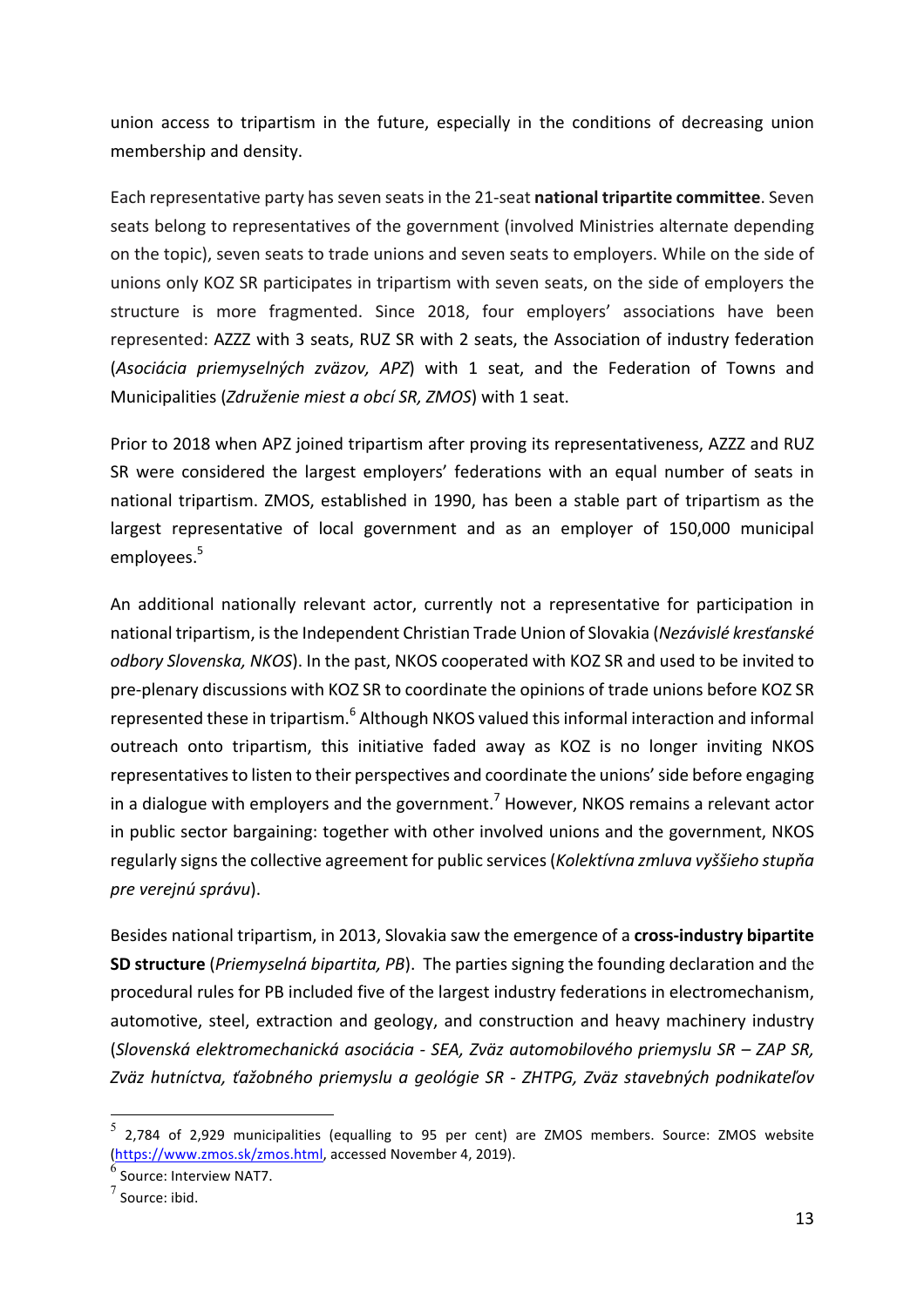union access to tripartism in the future, especially in the conditions of decreasing union membership and density.

Each representative party has seven seats in the 21-seat **national tripartite committee**. Seven seats belong to representatives of the government (involved Ministries alternate depending on the topic), seven seats to trade unions and seven seats to employers. While on the side of unions only KOZ SR participates in tripartism with seven seats, on the side of employers the structure is more fragmented. Since 2018, four employers' associations have been represented: AZZZ with 3 seats, RUZ SR with 2 seats, the Association of industry federation (*Asociácia priemyselných zväzov, APZ*) with 1 seat, and the Federation of Towns and Municipalities (*Združenie miest a obcí SR, ZMOS*) with 1 seat.

Prior to 2018 when APZ joined tripartism after proving its representativeness, AZZZ and RUZ SR were considered the largest employers' federations with an equal number of seats in national tripartism. ZMOS, established in 1990, has been a stable part of tripartism as the largest representative of local government and as an employer of 150,000 municipal employees.[5]

An additional nationally relevant actor, currently not a representative for participation in national tripartism, is the Independent Christian Trade Union of Slovakia (*Nezávislé kresťanské odbory Slovenska, NKOS*). In the past, NKOS cooperated with KOZ SR and used to be invited to pre-plenary discussions with KOZ SR to coordinate the opinions of trade unions before KOZ SR represented these in tripartism.[6] Although NKOS valued this informal interaction and informal outreach onto tripartism, this initiative faded away as KOZ is no longer inviting NKOS representatives to listen to their perspectives and coordinate the unions' side before engaging in a dialogue with employers and the government.[7] However, NKOS remains a relevant actor in public sector bargaining: together with other involved unions and the government, NKOS regularly signs the collective agreement for public services (*Kolektívna zmluva vyššieho stupňa pre verejnú správu*).

Besides national tripartism, in 2013, Slovakia saw the emergence of a **cross-industry bipartite SD structure** (*Priemyselná bipartita, PB*). The parties signing the founding declaration and the procedural rules for PB included five of the largest industry federations in electromechanism, automotive, steel, extraction and geology, and construction and heavy machinery industry (*Slovenská elektromechanická asociácia - SEA, Zväz automobilového priemyslu SR – ZAP SR, Zväz hutníctva, ťažobného priemyslu a geológie SR - ZHTPG, Zväz stavebných podnikateľov*

---

[5] 2,784 of 2,929 municipalities (equalling to 95 per cent) are ZMOS members. Source: ZMOS website (https://www.zmos.sk/zmos.html, accessed November 4, 2019).

[6] Source: Interview NAT7.

[7] Source: ibid.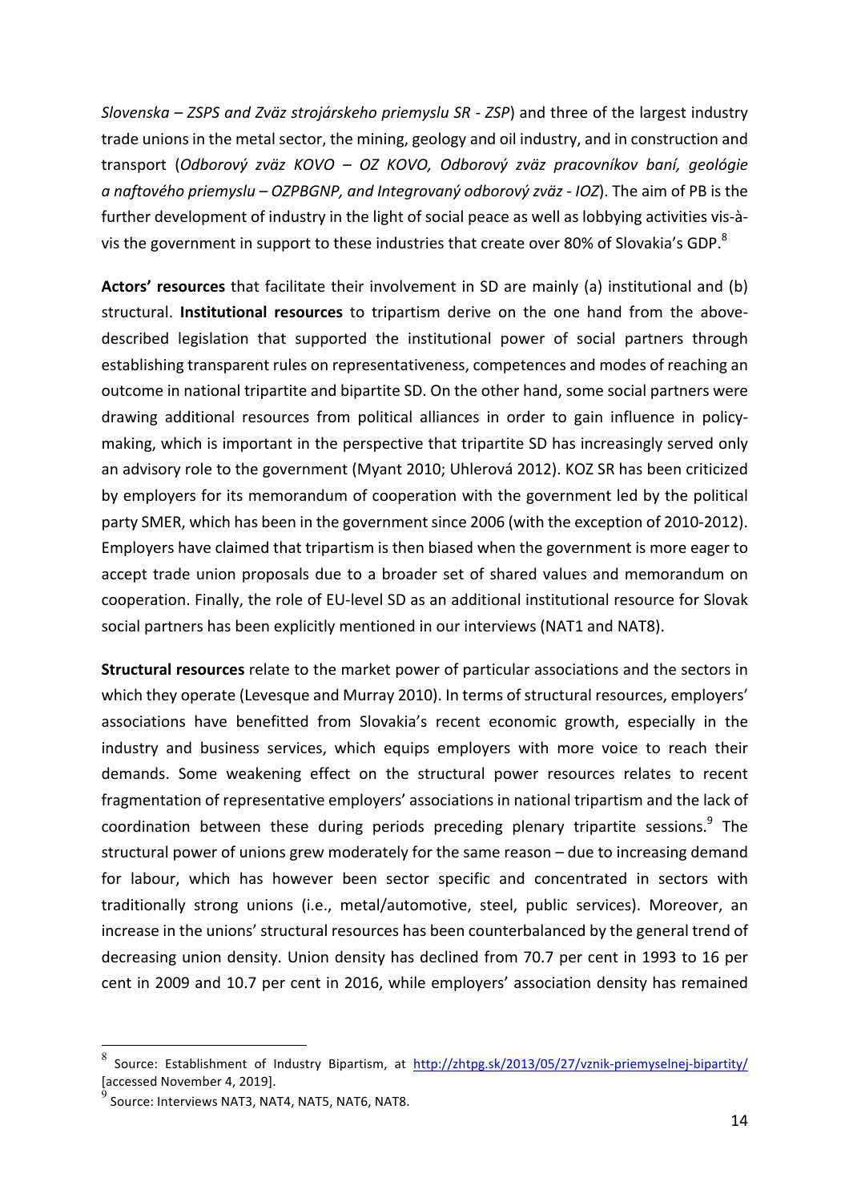*Slovenska – ZSPS and Zväz strojárskeho priemyslu SR - ZSP*) and three of the largest industry trade unions in the metal sector, the mining, geology and oil industry, and in construction and transport (*Odborový zväz KOVO – OZ KOVO, Odborový zväz pracovníkov baní, geológie a naftového priemyslu – OZPBGNP, and Integrovaný odborový zväz - IOZ*). The aim of PB is the further development of industry in the light of social peace as well as lobbying activities vis-à-vis the government in support to these industries that create over 80% of Slovakia's GDP.[8]

**Actors' resources** that facilitate their involvement in SD are mainly (a) institutional and (b) structural. **Institutional resources** to tripartism derive on the one hand from the above-described legislation that supported the institutional power of social partners through establishing transparent rules on representativeness, competences and modes of reaching an outcome in national tripartite and bipartite SD. On the other hand, some social partners were drawing additional resources from political alliances in order to gain influence in policy-making, which is important in the perspective that tripartite SD has increasingly served only an advisory role to the government (Myant 2010; Uhlerová 2012). KOZ SR has been criticized by employers for its memorandum of cooperation with the government led by the political party SMER, which has been in the government since 2006 (with the exception of 2010-2012). Employers have claimed that tripartism is then biased when the government is more eager to accept trade union proposals due to a broader set of shared values and memorandum on cooperation. Finally, the role of EU-level SD as an additional institutional resource for Slovak social partners has been explicitly mentioned in our interviews (NAT1 and NAT8).

**Structural resources** relate to the market power of particular associations and the sectors in which they operate (Levesque and Murray 2010). In terms of structural resources, employers' associations have benefitted from Slovakia's recent economic growth, especially in the industry and business services, which equips employers with more voice to reach their demands. Some weakening effect on the structural power resources relates to recent fragmentation of representative employers' associations in national tripartism and the lack of coordination between these during periods preceding plenary tripartite sessions.[9] The structural power of unions grew moderately for the same reason – due to increasing demand for labour, which has however been sector specific and concentrated in sectors with traditionally strong unions (i.e., metal/automotive, steel, public services). Moreover, an increase in the unions' structural resources has been counterbalanced by the general trend of decreasing union density. Union density has declined from 70.7 per cent in 1993 to 16 per cent in 2009 and 10.7 per cent in 2016, while employers' association density has remained

---

[8] Source: Establishment of Industry Bipartism, at http://zhtpg.sk/2013/05/27/vznik-priemyselnej-bipartity/ [accessed November 4, 2019].

[9] Source: Interviews NAT3, NAT4, NAT5, NAT6, NAT8.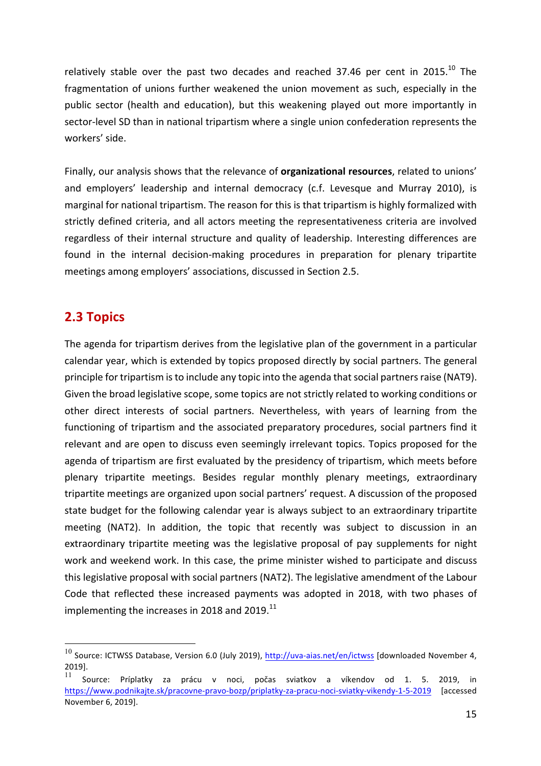relatively stable over the past two decades and reached 37.46 per cent in 2015.[10] The fragmentation of unions further weakened the union movement as such, especially in the public sector (health and education), but this weakening played out more importantly in sector-level SD than in national tripartism where a single union confederation represents the workers' side.

Finally, our analysis shows that the relevance of **organizational resources**, related to unions' and employers' leadership and internal democracy (c.f. Levesque and Murray 2010), is marginal for national tripartism. The reason for this is that tripartism is highly formalized with strictly defined criteria, and all actors meeting the representativeness criteria are involved regardless of their internal structure and quality of leadership. Interesting differences are found in the internal decision-making procedures in preparation for plenary tripartite meetings among employers' associations, discussed in Section 2.5.

## 2.3 Topics

The agenda for tripartism derives from the legislative plan of the government in a particular calendar year, which is extended by topics proposed directly by social partners. The general principle for tripartism is to include any topic into the agenda that social partners raise (NAT9). Given the broad legislative scope, some topics are not strictly related to working conditions or other direct interests of social partners. Nevertheless, with years of learning from the functioning of tripartism and the associated preparatory procedures, social partners find it relevant and are open to discuss even seemingly irrelevant topics. Topics proposed for the agenda of tripartism are first evaluated by the presidency of tripartism, which meets before plenary tripartite meetings. Besides regular monthly plenary meetings, extraordinary tripartite meetings are organized upon social partners' request. A discussion of the proposed state budget for the following calendar year is always subject to an extraordinary tripartite meeting (NAT2). In addition, the topic that recently was subject to discussion in an extraordinary tripartite meeting was the legislative proposal of pay supplements for night work and weekend work. In this case, the prime minister wished to participate and discuss this legislative proposal with social partners (NAT2). The legislative amendment of the Labour Code that reflected these increased payments was adopted in 2018, with two phases of implementing the increases in 2018 and 2019.[11]

---

[10] Source: ICTWSS Database, Version 6.0 (July 2019), http://uva-aias.net/en/ictwss [downloaded November 4, 2019].

[11] Source: Príplatky za prácu v noci, počas sviatkov a víkendov od 1. 5. 2019, in https://www.podnikajte.sk/pracovne-pravo-bozp/priplatky-za-pracu-noci-sviatky-vikendy-1-5-2019 [accessed November 6, 2019].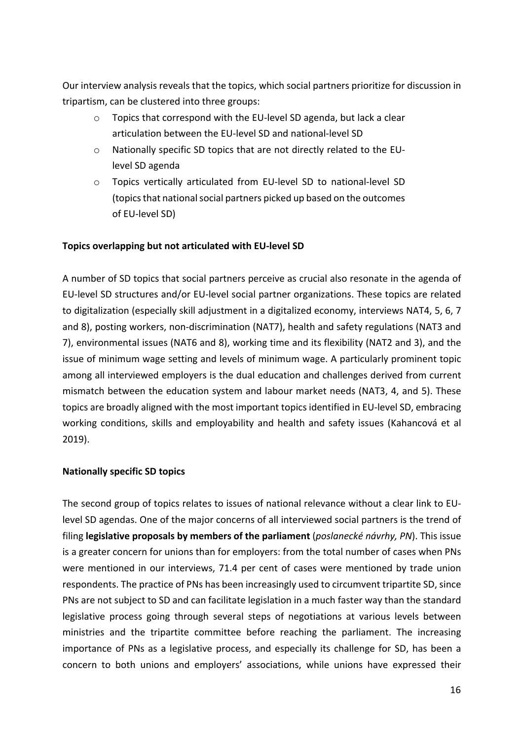Our interview analysis reveals that the topics, which social partners prioritize for discussion in tripartism, can be clustered into three groups:

- Topics that correspond with the EU-level SD agenda, but lack a clear articulation between the EU-level SD and national-level SD
- Nationally specific SD topics that are not directly related to the EU-level SD agenda
- Topics vertically articulated from EU-level SD to national-level SD (topics that national social partners picked up based on the outcomes of EU-level SD)

**Topics overlapping but not articulated with EU-level SD**

A number of SD topics that social partners perceive as crucial also resonate in the agenda of EU-level SD structures and/or EU-level social partner organizations. These topics are related to digitalization (especially skill adjustment in a digitalized economy, interviews NAT4, 5, 6, 7 and 8), posting workers, non-discrimination (NAT7), health and safety regulations (NAT3 and 7), environmental issues (NAT6 and 8), working time and its flexibility (NAT2 and 3), and the issue of minimum wage setting and levels of minimum wage. A particularly prominent topic among all interviewed employers is the dual education and challenges derived from current mismatch between the education system and labour market needs (NAT3, 4, and 5). These topics are broadly aligned with the most important topics identified in EU-level SD, embracing working conditions, skills and employability and health and safety issues (Kahancová et al 2019).

**Nationally specific SD topics**

The second group of topics relates to issues of national relevance without a clear link to EU-level SD agendas. One of the major concerns of all interviewed social partners is the trend of filing **legislative proposals by members of the parliament** (*poslanecké návrhy, PN*). This issue is a greater concern for unions than for employers: from the total number of cases when PNs were mentioned in our interviews, 71.4 per cent of cases were mentioned by trade union respondents. The practice of PNs has been increasingly used to circumvent tripartite SD, since PNs are not subject to SD and can facilitate legislation in a much faster way than the standard legislative process going through several steps of negotiations at various levels between ministries and the tripartite committee before reaching the parliament. The increasing importance of PNs as a legislative process, and especially its challenge for SD, has been a concern to both unions and employers' associations, while unions have expressed their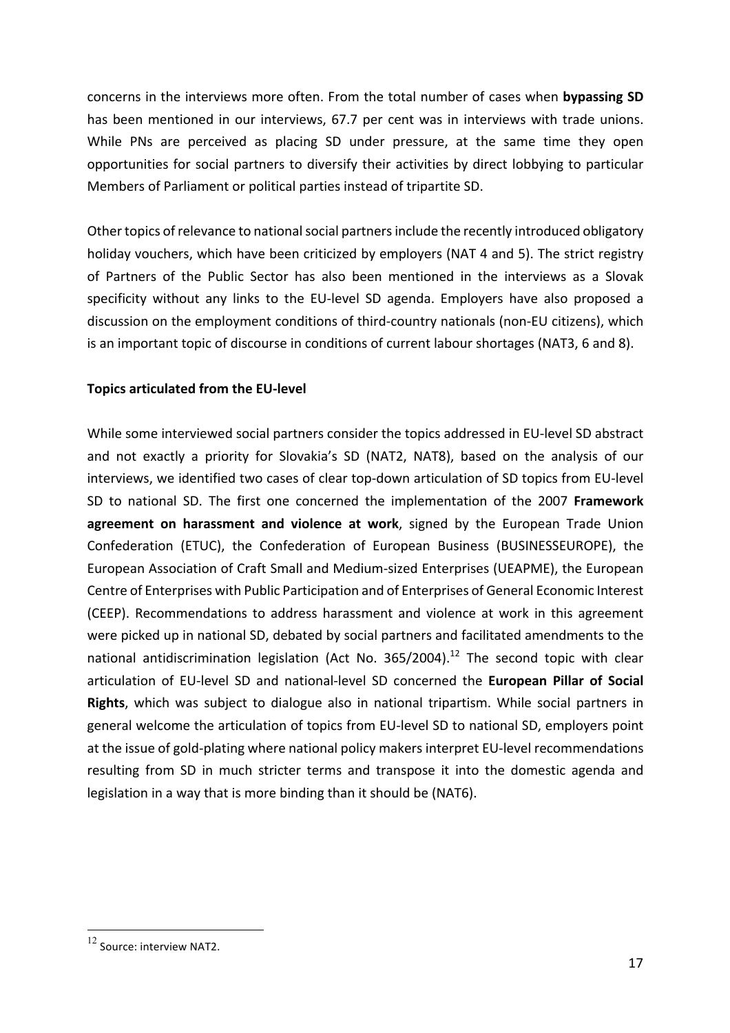concerns in the interviews more often. From the total number of cases when **bypassing SD** has been mentioned in our interviews, 67.7 per cent was in interviews with trade unions. While PNs are perceived as placing SD under pressure, at the same time they open opportunities for social partners to diversify their activities by direct lobbying to particular Members of Parliament or political parties instead of tripartite SD.

Other topics of relevance to national social partners include the recently introduced obligatory holiday vouchers, which have been criticized by employers (NAT 4 and 5). The strict registry of Partners of the Public Sector has also been mentioned in the interviews as a Slovak specificity without any links to the EU-level SD agenda. Employers have also proposed a discussion on the employment conditions of third-country nationals (non-EU citizens), which is an important topic of discourse in conditions of current labour shortages (NAT3, 6 and 8).

**Topics articulated from the EU-level**

While some interviewed social partners consider the topics addressed in EU-level SD abstract and not exactly a priority for Slovakia's SD (NAT2, NAT8), based on the analysis of our interviews, we identified two cases of clear top-down articulation of SD topics from EU-level SD to national SD. The first one concerned the implementation of the 2007 **Framework agreement on harassment and violence at work**, signed by the European Trade Union Confederation (ETUC), the Confederation of European Business (BUSINESSEUROPE), the European Association of Craft Small and Medium-sized Enterprises (UEAPME), the European Centre of Enterprises with Public Participation and of Enterprises of General Economic Interest (CEEP). Recommendations to address harassment and violence at work in this agreement were picked up in national SD, debated by social partners and facilitated amendments to the national antidiscrimination legislation (Act No. 365/2004).[12] The second topic with clear articulation of EU-level SD and national-level SD concerned the **European Pillar of Social Rights**, which was subject to dialogue also in national tripartism. While social partners in general welcome the articulation of topics from EU-level SD to national SD, employers point at the issue of gold-plating where national policy makers interpret EU-level recommendations resulting from SD in much stricter terms and transpose it into the domestic agenda and legislation in a way that is more binding than it should be (NAT6).

[12] Source: interview NAT2.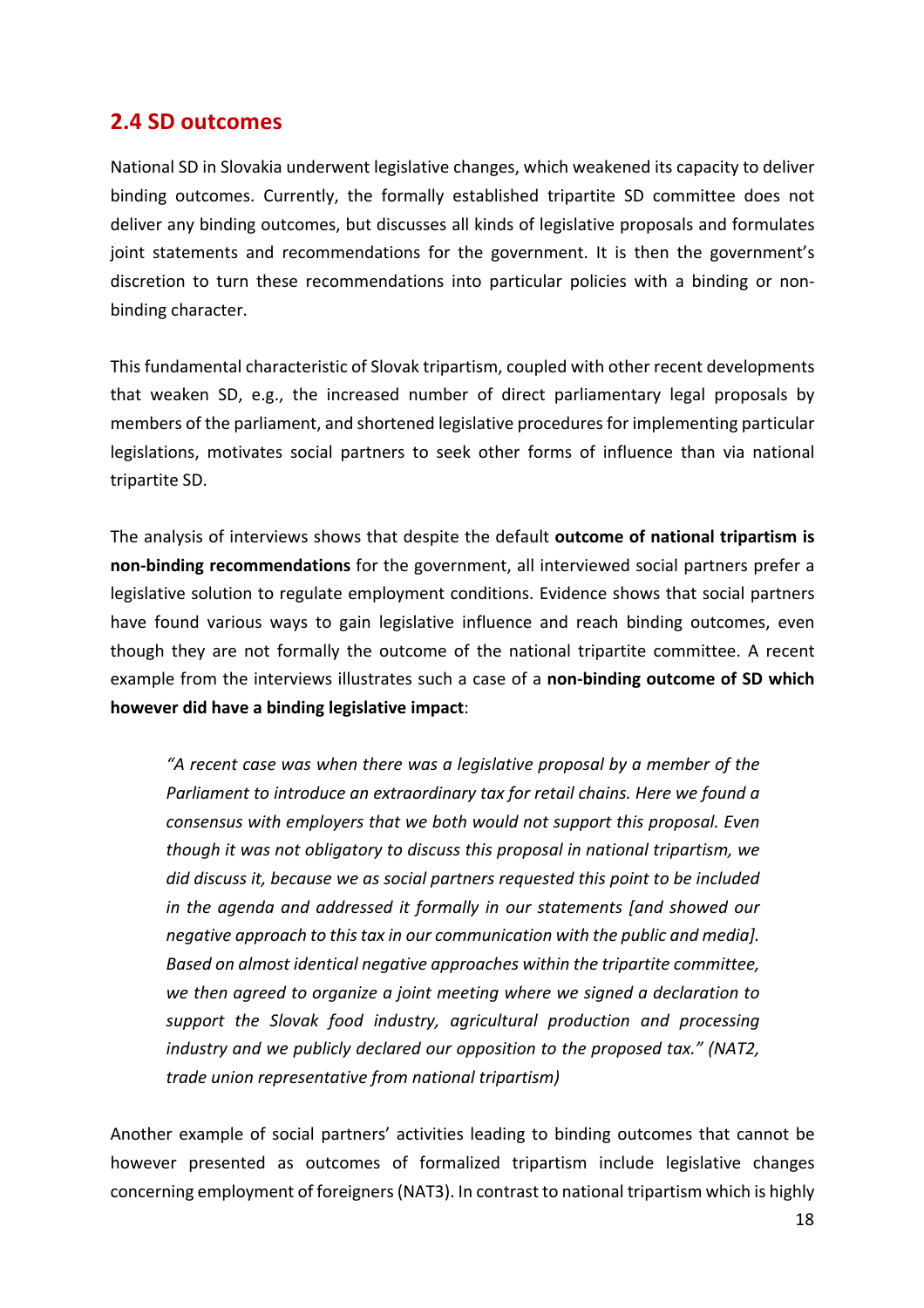## 2.4 SD outcomes

National SD in Slovakia underwent legislative changes, which weakened its capacity to deliver binding outcomes. Currently, the formally established tripartite SD committee does not deliver any binding outcomes, but discusses all kinds of legislative proposals and formulates joint statements and recommendations for the government. It is then the government's discretion to turn these recommendations into particular policies with a binding or non-binding character.

This fundamental characteristic of Slovak tripartism, coupled with other recent developments that weaken SD, e.g., the increased number of direct parliamentary legal proposals by members of the parliament, and shortened legislative procedures for implementing particular legislations, motivates social partners to seek other forms of influence than via national tripartite SD.

The analysis of interviews shows that despite the default **outcome of national tripartism is non-binding recommendations** for the government, all interviewed social partners prefer a legislative solution to regulate employment conditions. Evidence shows that social partners have found various ways to gain legislative influence and reach binding outcomes, even though they are not formally the outcome of the national tripartite committee. A recent example from the interviews illustrates such a case of a **non-binding outcome of SD which however did have a binding legislative impact**:

> *"A recent case was when there was a legislative proposal by a member of the Parliament to introduce an extraordinary tax for retail chains. Here we found a consensus with employers that we both would not support this proposal. Even though it was not obligatory to discuss this proposal in national tripartism, we did discuss it, because we as social partners requested this point to be included in the agenda and addressed it formally in our statements [and showed our negative approach to this tax in our communication with the public and media]. Based on almost identical negative approaches within the tripartite committee, we then agreed to organize a joint meeting where we signed a declaration to support the Slovak food industry, agricultural production and processing industry and we publicly declared our opposition to the proposed tax." (NAT2, trade union representative from national tripartism)*

Another example of social partners' activities leading to binding outcomes that cannot be however presented as outcomes of formalized tripartism include legislative changes concerning employment of foreigners (NAT3). In contrast to national tripartism which is highly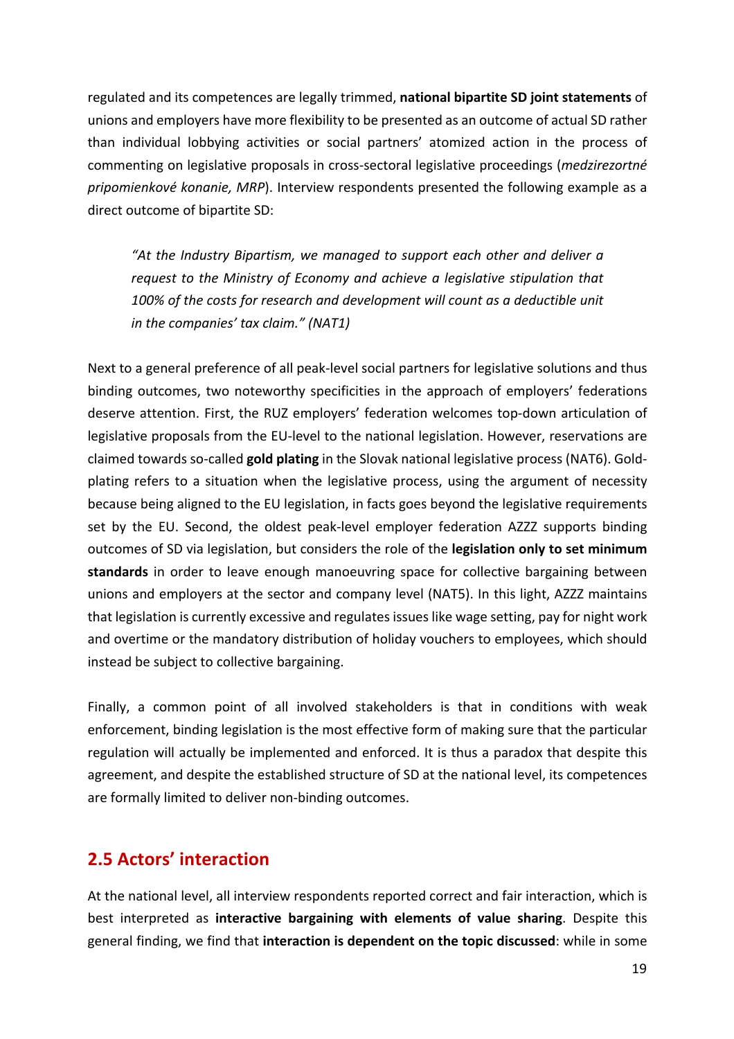regulated and its competences are legally trimmed, **national bipartite SD joint statements** of unions and employers have more flexibility to be presented as an outcome of actual SD rather than individual lobbying activities or social partners' atomized action in the process of commenting on legislative proposals in cross-sectoral legislative proceedings (*medzirezortné pripomienkové konanie, MRP*). Interview respondents presented the following example as a direct outcome of bipartite SD:

> *"At the Industry Bipartism, we managed to support each other and deliver a request to the Ministry of Economy and achieve a legislative stipulation that 100% of the costs for research and development will count as a deductible unit in the companies' tax claim." (NAT1)*

Next to a general preference of all peak-level social partners for legislative solutions and thus binding outcomes, two noteworthy specificities in the approach of employers' federations deserve attention. First, the RUZ employers' federation welcomes top-down articulation of legislative proposals from the EU-level to the national legislation. However, reservations are claimed towards so-called **gold plating** in the Slovak national legislative process (NAT6). Gold-plating refers to a situation when the legislative process, using the argument of necessity because being aligned to the EU legislation, in facts goes beyond the legislative requirements set by the EU. Second, the oldest peak-level employer federation AZZZ supports binding outcomes of SD via legislation, but considers the role of the **legislation only to set minimum standards** in order to leave enough manoeuvring space for collective bargaining between unions and employers at the sector and company level (NAT5). In this light, AZZZ maintains that legislation is currently excessive and regulates issues like wage setting, pay for night work and overtime or the mandatory distribution of holiday vouchers to employees, which should instead be subject to collective bargaining.

Finally, a common point of all involved stakeholders is that in conditions with weak enforcement, binding legislation is the most effective form of making sure that the particular regulation will actually be implemented and enforced. It is thus a paradox that despite this agreement, and despite the established structure of SD at the national level, its competences are formally limited to deliver non-binding outcomes.

## 2.5 Actors' interaction

At the national level, all interview respondents reported correct and fair interaction, which is best interpreted as **interactive bargaining with elements of value sharing**. Despite this general finding, we find that **interaction is dependent on the topic discussed**: while in some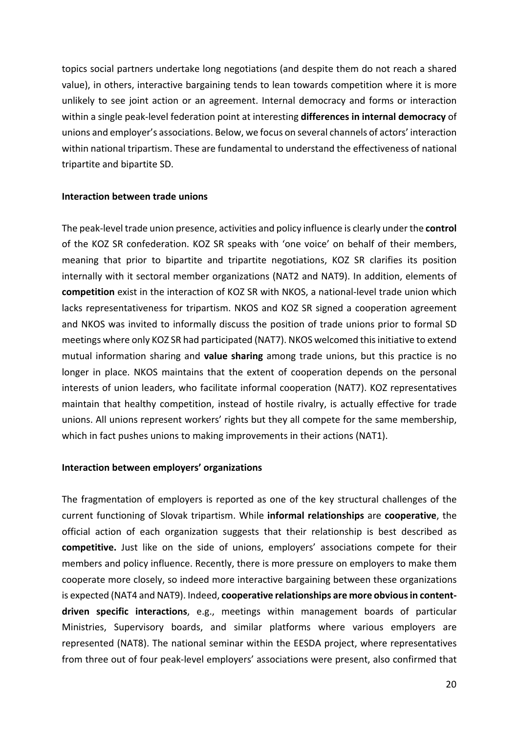topics social partners undertake long negotiations (and despite them do not reach a shared value), in others, interactive bargaining tends to lean towards competition where it is more unlikely to see joint action or an agreement. Internal democracy and forms or interaction within a single peak-level federation point at interesting **differences in internal democracy** of unions and employer's associations. Below, we focus on several channels of actors' interaction within national tripartism. These are fundamental to understand the effectiveness of national tripartite and bipartite SD.

**Interaction between trade unions**

The peak-level trade union presence, activities and policy influence is clearly under the **control** of the KOZ SR confederation. KOZ SR speaks with 'one voice' on behalf of their members, meaning that prior to bipartite and tripartite negotiations, KOZ SR clarifies its position internally with it sectoral member organizations (NAT2 and NAT9). In addition, elements of **competition** exist in the interaction of KOZ SR with NKOS, a national-level trade union which lacks representativeness for tripartism. NKOS and KOZ SR signed a cooperation agreement and NKOS was invited to informally discuss the position of trade unions prior to formal SD meetings where only KOZ SR had participated (NAT7). NKOS welcomed this initiative to extend mutual information sharing and **value sharing** among trade unions, but this practice is no longer in place. NKOS maintains that the extent of cooperation depends on the personal interests of union leaders, who facilitate informal cooperation (NAT7). KOZ representatives maintain that healthy competition, instead of hostile rivalry, is actually effective for trade unions. All unions represent workers' rights but they all compete for the same membership, which in fact pushes unions to making improvements in their actions (NAT1).

**Interaction between employers' organizations**

The fragmentation of employers is reported as one of the key structural challenges of the current functioning of Slovak tripartism. While **informal relationships** are **cooperative**, the official action of each organization suggests that their relationship is best described as **competitive.** Just like on the side of unions, employers' associations compete for their members and policy influence. Recently, there is more pressure on employers to make them cooperate more closely, so indeed more interactive bargaining between these organizations is expected (NAT4 and NAT9). Indeed, **cooperative relationships are more obvious in content-driven specific interactions**, e.g., meetings within management boards of particular Ministries, Supervisory boards, and similar platforms where various employers are represented (NAT8). The national seminar within the EESDA project, where representatives from three out of four peak-level employers' associations were present, also confirmed that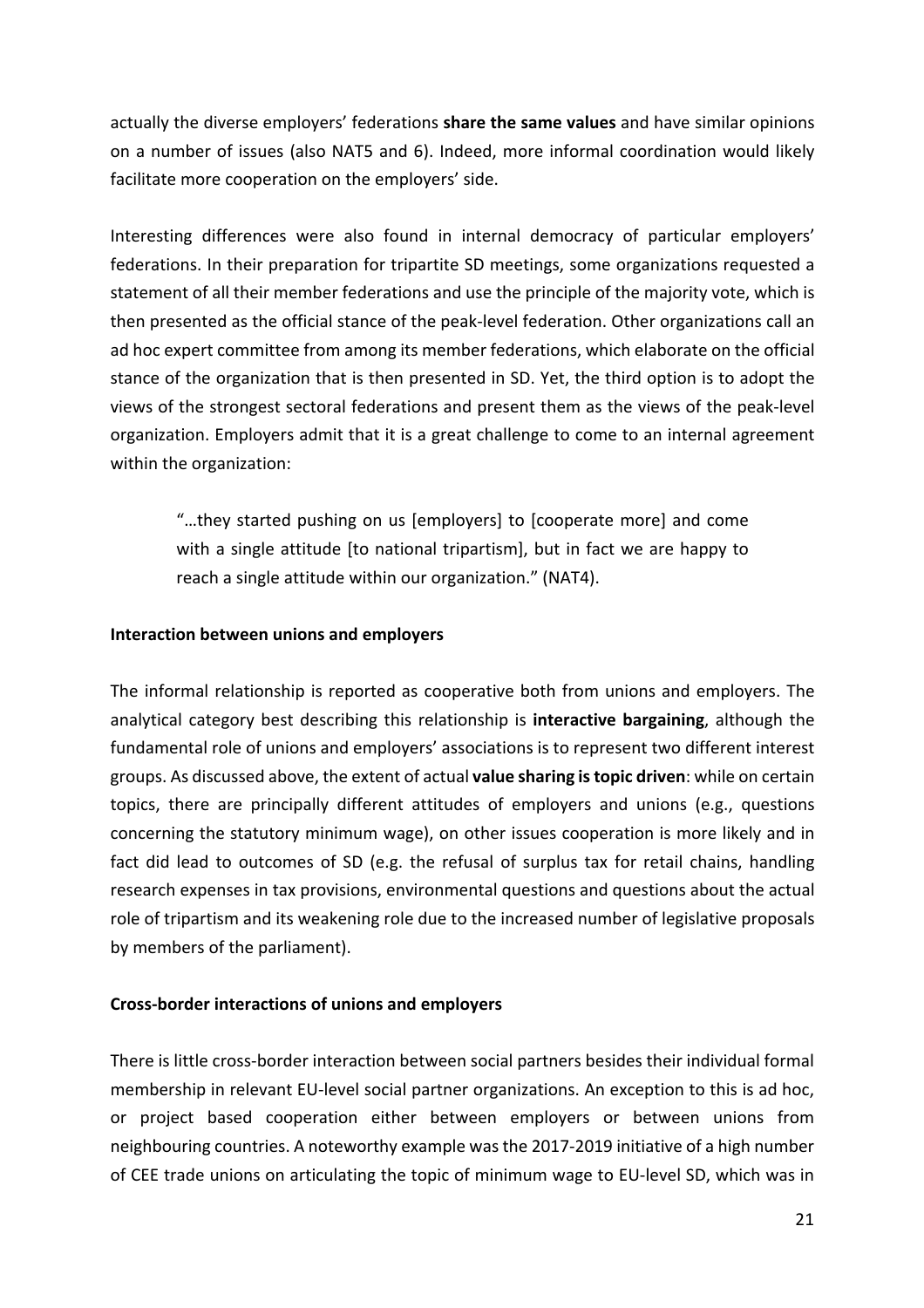actually the diverse employers' federations **share the same values** and have similar opinions on a number of issues (also NAT5 and 6). Indeed, more informal coordination would likely facilitate more cooperation on the employers' side.

Interesting differences were also found in internal democracy of particular employers' federations. In their preparation for tripartite SD meetings, some organizations requested a statement of all their member federations and use the principle of the majority vote, which is then presented as the official stance of the peak-level federation. Other organizations call an ad hoc expert committee from among its member federations, which elaborate on the official stance of the organization that is then presented in SD. Yet, the third option is to adopt the views of the strongest sectoral federations and present them as the views of the peak-level organization. Employers admit that it is a great challenge to come to an internal agreement within the organization:

> "…they started pushing on us [employers] to [cooperate more] and come with a single attitude [to national tripartism], but in fact we are happy to reach a single attitude within our organization." (NAT4).

**Interaction between unions and employers**

The informal relationship is reported as cooperative both from unions and employers. The analytical category best describing this relationship is **interactive bargaining**, although the fundamental role of unions and employers' associations is to represent two different interest groups. As discussed above, the extent of actual **value sharing is topic driven**: while on certain topics, there are principally different attitudes of employers and unions (e.g., questions concerning the statutory minimum wage), on other issues cooperation is more likely and in fact did lead to outcomes of SD (e.g. the refusal of surplus tax for retail chains, handling research expenses in tax provisions, environmental questions and questions about the actual role of tripartism and its weakening role due to the increased number of legislative proposals by members of the parliament).

**Cross-border interactions of unions and employers**

There is little cross-border interaction between social partners besides their individual formal membership in relevant EU-level social partner organizations. An exception to this is ad hoc, or project based cooperation either between employers or between unions from neighbouring countries. A noteworthy example was the 2017-2019 initiative of a high number of CEE trade unions on articulating the topic of minimum wage to EU-level SD, which was in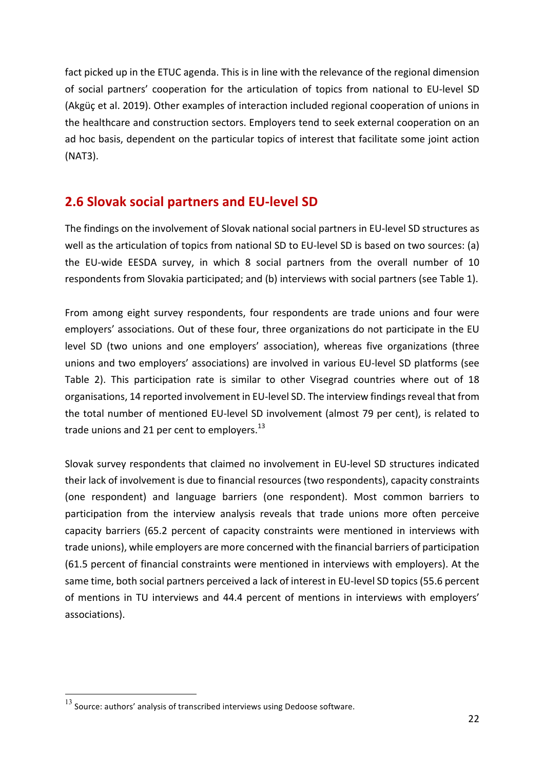fact picked up in the ETUC agenda. This is in line with the relevance of the regional dimension of social partners' cooperation for the articulation of topics from national to EU-level SD (Akgüç et al. 2019). Other examples of interaction included regional cooperation of unions in the healthcare and construction sectors. Employers tend to seek external cooperation on an ad hoc basis, dependent on the particular topics of interest that facilitate some joint action (NAT3).

## 2.6 Slovak social partners and EU-level SD

The findings on the involvement of Slovak national social partners in EU-level SD structures as well as the articulation of topics from national SD to EU-level SD is based on two sources: (a) the EU-wide EESDA survey, in which 8 social partners from the overall number of 10 respondents from Slovakia participated; and (b) interviews with social partners (see Table 1).

From among eight survey respondents, four respondents are trade unions and four were employers' associations. Out of these four, three organizations do not participate in the EU level SD (two unions and one employers' association), whereas five organizations (three unions and two employers' associations) are involved in various EU-level SD platforms (see Table 2). This participation rate is similar to other Visegrad countries where out of 18 organisations, 14 reported involvement in EU-level SD. The interview findings reveal that from the total number of mentioned EU-level SD involvement (almost 79 per cent), is related to trade unions and 21 per cent to employers.[13]

Slovak survey respondents that claimed no involvement in EU-level SD structures indicated their lack of involvement is due to financial resources (two respondents), capacity constraints (one respondent) and language barriers (one respondent). Most common barriers to participation from the interview analysis reveals that trade unions more often perceive capacity barriers (65.2 percent of capacity constraints were mentioned in interviews with trade unions), while employers are more concerned with the financial barriers of participation (61.5 percent of financial constraints were mentioned in interviews with employers). At the same time, both social partners perceived a lack of interest in EU-level SD topics (55.6 percent of mentions in TU interviews and 44.4 percent of mentions in interviews with employers' associations).

[13] Source: authors' analysis of transcribed interviews using Dedoose software.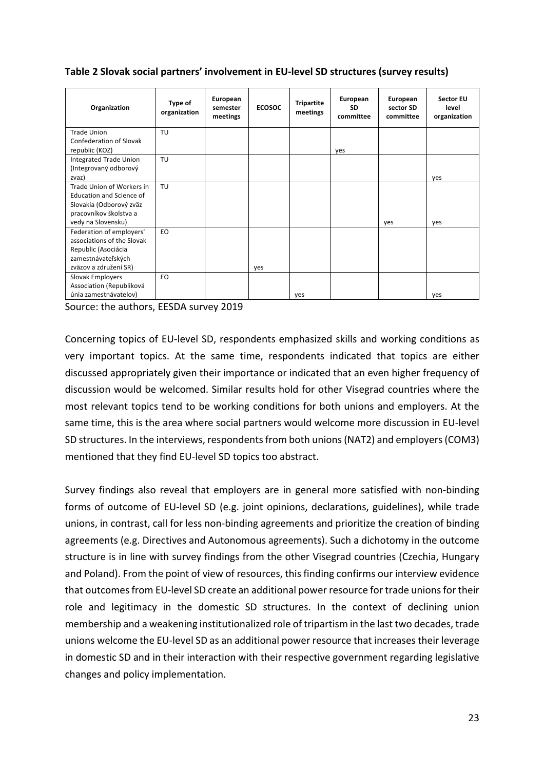**Table 2 Slovak social partners' involvement in EU-level SD structures (survey results)**

| Organization | Type of organization | European semester meetings | ECOSOC | Tripartite meetings | European SD committee | European sector SD committee | Sector EU level organization |
|---|---|---|---|---|---|---|---|
| Trade Union Confederation of Slovak republic (KOZ) | TU | | | | yes | | |
| Integrated Trade Union (Integrovaný odborový zvaz) | TU | | | | | | yes |
| Trade Union of Workers in Education and Science of Slovakia (Odborový zväz pracovníkov školstva a vedy na Slovensku) | TU | | | | | yes | yes |
| Federation of employers' associations of the Slovak Republic (Asociácia zamestnávateľských zväzov a združení SR) | EO | | yes | | | | |
| Slovak Employers Association (Republiková únia zamestnávatelov) | EO | | | yes | | | yes |

Source: the authors, EESDA survey 2019

Concerning topics of EU-level SD, respondents emphasized skills and working conditions as very important topics. At the same time, respondents indicated that topics are either discussed appropriately given their importance or indicated that an even higher frequency of discussion would be welcomed. Similar results hold for other Visegrad countries where the most relevant topics tend to be working conditions for both unions and employers. At the same time, this is the area where social partners would welcome more discussion in EU-level SD structures. In the interviews, respondents from both unions (NAT2) and employers (COM3) mentioned that they find EU-level SD topics too abstract.

Survey findings also reveal that employers are in general more satisfied with non-binding forms of outcome of EU-level SD (e.g. joint opinions, declarations, guidelines), while trade unions, in contrast, call for less non-binding agreements and prioritize the creation of binding agreements (e.g. Directives and Autonomous agreements). Such a dichotomy in the outcome structure is in line with survey findings from the other Visegrad countries (Czechia, Hungary and Poland). From the point of view of resources, this finding confirms our interview evidence that outcomes from EU-level SD create an additional power resource for trade unions for their role and legitimacy in the domestic SD structures. In the context of declining union membership and a weakening institutionalized role of tripartism in the last two decades, trade unions welcome the EU-level SD as an additional power resource that increases their leverage in domestic SD and in their interaction with their respective government regarding legislative changes and policy implementation.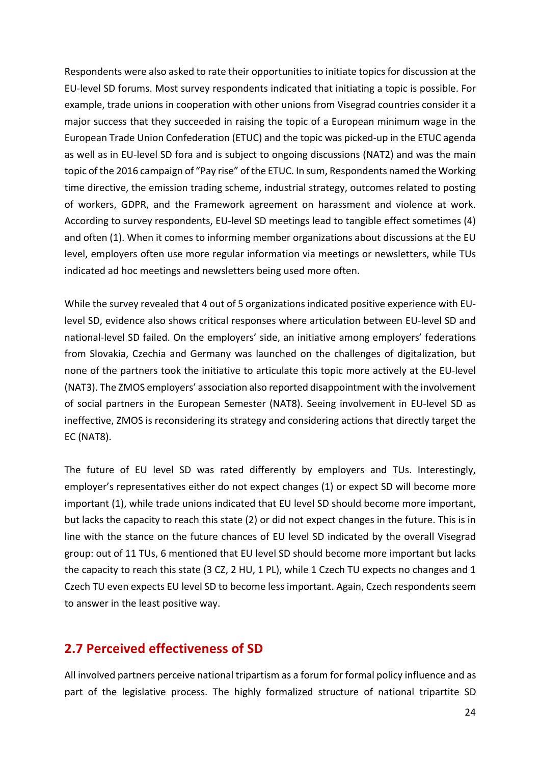Respondents were also asked to rate their opportunities to initiate topics for discussion at the EU-level SD forums. Most survey respondents indicated that initiating a topic is possible. For example, trade unions in cooperation with other unions from Visegrad countries consider it a major success that they succeeded in raising the topic of a European minimum wage in the European Trade Union Confederation (ETUC) and the topic was picked-up in the ETUC agenda as well as in EU-level SD fora and is subject to ongoing discussions (NAT2) and was the main topic of the 2016 campaign of "Pay rise" of the ETUC. In sum, Respondents named the Working time directive, the emission trading scheme, industrial strategy, outcomes related to posting of workers, GDPR, and the Framework agreement on harassment and violence at work. According to survey respondents, EU-level SD meetings lead to tangible effect sometimes (4) and often (1). When it comes to informing member organizations about discussions at the EU level, employers often use more regular information via meetings or newsletters, while TUs indicated ad hoc meetings and newsletters being used more often.

While the survey revealed that 4 out of 5 organizations indicated positive experience with EU-level SD, evidence also shows critical responses where articulation between EU-level SD and national-level SD failed. On the employers' side, an initiative among employers' federations from Slovakia, Czechia and Germany was launched on the challenges of digitalization, but none of the partners took the initiative to articulate this topic more actively at the EU-level (NAT3). The ZMOS employers' association also reported disappointment with the involvement of social partners in the European Semester (NAT8). Seeing involvement in EU-level SD as ineffective, ZMOS is reconsidering its strategy and considering actions that directly target the EC (NAT8).

The future of EU level SD was rated differently by employers and TUs. Interestingly, employer's representatives either do not expect changes (1) or expect SD will become more important (1), while trade unions indicated that EU level SD should become more important, but lacks the capacity to reach this state (2) or did not expect changes in the future. This is in line with the stance on the future chances of EU level SD indicated by the overall Visegrad group: out of 11 TUs, 6 mentioned that EU level SD should become more important but lacks the capacity to reach this state (3 CZ, 2 HU, 1 PL), while 1 Czech TU expects no changes and 1 Czech TU even expects EU level SD to become less important. Again, Czech respondents seem to answer in the least positive way.

## 2.7 Perceived effectiveness of SD

All involved partners perceive national tripartism as a forum for formal policy influence and as part of the legislative process. The highly formalized structure of national tripartite SD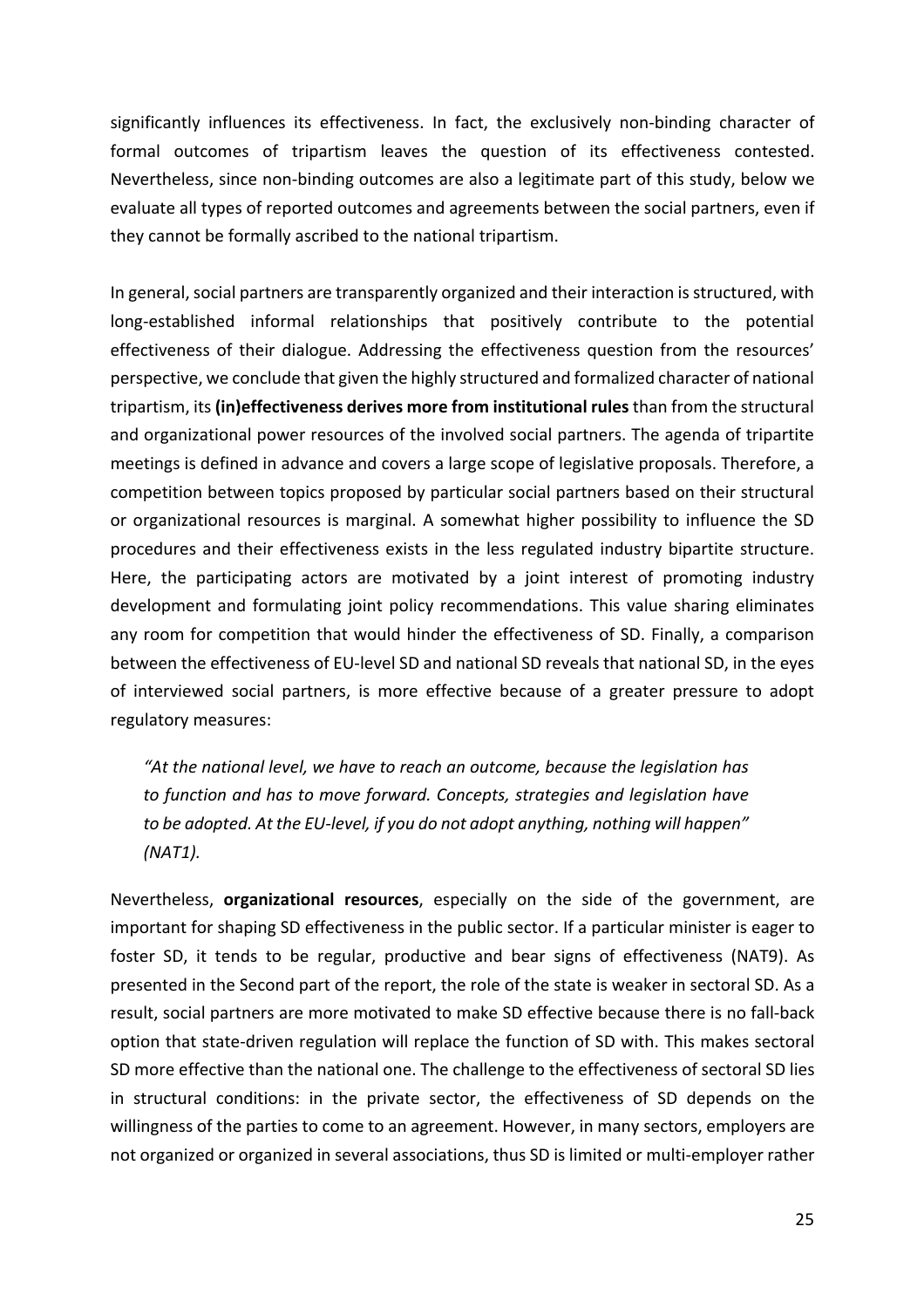significantly influences its effectiveness. In fact, the exclusively non-binding character of formal outcomes of tripartism leaves the question of its effectiveness contested. Nevertheless, since non-binding outcomes are also a legitimate part of this study, below we evaluate all types of reported outcomes and agreements between the social partners, even if they cannot be formally ascribed to the national tripartism.

In general, social partners are transparently organized and their interaction is structured, with long-established informal relationships that positively contribute to the potential effectiveness of their dialogue. Addressing the effectiveness question from the resources' perspective, we conclude that given the highly structured and formalized character of national tripartism, its **(in)effectiveness derives more from institutional rules** than from the structural and organizational power resources of the involved social partners. The agenda of tripartite meetings is defined in advance and covers a large scope of legislative proposals. Therefore, a competition between topics proposed by particular social partners based on their structural or organizational resources is marginal. A somewhat higher possibility to influence the SD procedures and their effectiveness exists in the less regulated industry bipartite structure. Here, the participating actors are motivated by a joint interest of promoting industry development and formulating joint policy recommendations. This value sharing eliminates any room for competition that would hinder the effectiveness of SD. Finally, a comparison between the effectiveness of EU-level SD and national SD reveals that national SD, in the eyes of interviewed social partners, is more effective because of a greater pressure to adopt regulatory measures:

> *"At the national level, we have to reach an outcome, because the legislation has to function and has to move forward. Concepts, strategies and legislation have to be adopted. At the EU-level, if you do not adopt anything, nothing will happen" (NAT1).*

Nevertheless, **organizational resources**, especially on the side of the government, are important for shaping SD effectiveness in the public sector. If a particular minister is eager to foster SD, it tends to be regular, productive and bear signs of effectiveness (NAT9). As presented in the Second part of the report, the role of the state is weaker in sectoral SD. As a result, social partners are more motivated to make SD effective because there is no fall-back option that state-driven regulation will replace the function of SD with. This makes sectoral SD more effective than the national one. The challenge to the effectiveness of sectoral SD lies in structural conditions: in the private sector, the effectiveness of SD depends on the willingness of the parties to come to an agreement. However, in many sectors, employers are not organized or organized in several associations, thus SD is limited or multi-employer rather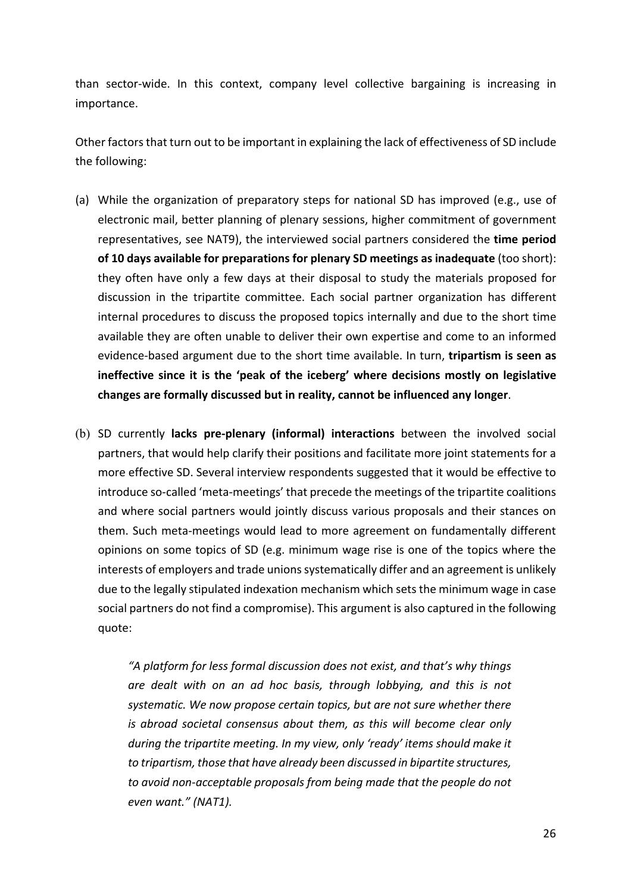than sector-wide. In this context, company level collective bargaining is increasing in importance.

Other factors that turn out to be important in explaining the lack of effectiveness of SD include the following:

(a) While the organization of preparatory steps for national SD has improved (e.g., use of electronic mail, better planning of plenary sessions, higher commitment of government representatives, see NAT9), the interviewed social partners considered the **time period of 10 days available for preparations for plenary SD meetings as inadequate** (too short): they often have only a few days at their disposal to study the materials proposed for discussion in the tripartite committee. Each social partner organization has different internal procedures to discuss the proposed topics internally and due to the short time available they are often unable to deliver their own expertise and come to an informed evidence-based argument due to the short time available. In turn, **tripartism is seen as ineffective since it is the 'peak of the iceberg' where decisions mostly on legislative changes are formally discussed but in reality, cannot be influenced any longer**.

(b) SD currently **lacks pre-plenary (informal) interactions** between the involved social partners, that would help clarify their positions and facilitate more joint statements for a more effective SD. Several interview respondents suggested that it would be effective to introduce so-called 'meta-meetings' that precede the meetings of the tripartite coalitions and where social partners would jointly discuss various proposals and their stances on them. Such meta-meetings would lead to more agreement on fundamentally different opinions on some topics of SD (e.g. minimum wage rise is one of the topics where the interests of employers and trade unions systematically differ and an agreement is unlikely due to the legally stipulated indexation mechanism which sets the minimum wage in case social partners do not find a compromise). This argument is also captured in the following quote:

> *"A platform for less formal discussion does not exist, and that's why things are dealt with on an ad hoc basis, through lobbying, and this is not systematic. We now propose certain topics, but are not sure whether there is abroad societal consensus about them, as this will become clear only during the tripartite meeting. In my view, only 'ready' items should make it to tripartism, those that have already been discussed in bipartite structures, to avoid non-acceptable proposals from being made that the people do not even want." (NAT1).*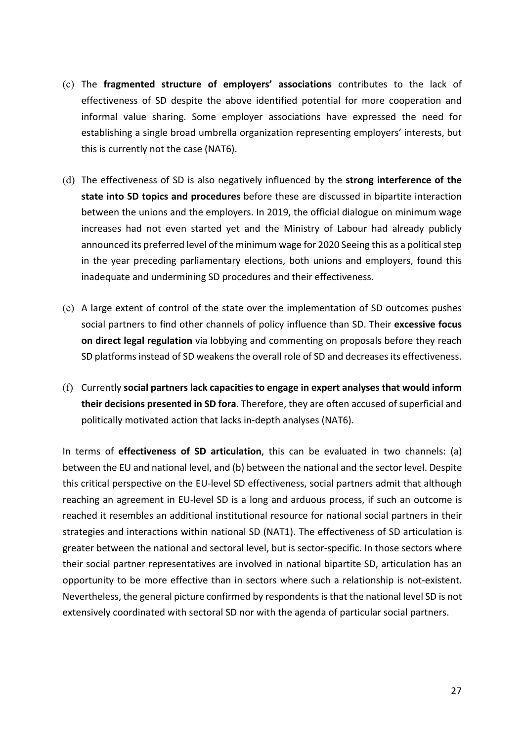(c) The **fragmented structure of employers' associations** contributes to the lack of effectiveness of SD despite the above identified potential for more cooperation and informal value sharing. Some employer associations have expressed the need for establishing a single broad umbrella organization representing employers' interests, but this is currently not the case (NAT6).

(d) The effectiveness of SD is also negatively influenced by the **strong interference of the state into SD topics and procedures** before these are discussed in bipartite interaction between the unions and the employers. In 2019, the official dialogue on minimum wage increases had not even started yet and the Ministry of Labour had already publicly announced its preferred level of the minimum wage for 2020 Seeing this as a political step in the year preceding parliamentary elections, both unions and employers, found this inadequate and undermining SD procedures and their effectiveness.

(e) A large extent of control of the state over the implementation of SD outcomes pushes social partners to find other channels of policy influence than SD. Their **excessive focus on direct legal regulation** via lobbying and commenting on proposals before they reach SD platforms instead of SD weakens the overall role of SD and decreases its effectiveness.

(f) Currently **social partners lack capacities to engage in expert analyses that would inform their decisions presented in SD fora**. Therefore, they are often accused of superficial and politically motivated action that lacks in-depth analyses (NAT6).

In terms of **effectiveness of SD articulation**, this can be evaluated in two channels: (a) between the EU and national level, and (b) between the national and the sector level. Despite this critical perspective on the EU-level SD effectiveness, social partners admit that although reaching an agreement in EU-level SD is a long and arduous process, if such an outcome is reached it resembles an additional institutional resource for national social partners in their strategies and interactions within national SD (NAT1). The effectiveness of SD articulation is greater between the national and sectoral level, but is sector-specific. In those sectors where their social partner representatives are involved in national bipartite SD, articulation has an opportunity to be more effective than in sectors where such a relationship is not-existent. Nevertheless, the general picture confirmed by respondents is that the national level SD is not extensively coordinated with sectoral SD nor with the agenda of particular social partners.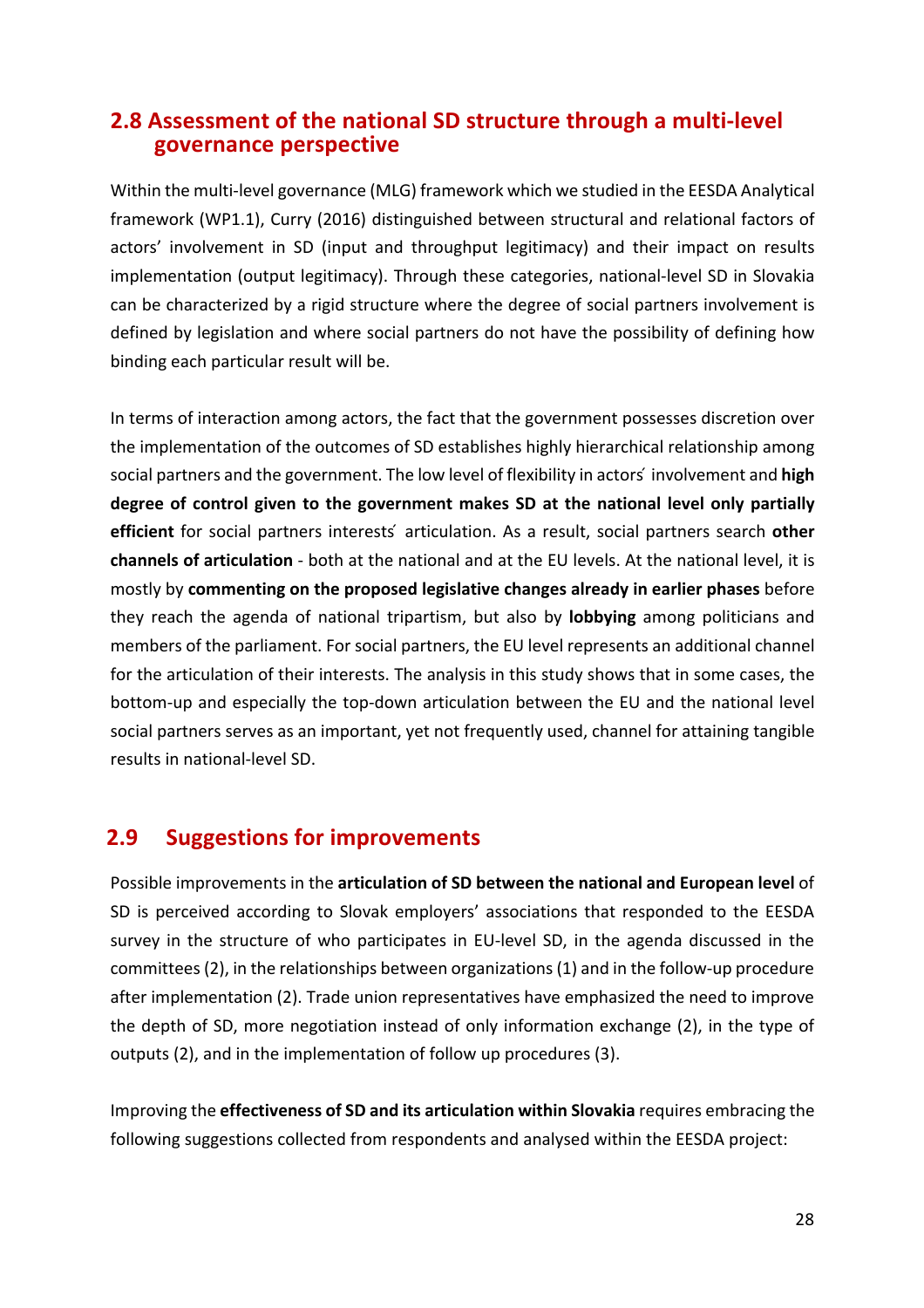## 2.8 Assessment of the national SD structure through a multi-level governance perspective

Within the multi-level governance (MLG) framework which we studied in the EESDA Analytical framework (WP1.1), Curry (2016) distinguished between structural and relational factors of actors' involvement in SD (input and throughput legitimacy) and their impact on results implementation (output legitimacy). Through these categories, national-level SD in Slovakia can be characterized by a rigid structure where the degree of social partners involvement is defined by legislation and where social partners do not have the possibility of defining how binding each particular result will be.

In terms of interaction among actors, the fact that the government possesses discretion over the implementation of the outcomes of SD establishes highly hierarchical relationship among social partners and the government. The low level of flexibility in actors ́ involvement and **high degree of control given to the government makes SD at the national level only partially efficient** for social partners interests ́ articulation. As a result, social partners search **other channels of articulation** - both at the national and at the EU levels. At the national level, it is mostly by **commenting on the proposed legislative changes already in earlier phases** before they reach the agenda of national tripartism, but also by **lobbying** among politicians and members of the parliament. For social partners, the EU level represents an additional channel for the articulation of their interests. The analysis in this study shows that in some cases, the bottom-up and especially the top-down articulation between the EU and the national level social partners serves as an important, yet not frequently used, channel for attaining tangible results in national-level SD.

## 2.9 Suggestions for improvements

Possible improvements in the **articulation of SD between the national and European level** of SD is perceived according to Slovak employers' associations that responded to the EESDA survey in the structure of who participates in EU-level SD, in the agenda discussed in the committees (2), in the relationships between organizations (1) and in the follow-up procedure after implementation (2). Trade union representatives have emphasized the need to improve the depth of SD, more negotiation instead of only information exchange (2), in the type of outputs (2), and in the implementation of follow up procedures (3).

Improving the **effectiveness of SD and its articulation within Slovakia** requires embracing the following suggestions collected from respondents and analysed within the EESDA project: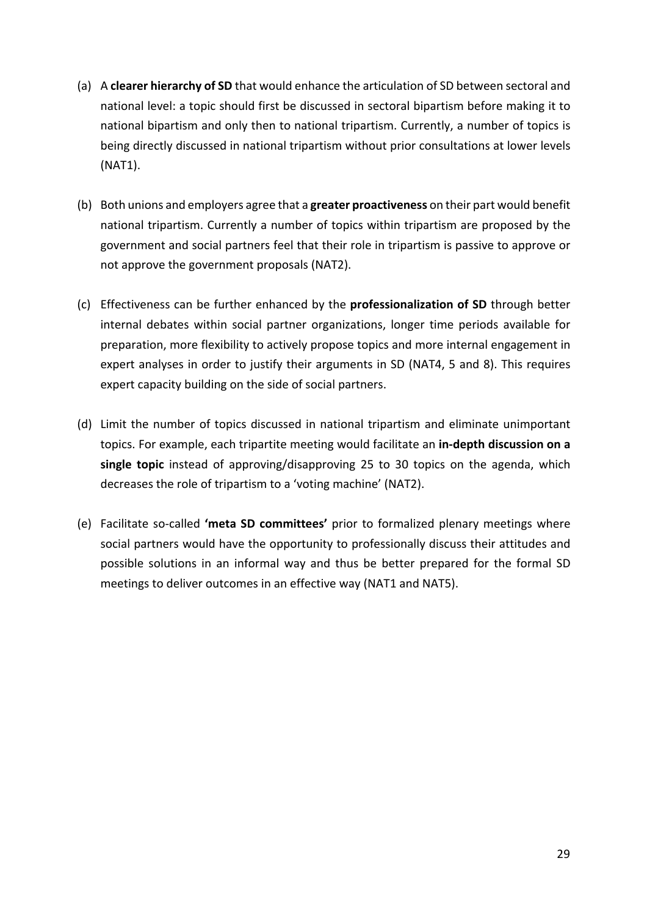(a) A **clearer hierarchy of SD** that would enhance the articulation of SD between sectoral and national level: a topic should first be discussed in sectoral bipartism before making it to national bipartism and only then to national tripartism. Currently, a number of topics is being directly discussed in national tripartism without prior consultations at lower levels (NAT1).

(b) Both unions and employers agree that a **greater proactiveness** on their part would benefit national tripartism. Currently a number of topics within tripartism are proposed by the government and social partners feel that their role in tripartism is passive to approve or not approve the government proposals (NAT2).

(c) Effectiveness can be further enhanced by the **professionalization of SD** through better internal debates within social partner organizations, longer time periods available for preparation, more flexibility to actively propose topics and more internal engagement in expert analyses in order to justify their arguments in SD (NAT4, 5 and 8). This requires expert capacity building on the side of social partners.

(d) Limit the number of topics discussed in national tripartism and eliminate unimportant topics. For example, each tripartite meeting would facilitate an **in-depth discussion on a single topic** instead of approving/disapproving 25 to 30 topics on the agenda, which decreases the role of tripartism to a 'voting machine' (NAT2).

(e) Facilitate so-called **'meta SD committees'** prior to formalized plenary meetings where social partners would have the opportunity to professionally discuss their attitudes and possible solutions in an informal way and thus be better prepared for the formal SD meetings to deliver outcomes in an effective way (NAT1 and NAT5).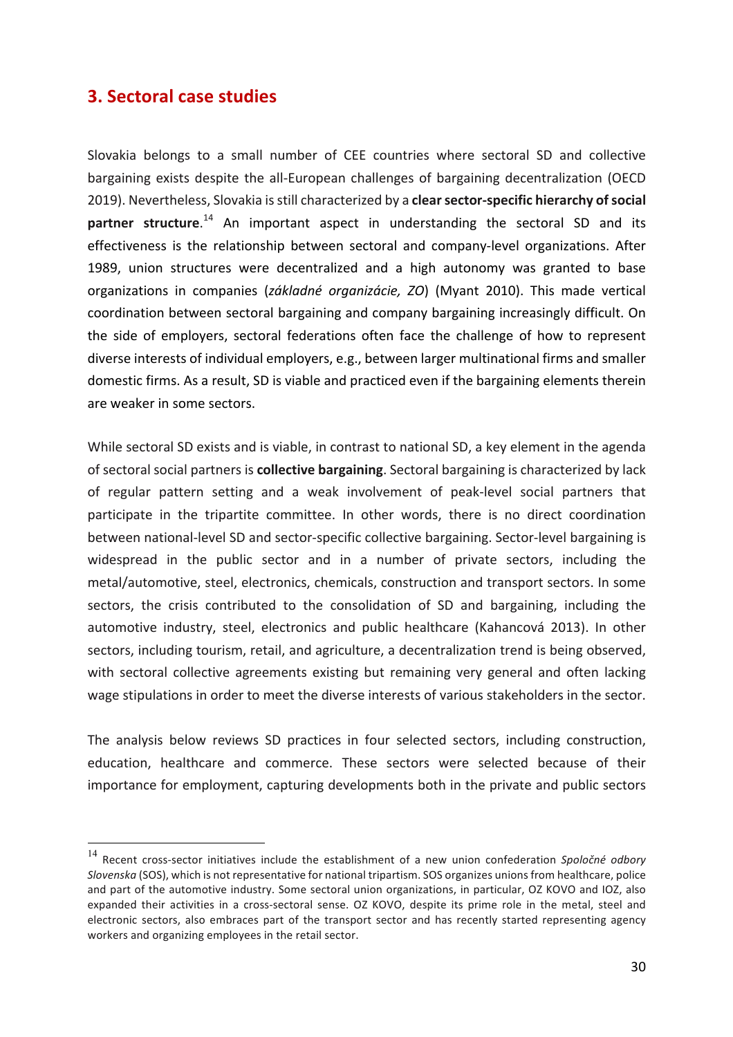## 3. Sectoral case studies

Slovakia belongs to a small number of CEE countries where sectoral SD and collective bargaining exists despite the all-European challenges of bargaining decentralization (OECD 2019). Nevertheless, Slovakia is still characterized by a **clear sector-specific hierarchy of social partner structure**.[14] An important aspect in understanding the sectoral SD and its effectiveness is the relationship between sectoral and company-level organizations. After 1989, union structures were decentralized and a high autonomy was granted to base organizations in companies (*základné organizácie, ZO*) (Myant 2010). This made vertical coordination between sectoral bargaining and company bargaining increasingly difficult. On the side of employers, sectoral federations often face the challenge of how to represent diverse interests of individual employers, e.g., between larger multinational firms and smaller domestic firms. As a result, SD is viable and practiced even if the bargaining elements therein are weaker in some sectors.

While sectoral SD exists and is viable, in contrast to national SD, a key element in the agenda of sectoral social partners is **collective bargaining**. Sectoral bargaining is characterized by lack of regular pattern setting and a weak involvement of peak-level social partners that participate in the tripartite committee. In other words, there is no direct coordination between national-level SD and sector-specific collective bargaining. Sector-level bargaining is widespread in the public sector and in a number of private sectors, including the metal/automotive, steel, electronics, chemicals, construction and transport sectors. In some sectors, the crisis contributed to the consolidation of SD and bargaining, including the automotive industry, steel, electronics and public healthcare (Kahancová 2013). In other sectors, including tourism, retail, and agriculture, a decentralization trend is being observed, with sectoral collective agreements existing but remaining very general and often lacking wage stipulations in order to meet the diverse interests of various stakeholders in the sector.

The analysis below reviews SD practices in four selected sectors, including construction, education, healthcare and commerce. These sectors were selected because of their importance for employment, capturing developments both in the private and public sectors

[14] Recent cross-sector initiatives include the establishment of a new union confederation *Spoločné odbory Slovenska* (SOS), which is not representative for national tripartism. SOS organizes unions from healthcare, police and part of the automotive industry. Some sectoral union organizations, in particular, OZ KOVO and IOZ, also expanded their activities in a cross-sectoral sense. OZ KOVO, despite its prime role in the metal, steel and electronic sectors, also embraces part of the transport sector and has recently started representing agency workers and organizing employees in the retail sector.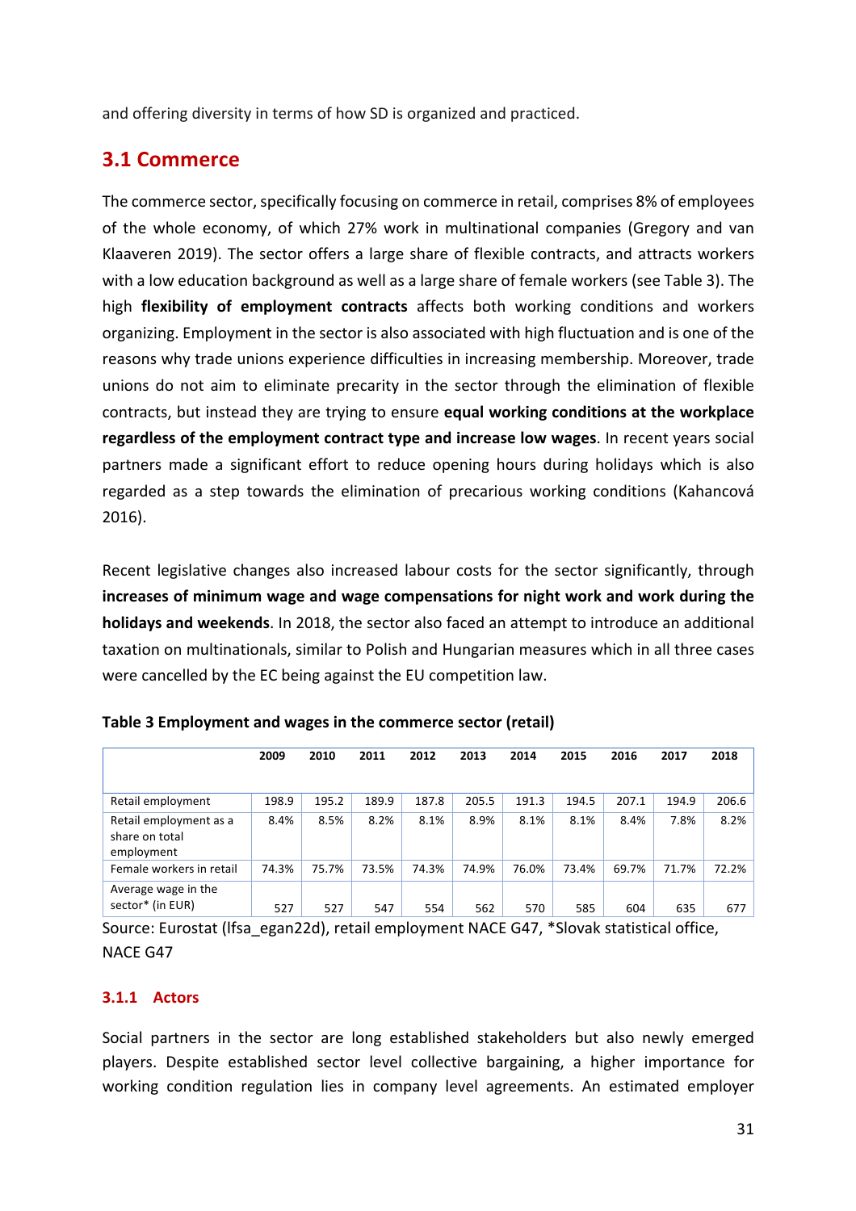and offering diversity in terms of how SD is organized and practiced.

## 3.1 Commerce

The commerce sector, specifically focusing on commerce in retail, comprises 8% of employees of the whole economy, of which 27% work in multinational companies (Gregory and van Klaaveren 2019). The sector offers a large share of flexible contracts, and attracts workers with a low education background as well as a large share of female workers (see Table 3). The high **flexibility of employment contracts** affects both working conditions and workers organizing. Employment in the sector is also associated with high fluctuation and is one of the reasons why trade unions experience difficulties in increasing membership. Moreover, trade unions do not aim to eliminate precarity in the sector through the elimination of flexible contracts, but instead they are trying to ensure **equal working conditions at the workplace regardless of the employment contract type and increase low wages**. In recent years social partners made a significant effort to reduce opening hours during holidays which is also regarded as a step towards the elimination of precarious working conditions (Kahancová 2016).

Recent legislative changes also increased labour costs for the sector significantly, through **increases of minimum wage and wage compensations for night work and work during the holidays and weekends**. In 2018, the sector also faced an attempt to introduce an additional taxation on multinationals, similar to Polish and Hungarian measures which in all three cases were cancelled by the EC being against the EU competition law.

**Table 3 Employment and wages in the commerce sector (retail)**

| | 2009 | 2010 | 2011 | 2012 | 2013 | 2014 | 2015 | 2016 | 2017 | 2018 |
|---|---|---|---|---|---|---|---|---|---|---|
| Retail employment | 198.9 | 195.2 | 189.9 | 187.8 | 205.5 | 191.3 | 194.5 | 207.1 | 194.9 | 206.6 |
| Retail employment as a share on total employment | 8.4% | 8.5% | 8.2% | 8.1% | 8.9% | 8.1% | 8.1% | 8.4% | 7.8% | 8.2% |
| Female workers in retail | 74.3% | 75.7% | 73.5% | 74.3% | 74.9% | 76.0% | 73.4% | 69.7% | 71.7% | 72.2% |
| Average wage in the sector* (in EUR) | 527 | 527 | 547 | 554 | 562 | 570 | 585 | 604 | 635 | 677 |

Source: Eurostat (lfsa_egan22d), retail employment NACE G47, *Slovak statistical office, NACE G47

### 3.1.1 Actors

Social partners in the sector are long established stakeholders but also newly emerged players. Despite established sector level collective bargaining, a higher importance for working condition regulation lies in company level agreements. An estimated employer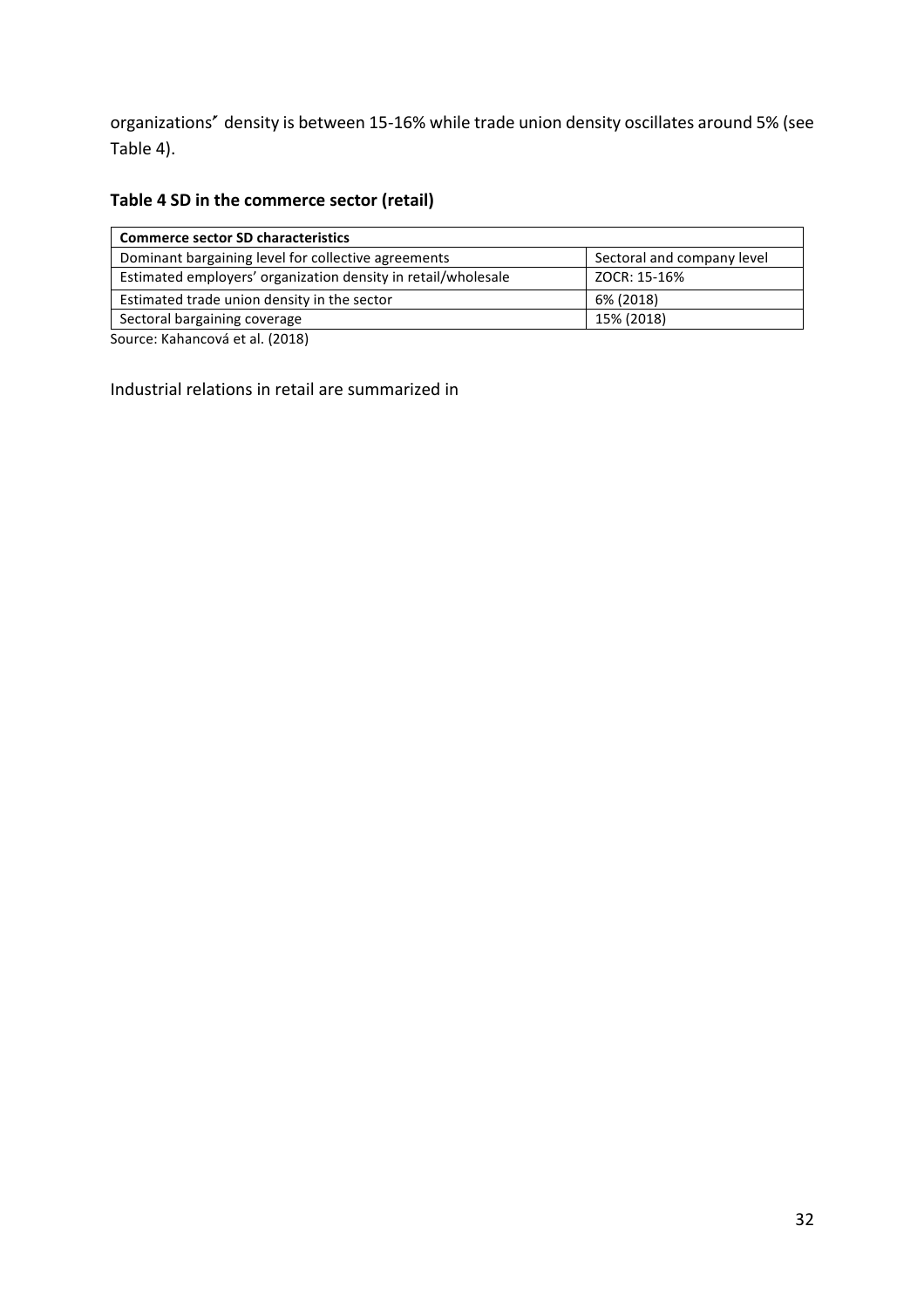organizations″ density is between 15-16% while trade union density oscillates around 5% (see Table 4).

**Table 4 SD in the commerce sector (retail)**

| **Commerce sector SD characteristics** | |
|---|---|
| Dominant bargaining level for collective agreements | Sectoral and company level |
| Estimated employers' organization density in retail/wholesale | ZOCR: 15-16% |
| Estimated trade union density in the sector | 6% (2018) |
| Sectoral bargaining coverage | 15% (2018) |

Source: Kahancová et al. (2018)

Industrial relations in retail are summarized in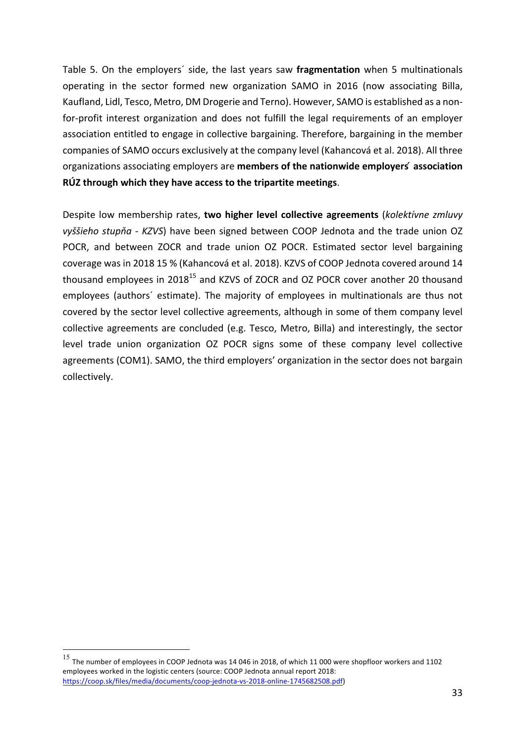Table 5. On the employers´ side, the last years saw **fragmentation** when 5 multinationals operating in the sector formed new organization SAMO in 2016 (now associating Billa, Kaufland, Lidl, Tesco, Metro, DM Drogerie and Terno). However, SAMO is established as a non-for-profit interest organization and does not fulfill the legal requirements of an employer association entitled to engage in collective bargaining. Therefore, bargaining in the member companies of SAMO occurs exclusively at the company level (Kahancová et al. 2018). All three organizations associating employers are **members of the nationwide employers***´* **association RÚZ through which they have access to the tripartite meetings**.

Despite low membership rates, **two higher level collective agreements** (*kolektívne zmluvy vyššieho stupňa - KZVS*) have been signed between COOP Jednota and the trade union OZ POCR, and between ZOCR and trade union OZ POCR. Estimated sector level bargaining coverage was in 2018 15 % (Kahancová et al. 2018). KZVS of COOP Jednota covered around 14 thousand employees in 2018[15] and KZVS of ZOCR and OZ POCR cover another 20 thousand employees (authors´ estimate). The majority of employees in multinationals are thus not covered by the sector level collective agreements, although in some of them company level collective agreements are concluded (e.g. Tesco, Metro, Billa) and interestingly, the sector level trade union organization OZ POCR signs some of these company level collective agreements (COM1). SAMO, the third employers' organization in the sector does not bargain collectively.

[15] The number of employees in COOP Jednota was 14 046 in 2018, of which 11 000 were shopfloor workers and 1102 employees worked in the logistic centers (source: COOP Jednota annual report 2018: https://coop.sk/files/media/documents/coop-jednota-vs-2018-online-1745682508.pdf)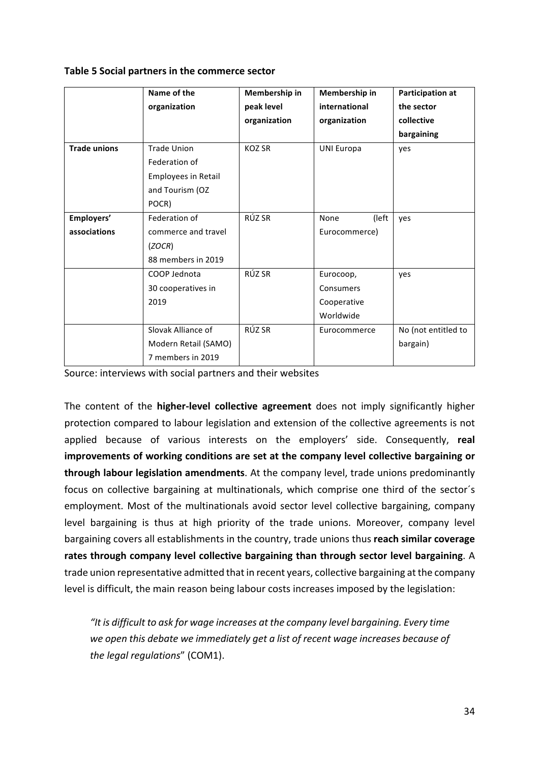**Table 5 Social partners in the commerce sector**

| | Name of the organization | Membership in peak level organization | Membership in international organization | Participation at the sector collective bargaining |
|---|---|---|---|---|
| **Trade unions** | Trade Union Federation of Employees in Retail and Tourism (OZ POCR) | KOZ SR | UNI Europa | yes |
| **Employers' associations** | Federation of commerce and travel (*ZOCR*) 88 members in 2019 | RÚZ SR | None (left Eurocommerce) | yes |
| | COOP Jednota 30 cooperatives in 2019 | RÚZ SR | Eurocoop, Consumers Cooperative Worldwide | yes |
| | Slovak Alliance of Modern Retail (SAMO) 7 members in 2019 | RÚZ SR | Eurocommerce | No (not entitled to bargain) |

Source: interviews with social partners and their websites

The content of the **higher-level collective agreement** does not imply significantly higher protection compared to labour legislation and extension of the collective agreements is not applied because of various interests on the employers' side. Consequently, **real improvements of working conditions are set at the company level collective bargaining or through labour legislation amendments**. At the company level, trade unions predominantly focus on collective bargaining at multinationals, which comprise one third of the sector´s employment. Most of the multinationals avoid sector level collective bargaining, company level bargaining is thus at high priority of the trade unions. Moreover, company level bargaining covers all establishments in the country, trade unions thus **reach similar coverage rates through company level collective bargaining than through sector level bargaining**. A trade union representative admitted that in recent years, collective bargaining at the company level is difficult, the main reason being labour costs increases imposed by the legislation:

> *"It is difficult to ask for wage increases at the company level bargaining. Every time we open this debate we immediately get a list of recent wage increases because of the legal regulations*" (COM1).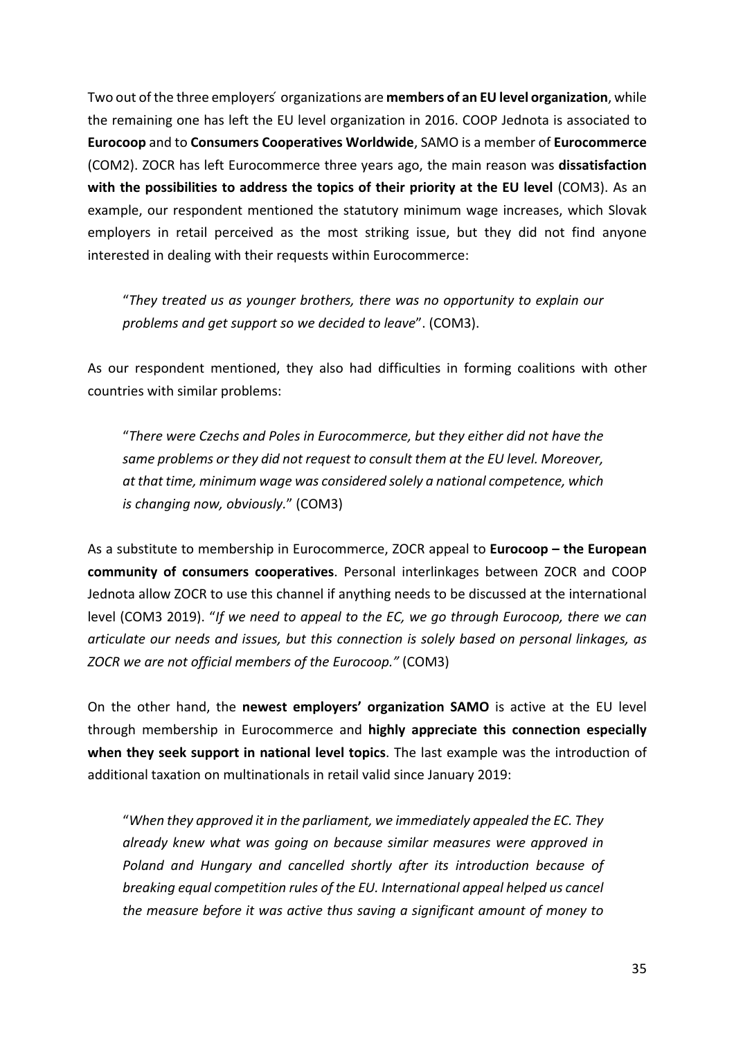Two out of the three employers´ organizations are **members of an EU level organization**, while the remaining one has left the EU level organization in 2016. COOP Jednota is associated to **Eurocoop** and to **Consumers Cooperatives Worldwide**, SAMO is a member of **Eurocommerce** (COM2). ZOCR has left Eurocommerce three years ago, the main reason was **dissatisfaction with the possibilities to address the topics of their priority at the EU level** (COM3). As an example, our respondent mentioned the statutory minimum wage increases, which Slovak employers in retail perceived as the most striking issue, but they did not find anyone interested in dealing with their requests within Eurocommerce:

> "*They treated us as younger brothers, there was no opportunity to explain our problems and get support so we decided to leave*". (COM3).

As our respondent mentioned, they also had difficulties in forming coalitions with other countries with similar problems:

> "*There were Czechs and Poles in Eurocommerce, but they either did not have the same problems or they did not request to consult them at the EU level. Moreover, at that time, minimum wage was considered solely a national competence, which is changing now, obviously.*" (COM3)

As a substitute to membership in Eurocommerce, ZOCR appeal to **Eurocoop – the European community of consumers cooperatives**. Personal interlinkages between ZOCR and COOP Jednota allow ZOCR to use this channel if anything needs to be discussed at the international level (COM3 2019). "*If we need to appeal to the EC, we go through Eurocoop, there we can articulate our needs and issues, but this connection is solely based on personal linkages, as ZOCR we are not official members of the Eurocoop."* (COM3)

On the other hand, the **newest employers' organization SAMO** is active at the EU level through membership in Eurocommerce and **highly appreciate this connection especially when they seek support in national level topics**. The last example was the introduction of additional taxation on multinationals in retail valid since January 2019:

> "*When they approved it in the parliament, we immediately appealed the EC. They already knew what was going on because similar measures were approved in Poland and Hungary and cancelled shortly after its introduction because of breaking equal competition rules of the EU. International appeal helped us cancel the measure before it was active thus saving a significant amount of money to*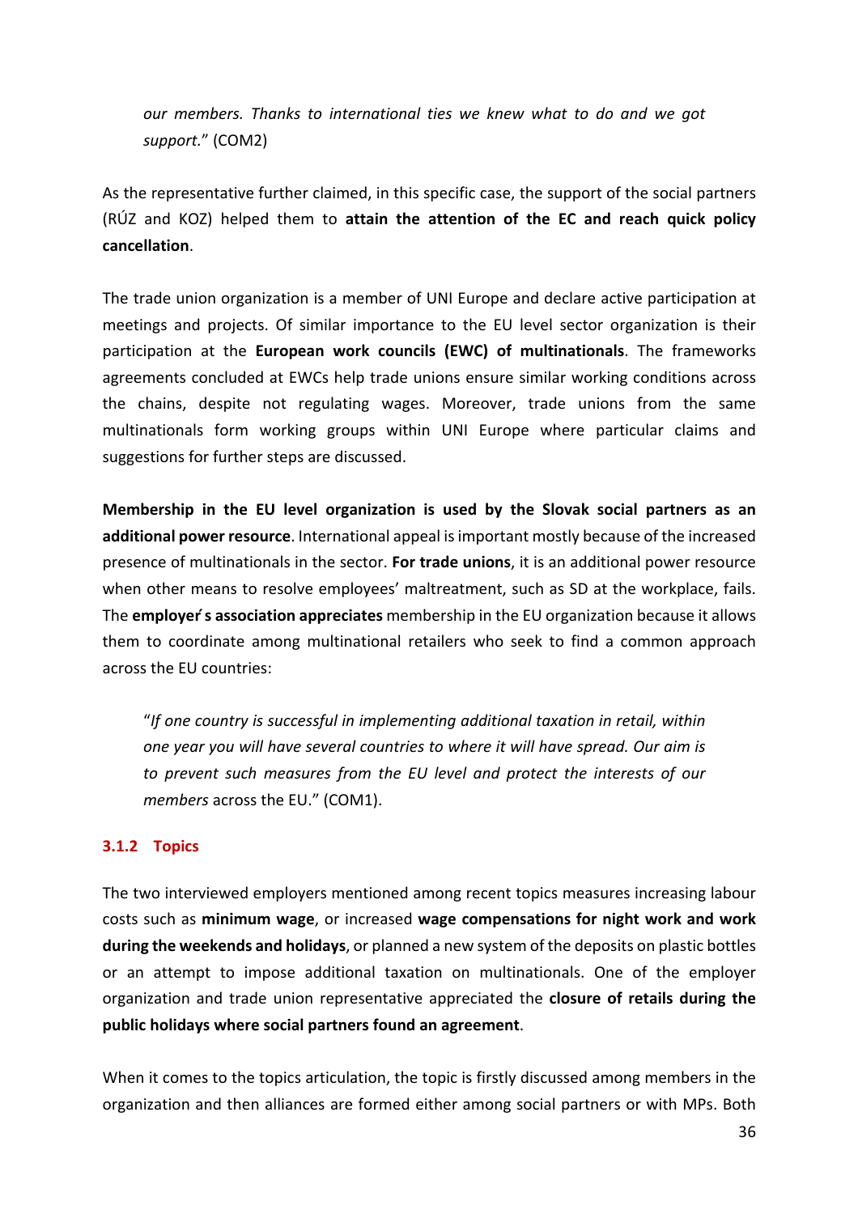*our members. Thanks to international ties we knew what to do and we got support.*" (COM2)

As the representative further claimed, in this specific case, the support of the social partners (RÚZ and KOZ) helped them to **attain the attention of the EC and reach quick policy cancellation**.

The trade union organization is a member of UNI Europe and declare active participation at meetings and projects. Of similar importance to the EU level sector organization is their participation at the **European work councils (EWC) of multinationals**. The frameworks agreements concluded at EWCs help trade unions ensure similar working conditions across the chains, despite not regulating wages. Moreover, trade unions from the same multinationals form working groups within UNI Europe where particular claims and suggestions for further steps are discussed.

**Membership in the EU level organization is used by the Slovak social partners as an additional power resource**. International appeal is important mostly because of the increased presence of multinationals in the sector. **For trade unions**, it is an additional power resource when other means to resolve employees' maltreatment, such as SD at the workplace, fails. The **employer ́s association appreciates** membership in the EU organization because it allows them to coordinate among multinational retailers who seek to find a common approach across the EU countries:

> "*If one country is successful in implementing additional taxation in retail, within one year you will have several countries to where it will have spread. Our aim is to prevent such measures from the EU level and protect the interests of our members* across the EU." (COM1).

### 3.1.2 Topics

The two interviewed employers mentioned among recent topics measures increasing labour costs such as **minimum wage**, or increased **wage compensations for night work and work during the weekends and holidays**, or planned a new system of the deposits on plastic bottles or an attempt to impose additional taxation on multinationals. One of the employer organization and trade union representative appreciated the **closure of retails during the public holidays where social partners found an agreement**.

When it comes to the topics articulation, the topic is firstly discussed among members in the organization and then alliances are formed either among social partners or with MPs. Both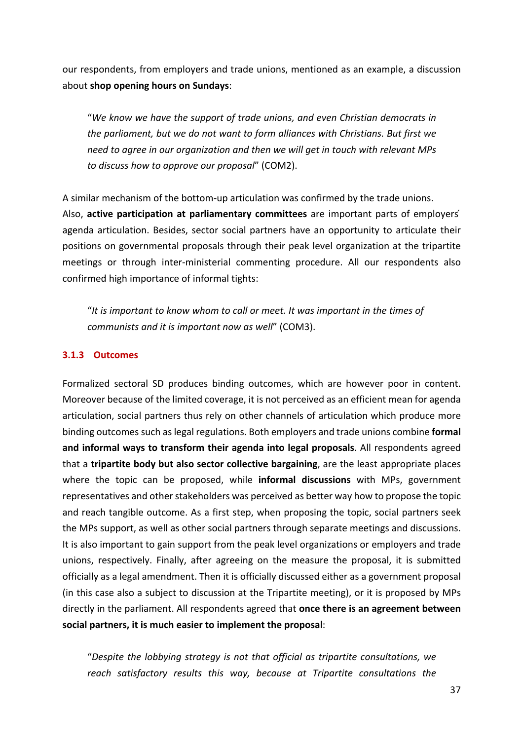our respondents, from employers and trade unions, mentioned as an example, a discussion about **shop opening hours on Sundays**:

> "*We know we have the support of trade unions, and even Christian democrats in the parliament, but we do not want to form alliances with Christians. But first we need to agree in our organization and then we will get in touch with relevant MPs to discuss how to approve our proposal*" (COM2).

A similar mechanism of the bottom-up articulation was confirmed by the trade unions.
Also, **active participation at parliamentary committees** are important parts of employers ́ agenda articulation. Besides, sector social partners have an opportunity to articulate their positions on governmental proposals through their peak level organization at the tripartite meetings or through inter-ministerial commenting procedure. All our respondents also confirmed high importance of informal tights:

> "*It is important to know whom to call or meet. It was important in the times of communists and it is important now as well*" (COM3).

### 3.1.3 Outcomes

Formalized sectoral SD produces binding outcomes, which are however poor in content. Moreover because of the limited coverage, it is not perceived as an efficient mean for agenda articulation, social partners thus rely on other channels of articulation which produce more binding outcomes such as legal regulations. Both employers and trade unions combine **formal and informal ways to transform their agenda into legal proposals**. All respondents agreed that a **tripartite body but also sector collective bargaining**, are the least appropriate places where the topic can be proposed, while **informal discussions** with MPs, government representatives and other stakeholders was perceived as better way how to propose the topic and reach tangible outcome. As a first step, when proposing the topic, social partners seek the MPs support, as well as other social partners through separate meetings and discussions. It is also important to gain support from the peak level organizations or employers and trade unions, respectively. Finally, after agreeing on the measure the proposal, it is submitted officially as a legal amendment. Then it is officially discussed either as a government proposal (in this case also a subject to discussion at the Tripartite meeting), or it is proposed by MPs directly in the parliament. All respondents agreed that **once there is an agreement between social partners, it is much easier to implement the proposal**:

> "*Despite the lobbying strategy is not that official as tripartite consultations, we reach satisfactory results this way, because at Tripartite consultations the*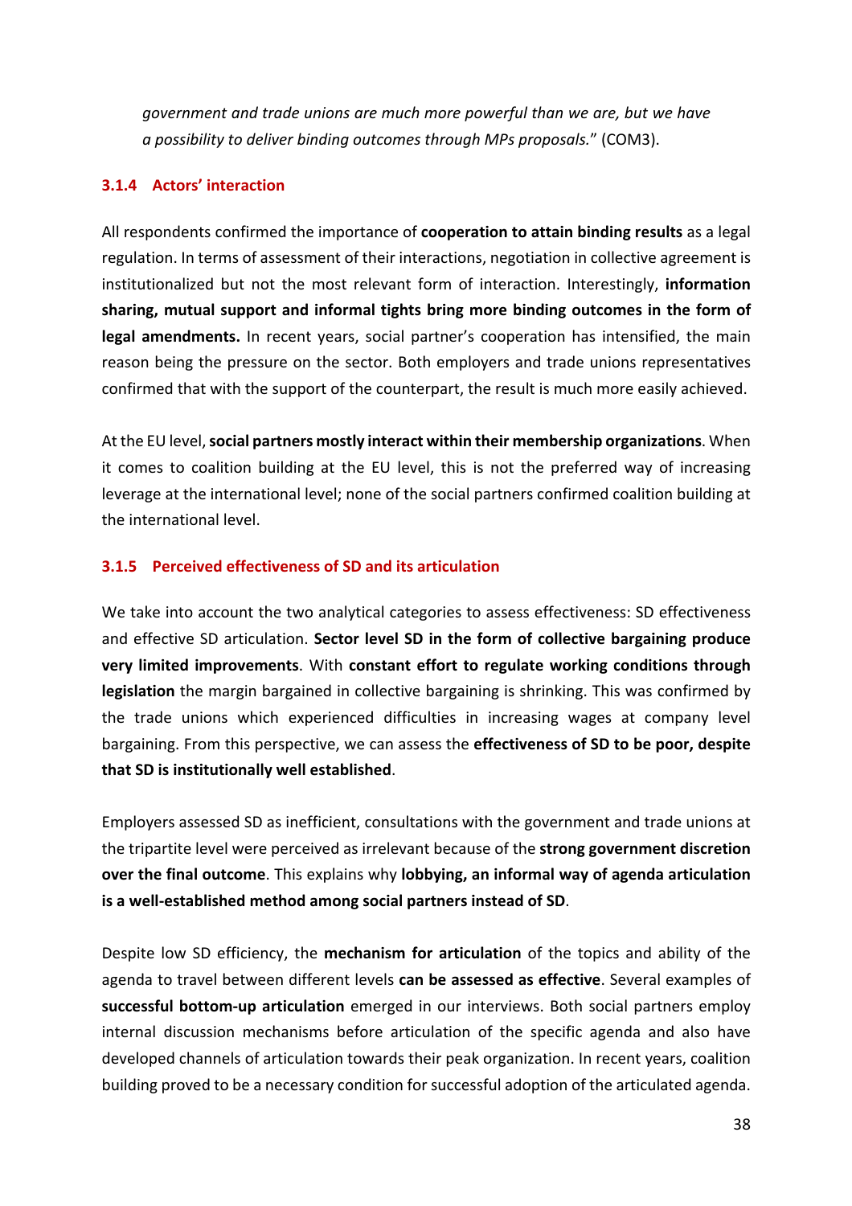*government and trade unions are much more powerful than we are, but we have a possibility to deliver binding outcomes through MPs proposals.*" (COM3).

### 3.1.4 Actors' interaction

All respondents confirmed the importance of **cooperation to attain binding results** as a legal regulation. In terms of assessment of their interactions, negotiation in collective agreement is institutionalized but not the most relevant form of interaction. Interestingly, **information sharing, mutual support and informal tights bring more binding outcomes in the form of legal amendments.** In recent years, social partner's cooperation has intensified, the main reason being the pressure on the sector. Both employers and trade unions representatives confirmed that with the support of the counterpart, the result is much more easily achieved.

At the EU level, **social partners mostly interact within their membership organizations**. When it comes to coalition building at the EU level, this is not the preferred way of increasing leverage at the international level; none of the social partners confirmed coalition building at the international level.

### 3.1.5 Perceived effectiveness of SD and its articulation

We take into account the two analytical categories to assess effectiveness: SD effectiveness and effective SD articulation. **Sector level SD in the form of collective bargaining produce very limited improvements**. With **constant effort to regulate working conditions through legislation** the margin bargained in collective bargaining is shrinking. This was confirmed by the trade unions which experienced difficulties in increasing wages at company level bargaining. From this perspective, we can assess the **effectiveness of SD to be poor, despite that SD is institutionally well established**.

Employers assessed SD as inefficient, consultations with the government and trade unions at the tripartite level were perceived as irrelevant because of the **strong government discretion over the final outcome**. This explains why **lobbying, an informal way of agenda articulation is a well-established method among social partners instead of SD**.

Despite low SD efficiency, the **mechanism for articulation** of the topics and ability of the agenda to travel between different levels **can be assessed as effective**. Several examples of **successful bottom-up articulation** emerged in our interviews. Both social partners employ internal discussion mechanisms before articulation of the specific agenda and also have developed channels of articulation towards their peak organization. In recent years, coalition building proved to be a necessary condition for successful adoption of the articulated agenda.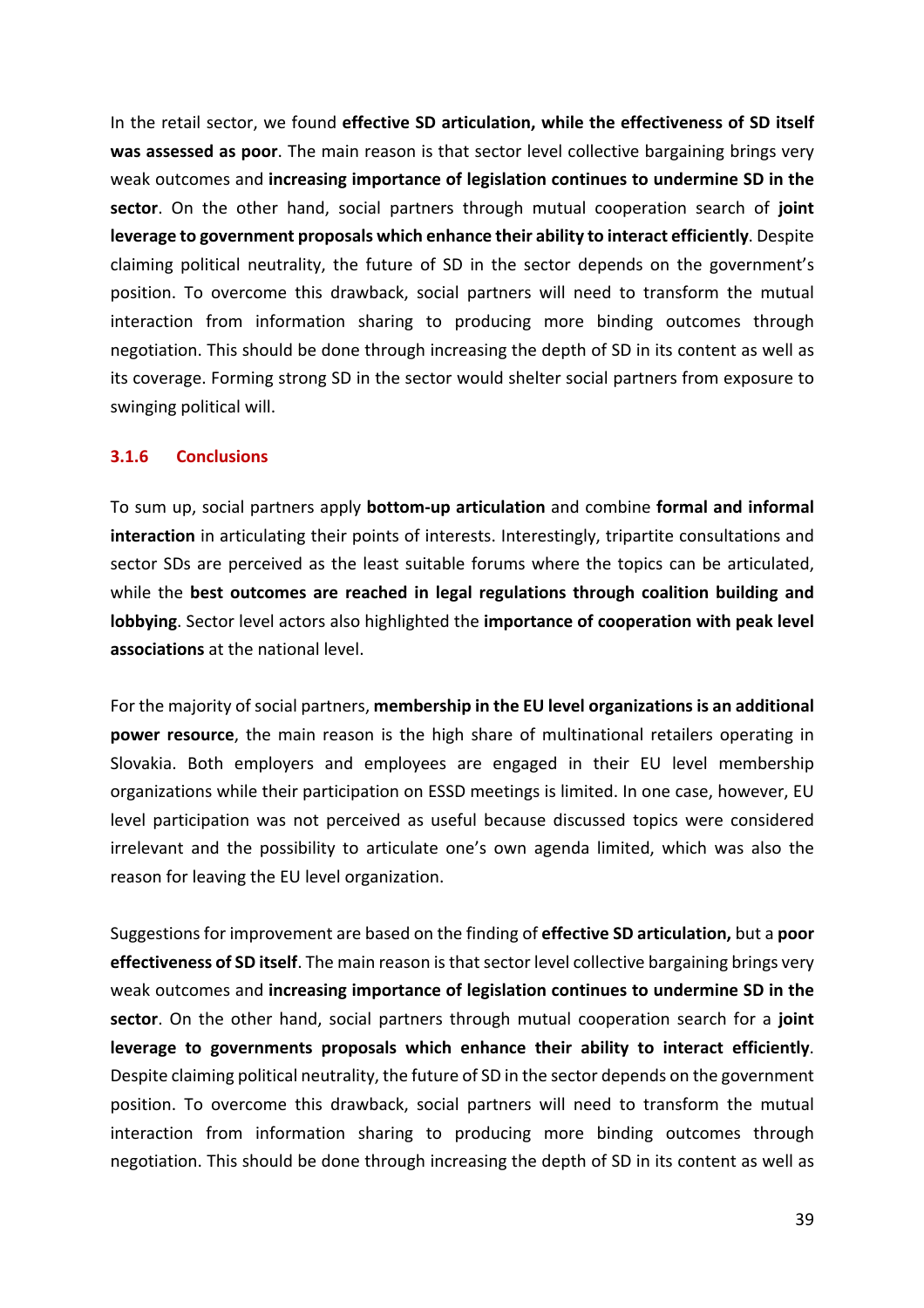In the retail sector, we found **effective SD articulation, while the effectiveness of SD itself was assessed as poor**. The main reason is that sector level collective bargaining brings very weak outcomes and **increasing importance of legislation continues to undermine SD in the sector**. On the other hand, social partners through mutual cooperation search of **joint leverage to government proposals which enhance their ability to interact efficiently**. Despite claiming political neutrality, the future of SD in the sector depends on the government's position. To overcome this drawback, social partners will need to transform the mutual interaction from information sharing to producing more binding outcomes through negotiation. This should be done through increasing the depth of SD in its content as well as its coverage. Forming strong SD in the sector would shelter social partners from exposure to swinging political will.

### 3.1.6 Conclusions

To sum up, social partners apply **bottom-up articulation** and combine **formal and informal interaction** in articulating their points of interests. Interestingly, tripartite consultations and sector SDs are perceived as the least suitable forums where the topics can be articulated, while the **best outcomes are reached in legal regulations through coalition building and lobbying**. Sector level actors also highlighted the **importance of cooperation with peak level associations** at the national level.

For the majority of social partners, **membership in the EU level organizations is an additional power resource**, the main reason is the high share of multinational retailers operating in Slovakia. Both employers and employees are engaged in their EU level membership organizations while their participation on ESSD meetings is limited. In one case, however, EU level participation was not perceived as useful because discussed topics were considered irrelevant and the possibility to articulate one's own agenda limited, which was also the reason for leaving the EU level organization.

Suggestions for improvement are based on the finding of **effective SD articulation,** but a **poor effectiveness of SD itself**. The main reason is that sector level collective bargaining brings very weak outcomes and **increasing importance of legislation continues to undermine SD in the sector**. On the other hand, social partners through mutual cooperation search for a **joint leverage to governments proposals which enhance their ability to interact efficiently**. Despite claiming political neutrality, the future of SD in the sector depends on the government position. To overcome this drawback, social partners will need to transform the mutual interaction from information sharing to producing more binding outcomes through negotiation. This should be done through increasing the depth of SD in its content as well as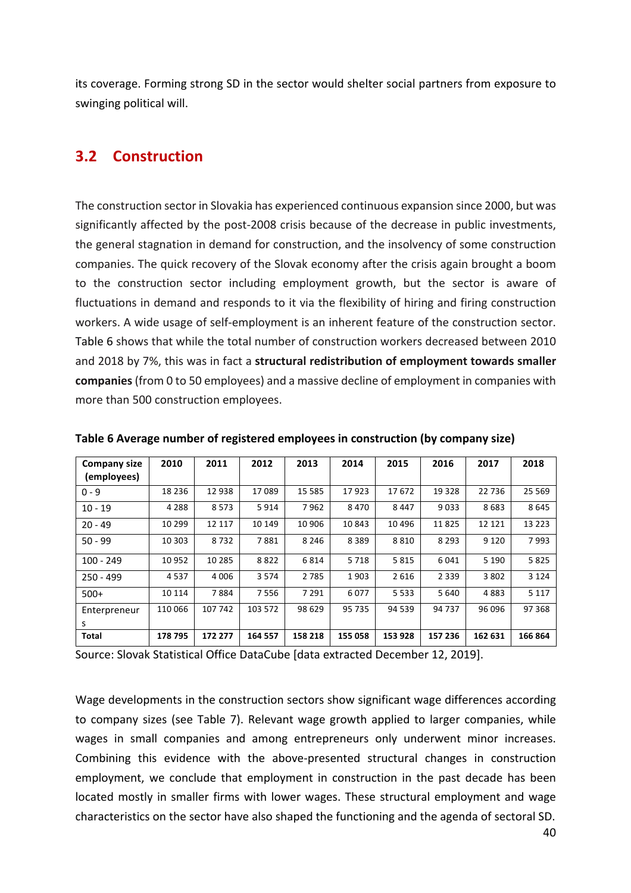its coverage. Forming strong SD in the sector would shelter social partners from exposure to swinging political will.

## 3.2 Construction

The construction sector in Slovakia has experienced continuous expansion since 2000, but was significantly affected by the post-2008 crisis because of the decrease in public investments, the general stagnation in demand for construction, and the insolvency of some construction companies. The quick recovery of the Slovak economy after the crisis again brought a boom to the construction sector including employment growth, but the sector is aware of fluctuations in demand and responds to it via the flexibility of hiring and firing construction workers. A wide usage of self-employment is an inherent feature of the construction sector. Table 6 shows that while the total number of construction workers decreased between 2010 and 2018 by 7%, this was in fact a **structural redistribution of employment towards smaller companies** (from 0 to 50 employees) and a massive decline of employment in companies with more than 500 construction employees.

**Table 6 Average number of registered employees in construction (by company size)**

| Company size (employees) | 2010 | 2011 | 2012 | 2013 | 2014 | 2015 | 2016 | 2017 | 2018 |
|---|---|---|---|---|---|---|---|---|---|
| 0 - 9 | 18 236 | 12 938 | 17 089 | 15 585 | 17 923 | 17 672 | 19 328 | 22 736 | 25 569 |
| 10 - 19 | 4 288 | 8 573 | 5 914 | 7 962 | 8 470 | 8 447 | 9 033 | 8 683 | 8 645 |
| 20 - 49 | 10 299 | 12 117 | 10 149 | 10 906 | 10 843 | 10 496 | 11 825 | 12 121 | 13 223 |
| 50 - 99 | 10 303 | 8 732 | 7 881 | 8 246 | 8 389 | 8 810 | 8 293 | 9 120 | 7 993 |
| 100 - 249 | 10 952 | 10 285 | 8 822 | 6 814 | 5 718 | 5 815 | 6 041 | 5 190 | 5 825 |
| 250 - 499 | 4 537 | 4 006 | 3 574 | 2 785 | 1 903 | 2 616 | 2 339 | 3 802 | 3 124 |
| 500+ | 10 114 | 7 884 | 7 556 | 7 291 | 6 077 | 5 533 | 5 640 | 4 883 | 5 117 |
| Entrepreneurs | 110 066 | 107 742 | 103 572 | 98 629 | 95 735 | 94 539 | 94 737 | 96 096 | 97 368 |
| **Total** | **178 795** | **172 277** | **164 557** | **158 218** | **155 058** | **153 928** | **157 236** | **162 631** | **166 864** |

Source: Slovak Statistical Office DataCube [data extracted December 12, 2019].

Wage developments in the construction sectors show significant wage differences according to company sizes (see Table 7). Relevant wage growth applied to larger companies, while wages in small companies and among entrepreneurs only underwent minor increases. Combining this evidence with the above-presented structural changes in construction employment, we conclude that employment in construction in the past decade has been located mostly in smaller firms with lower wages. These structural employment and wage characteristics on the sector have also shaped the functioning and the agenda of sectoral SD.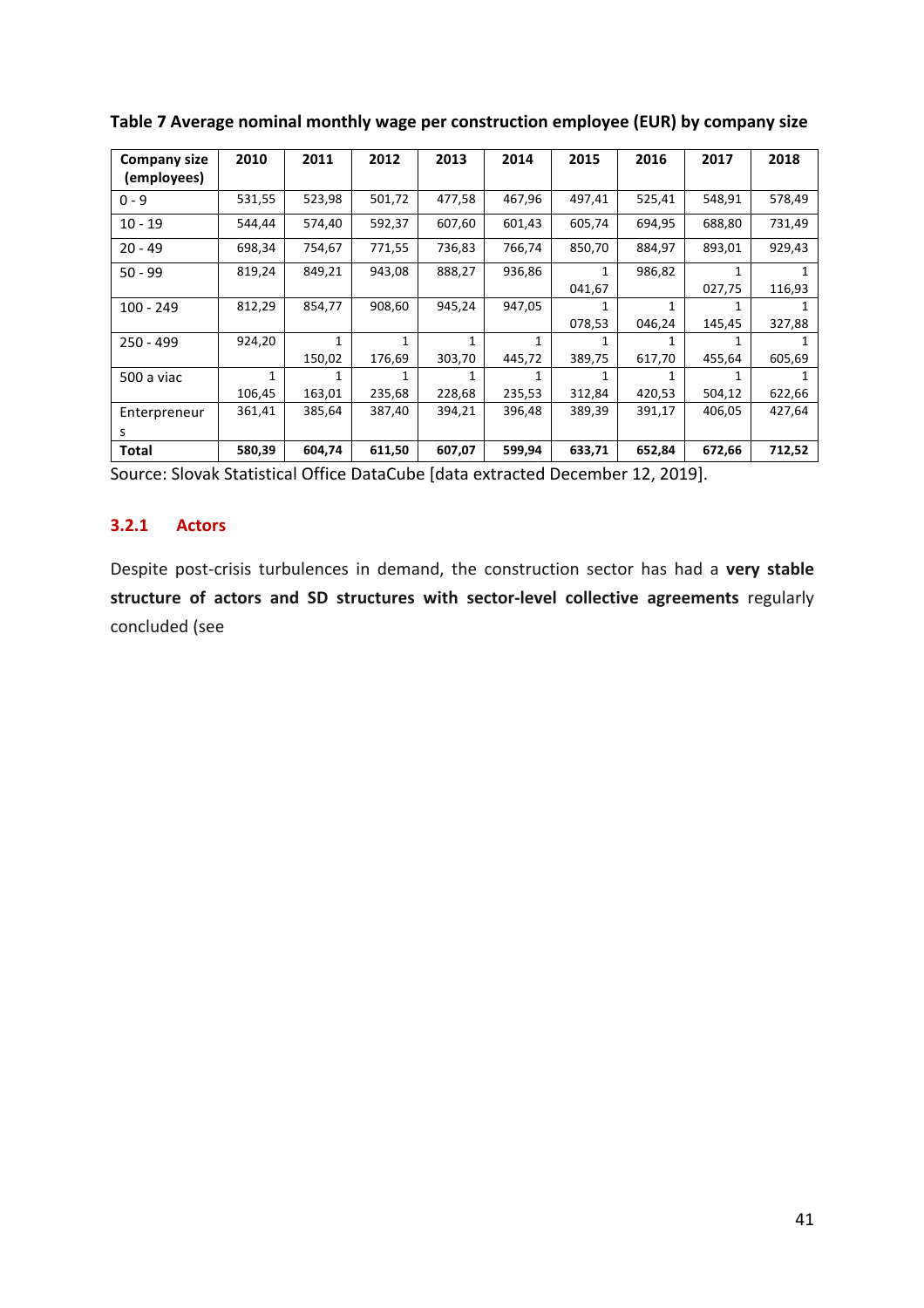**Table 7 Average nominal monthly wage per construction employee (EUR) by company size**

| Company size (employees) | 2010 | 2011 | 2012 | 2013 | 2014 | 2015 | 2016 | 2017 | 2018 |
|---|---|---|---|---|---|---|---|---|---|
| 0 - 9 | 531,55 | 523,98 | 501,72 | 477,58 | 467,96 | 497,41 | 525,41 | 548,91 | 578,49 |
| 10 - 19 | 544,44 | 574,40 | 592,37 | 607,60 | 601,43 | 605,74 | 694,95 | 688,80 | 731,49 |
| 20 - 49 | 698,34 | 754,67 | 771,55 | 736,83 | 766,74 | 850,70 | 884,97 | 893,01 | 929,43 |
| 50 - 99 | 819,24 | 849,21 | 943,08 | 888,27 | 936,86 | 1 041,67 | 986,82 | 1 027,75 | 1 116,93 |
| 100 - 249 | 812,29 | 854,77 | 908,60 | 945,24 | 947,05 | 1 078,53 | 1 046,24 | 1 145,45 | 1 327,88 |
| 250 - 499 | 924,20 | 1 150,02 | 1 176,69 | 1 303,70 | 1 445,72 | 1 389,75 | 1 617,70 | 1 455,64 | 1 605,69 |
| 500 a viac | 1 106,45 | 1 163,01 | 1 235,68 | 1 228,68 | 1 235,53 | 1 312,84 | 1 420,53 | 1 504,12 | 1 622,66 |
| Enterpreneurs | 361,41 | 385,64 | 387,40 | 394,21 | 396,48 | 389,39 | 391,17 | 406,05 | 427,64 |
| **Total** | **580,39** | **604,74** | **611,50** | **607,07** | **599,94** | **633,71** | **652,84** | **672,66** | **712,52** |

Source: Slovak Statistical Office DataCube [data extracted December 12, 2019].

### 3.2.1 Actors

Despite post-crisis turbulences in demand, the construction sector has had a **very stable structure of actors and SD structures with sector-level collective agreements** regularly concluded (see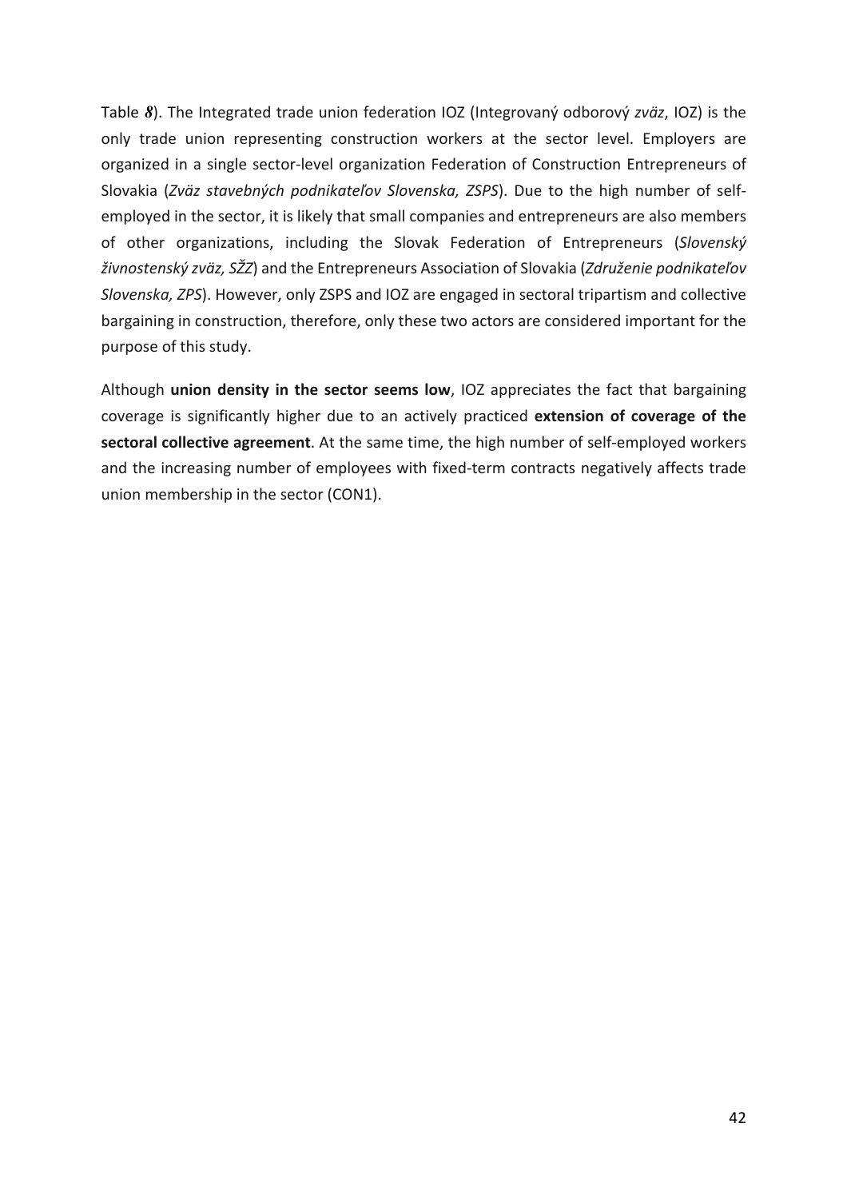Table *8*). The Integrated trade union federation IOZ (Integrovaný odborový *zväz*, IOZ) is the only trade union representing construction workers at the sector level. Employers are organized in a single sector-level organization Federation of Construction Entrepreneurs of Slovakia (*Zväz stavebných podnikateľov Slovenska, ZSPS*). Due to the high number of self-employed in the sector, it is likely that small companies and entrepreneurs are also members of other organizations, including the Slovak Federation of Entrepreneurs (*Slovenský živnostenský zväz, SŽZ*) and the Entrepreneurs Association of Slovakia (*Združenie podnikateľov Slovenska, ZPS*). However, only ZSPS and IOZ are engaged in sectoral tripartism and collective bargaining in construction, therefore, only these two actors are considered important for the purpose of this study.

Although **union density in the sector seems low**, IOZ appreciates the fact that bargaining coverage is significantly higher due to an actively practiced **extension of coverage of the sectoral collective agreement**. At the same time, the high number of self-employed workers and the increasing number of employees with fixed-term contracts negatively affects trade union membership in the sector (CON1).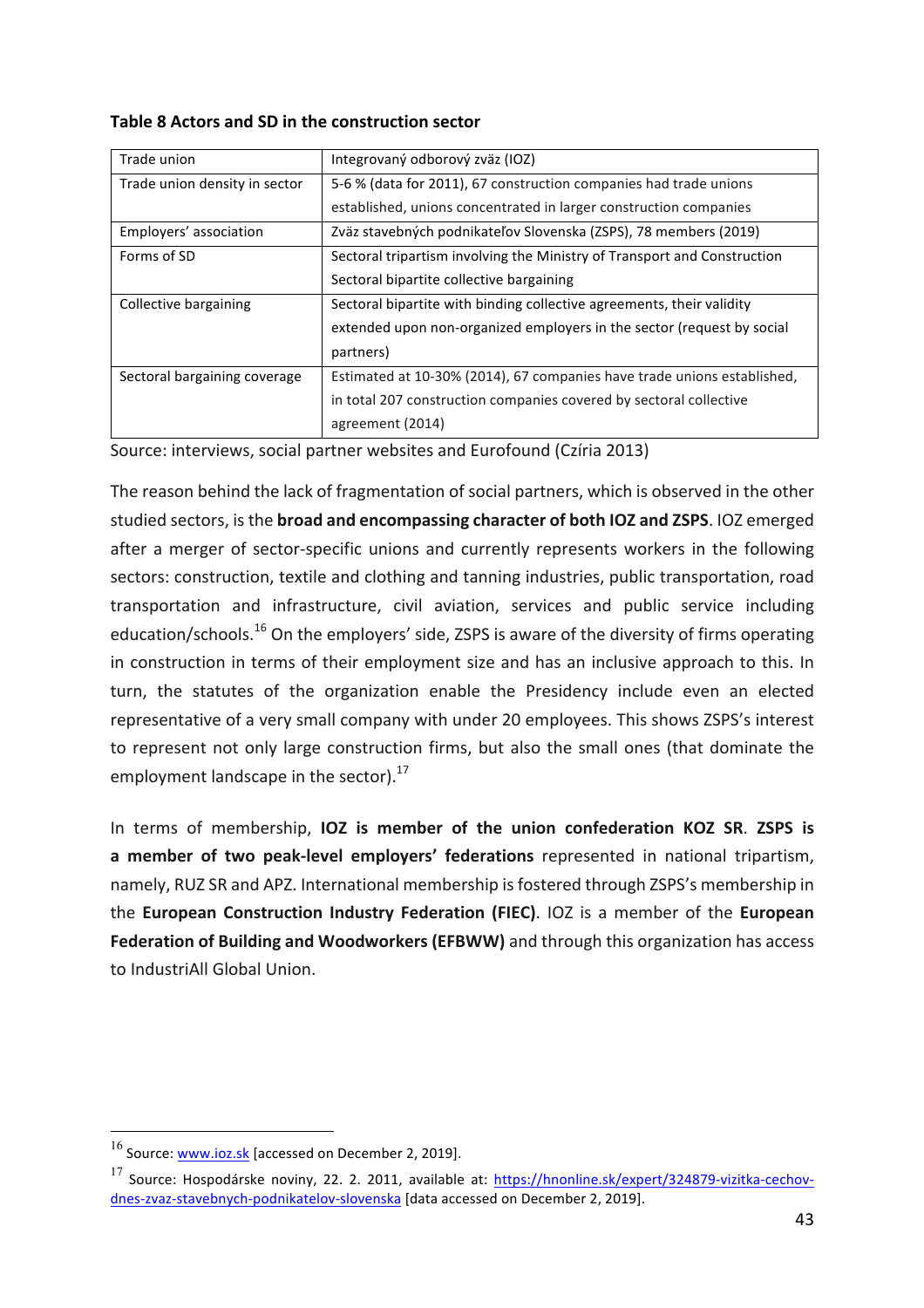**Table 8 Actors and SD in the construction sector**

| Trade union | Integrovaný odborový zväz (IOZ) |
|---|---|
| Trade union density in sector | 5-6 % (data for 2011), 67 construction companies had trade unions established, unions concentrated in larger construction companies |
| Employers' association | Zväz stavebných podnikateľov Slovenska (ZSPS), 78 members (2019) |
| Forms of SD | Sectoral tripartism involving the Ministry of Transport and Construction<br>Sectoral bipartite collective bargaining |
| Collective bargaining | Sectoral bipartite with binding collective agreements, their validity extended upon non-organized employers in the sector (request by social partners) |
| Sectoral bargaining coverage | Estimated at 10-30% (2014), 67 companies have trade unions established, in total 207 construction companies covered by sectoral collective agreement (2014) |

Source: interviews, social partner websites and Eurofound (Czíria 2013)

The reason behind the lack of fragmentation of social partners, which is observed in the other studied sectors, is the **broad and encompassing character of both IOZ and ZSPS**. IOZ emerged after a merger of sector-specific unions and currently represents workers in the following sectors: construction, textile and clothing and tanning industries, public transportation, road transportation and infrastructure, civil aviation, services and public service including education/schools.[16] On the employers' side, ZSPS is aware of the diversity of firms operating in construction in terms of their employment size and has an inclusive approach to this. In turn, the statutes of the organization enable the Presidency include even an elected representative of a very small company with under 20 employees. This shows ZSPS's interest to represent not only large construction firms, but also the small ones (that dominate the employment landscape in the sector).[17]

In terms of membership, **IOZ is member of the union confederation KOZ SR**. **ZSPS is a member of two peak-level employers' federations** represented in national tripartism, namely, RUZ SR and APZ. International membership is fostered through ZSPS's membership in the **European Construction Industry Federation (FIEC)**. IOZ is a member of the **European Federation of Building and Woodworkers (EFBWW)** and through this organization has access to IndustriAll Global Union.

---

[16] Source: www.ioz.sk [accessed on December 2, 2019].

[17] Source: Hospodárske noviny, 22. 2. 2011, available at: https://hnonline.sk/expert/324879-vizitka-cechov-dnes-zvaz-stavebnych-podnikatelov-slovenska [data accessed on December 2, 2019].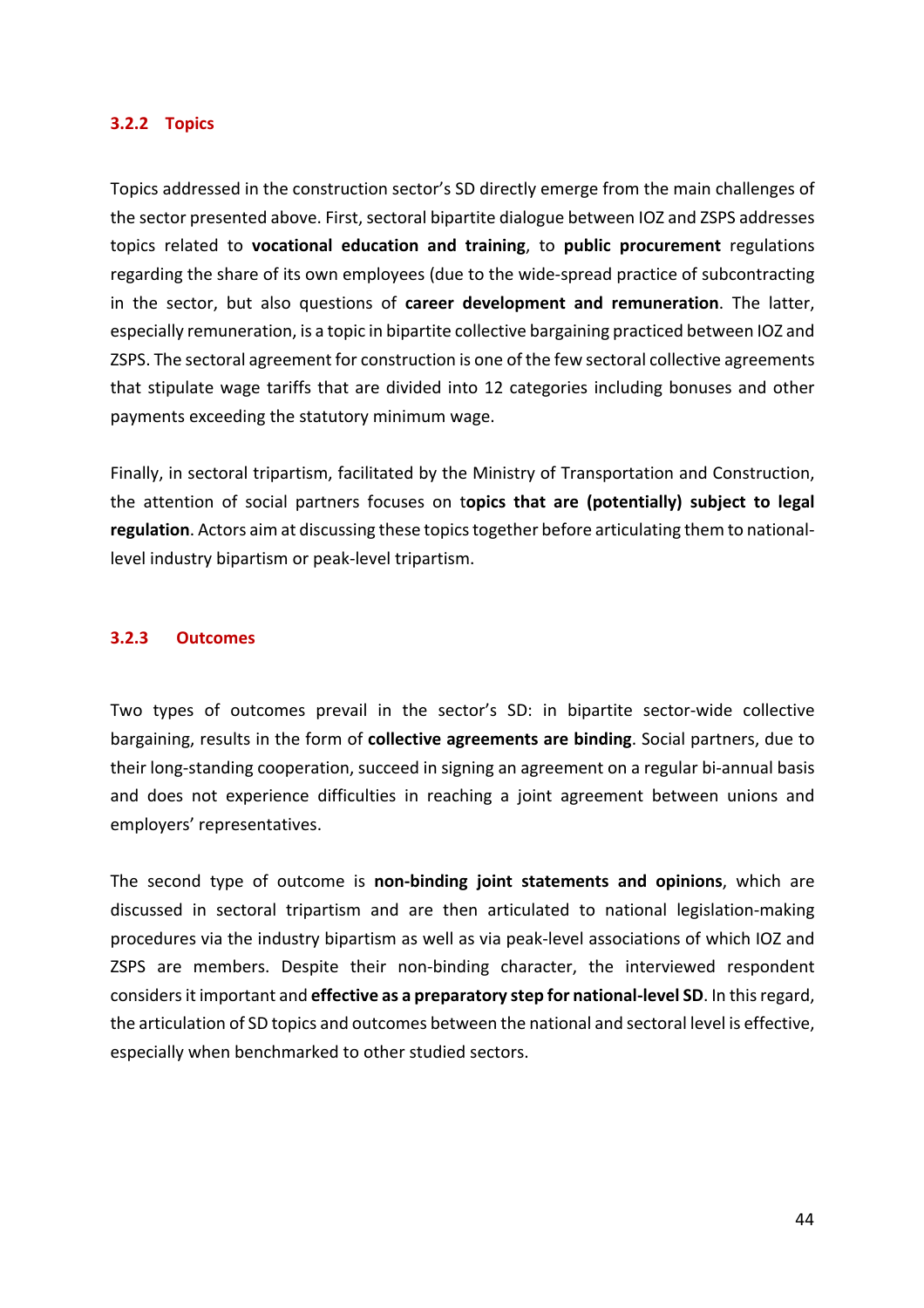### 3.2.2 Topics

Topics addressed in the construction sector's SD directly emerge from the main challenges of the sector presented above. First, sectoral bipartite dialogue between IOZ and ZSPS addresses topics related to **vocational education and training**, to **public procurement** regulations regarding the share of its own employees (due to the wide-spread practice of subcontracting in the sector, but also questions of **career development and remuneration**. The latter, especially remuneration, is a topic in bipartite collective bargaining practiced between IOZ and ZSPS. The sectoral agreement for construction is one of the few sectoral collective agreements that stipulate wage tariffs that are divided into 12 categories including bonuses and other payments exceeding the statutory minimum wage.

Finally, in sectoral tripartism, facilitated by the Ministry of Transportation and Construction, the attention of social partners focuses on t**opics that are (potentially) subject to legal regulation**. Actors aim at discussing these topics together before articulating them to national-level industry bipartism or peak-level tripartism.

### 3.2.3 Outcomes

Two types of outcomes prevail in the sector's SD: in bipartite sector-wide collective bargaining, results in the form of **collective agreements are binding**. Social partners, due to their long-standing cooperation, succeed in signing an agreement on a regular bi-annual basis and does not experience difficulties in reaching a joint agreement between unions and employers' representatives.

The second type of outcome is **non-binding joint statements and opinions**, which are discussed in sectoral tripartism and are then articulated to national legislation-making procedures via the industry bipartism as well as via peak-level associations of which IOZ and ZSPS are members. Despite their non-binding character, the interviewed respondent considers it important and **effective as a preparatory step for national-level SD**. In this regard, the articulation of SD topics and outcomes between the national and sectoral level is effective, especially when benchmarked to other studied sectors.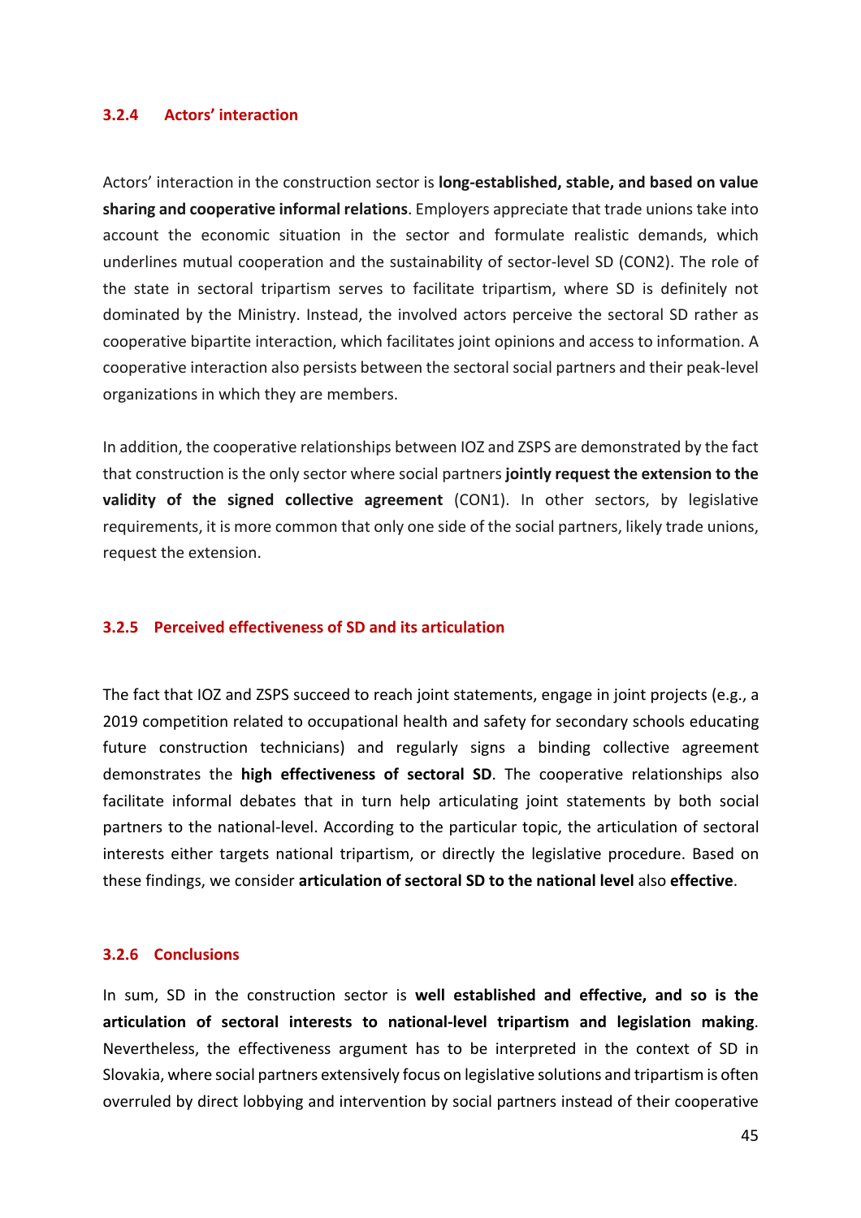### 3.2.4 Actors' interaction

Actors' interaction in the construction sector is **long-established, stable, and based on value sharing and cooperative informal relations**. Employers appreciate that trade unions take into account the economic situation in the sector and formulate realistic demands, which underlines mutual cooperation and the sustainability of sector-level SD (CON2). The role of the state in sectoral tripartism serves to facilitate tripartism, where SD is definitely not dominated by the Ministry. Instead, the involved actors perceive the sectoral SD rather as cooperative bipartite interaction, which facilitates joint opinions and access to information. A cooperative interaction also persists between the sectoral social partners and their peak-level organizations in which they are members.

In addition, the cooperative relationships between IOZ and ZSPS are demonstrated by the fact that construction is the only sector where social partners **jointly request the extension to the validity of the signed collective agreement** (CON1). In other sectors, by legislative requirements, it is more common that only one side of the social partners, likely trade unions, request the extension.

### 3.2.5 Perceived effectiveness of SD and its articulation

The fact that IOZ and ZSPS succeed to reach joint statements, engage in joint projects (e.g., a 2019 competition related to occupational health and safety for secondary schools educating future construction technicians) and regularly signs a binding collective agreement demonstrates the **high effectiveness of sectoral SD**. The cooperative relationships also facilitate informal debates that in turn help articulating joint statements by both social partners to the national-level. According to the particular topic, the articulation of sectoral interests either targets national tripartism, or directly the legislative procedure. Based on these findings, we consider **articulation of sectoral SD to the national level** also **effective**.

### 3.2.6 Conclusions

In sum, SD in the construction sector is **well established and effective, and so is the articulation of sectoral interests to national-level tripartism and legislation making**. Nevertheless, the effectiveness argument has to be interpreted in the context of SD in Slovakia, where social partners extensively focus on legislative solutions and tripartism is often overruled by direct lobbying and intervention by social partners instead of their cooperative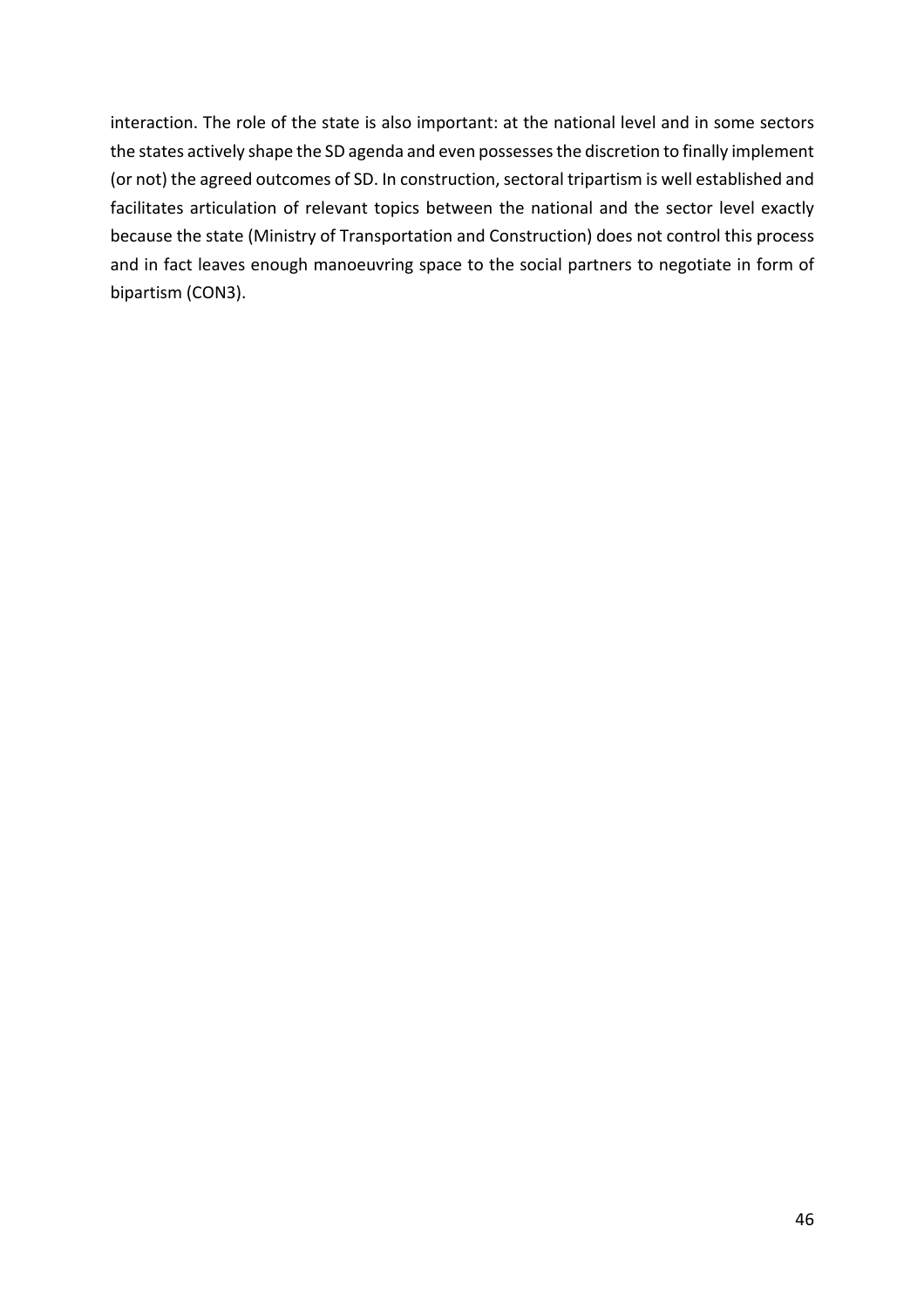interaction. The role of the state is also important: at the national level and in some sectors the states actively shape the SD agenda and even possesses the discretion to finally implement (or not) the agreed outcomes of SD. In construction, sectoral tripartism is well established and facilitates articulation of relevant topics between the national and the sector level exactly because the state (Ministry of Transportation and Construction) does not control this process and in fact leaves enough manoeuvring space to the social partners to negotiate in form of bipartism (CON3).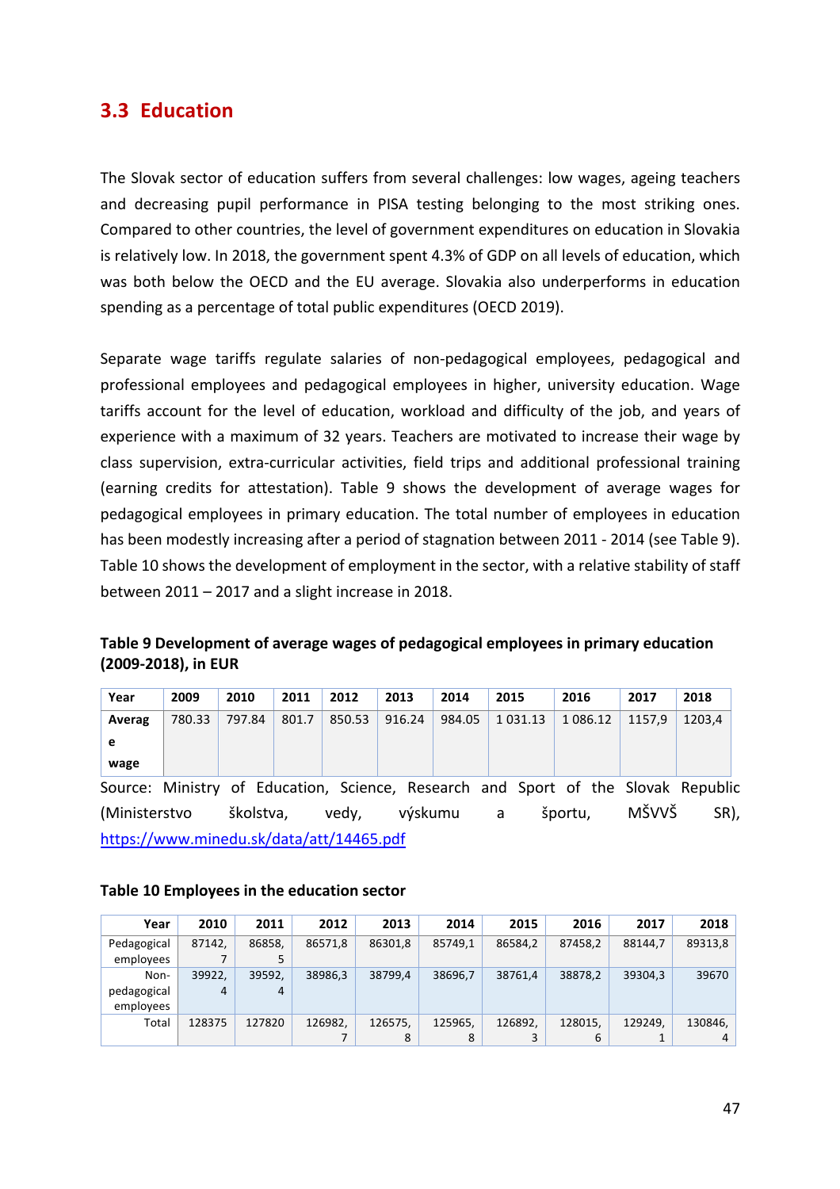## 3.3 Education

The Slovak sector of education suffers from several challenges: low wages, ageing teachers and decreasing pupil performance in PISA testing belonging to the most striking ones. Compared to other countries, the level of government expenditures on education in Slovakia is relatively low. In 2018, the government spent 4.3% of GDP on all levels of education, which was both below the OECD and the EU average. Slovakia also underperforms in education spending as a percentage of total public expenditures (OECD 2019).

Separate wage tariffs regulate salaries of non-pedagogical employees, pedagogical and professional employees and pedagogical employees in higher, university education. Wage tariffs account for the level of education, workload and difficulty of the job, and years of experience with a maximum of 32 years. Teachers are motivated to increase their wage by class supervision, extra-curricular activities, field trips and additional professional training (earning credits for attestation). Table 9 shows the development of average wages for pedagogical employees in primary education. The total number of employees in education has been modestly increasing after a period of stagnation between 2011 - 2014 (see Table 9). Table 10 shows the development of employment in the sector, with a relative stability of staff between 2011 – 2017 and a slight increase in 2018.

**Table 9 Development of average wages of pedagogical employees in primary education (2009-2018), in EUR**

| Year | 2009 | 2010 | 2011 | 2012 | 2013 | 2014 | 2015 | 2016 | 2017 | 2018 |
|---|---|---|---|---|---|---|---|---|---|---|
| **Average wage** | 780.33 | 797.84 | 801.7 | 850.53 | 916.24 | 984.05 | 1 031.13 | 1 086.12 | 1157,9 | 1203,4 |

Source: Ministry of Education, Science, Research and Sport of the Slovak Republic (Ministerstvo školstva, vedy, výskumu a športu, MŠVVŠ SR), [https://www.minedu.sk/data/att/14465.pdf](https://www.minedu.sk/data/att/14465.pdf)

**Table 10 Employees in the education sector**

| Year | 2010 | 2011 | 2012 | 2013 | 2014 | 2015 | 2016 | 2017 | 2018 |
|---|---|---|---|---|---|---|---|---|---|
| Pedagogical employees | 87142,7 | 86858,5 | 86571,8 | 86301,8 | 85749,1 | 86584,2 | 87458,2 | 88144,7 | 89313,8 |
| Non-pedagogical employees | 39922,4 | 39592,4 | 38986,3 | 38799,4 | 38696,7 | 38761,4 | 38878,2 | 39304,3 | 39670 |
| Total | 128375 | 127820 | 126982,7 | 126575,8 | 125965,8 | 126892,3 | 128015,6 | 129249,1 | 130846,4 |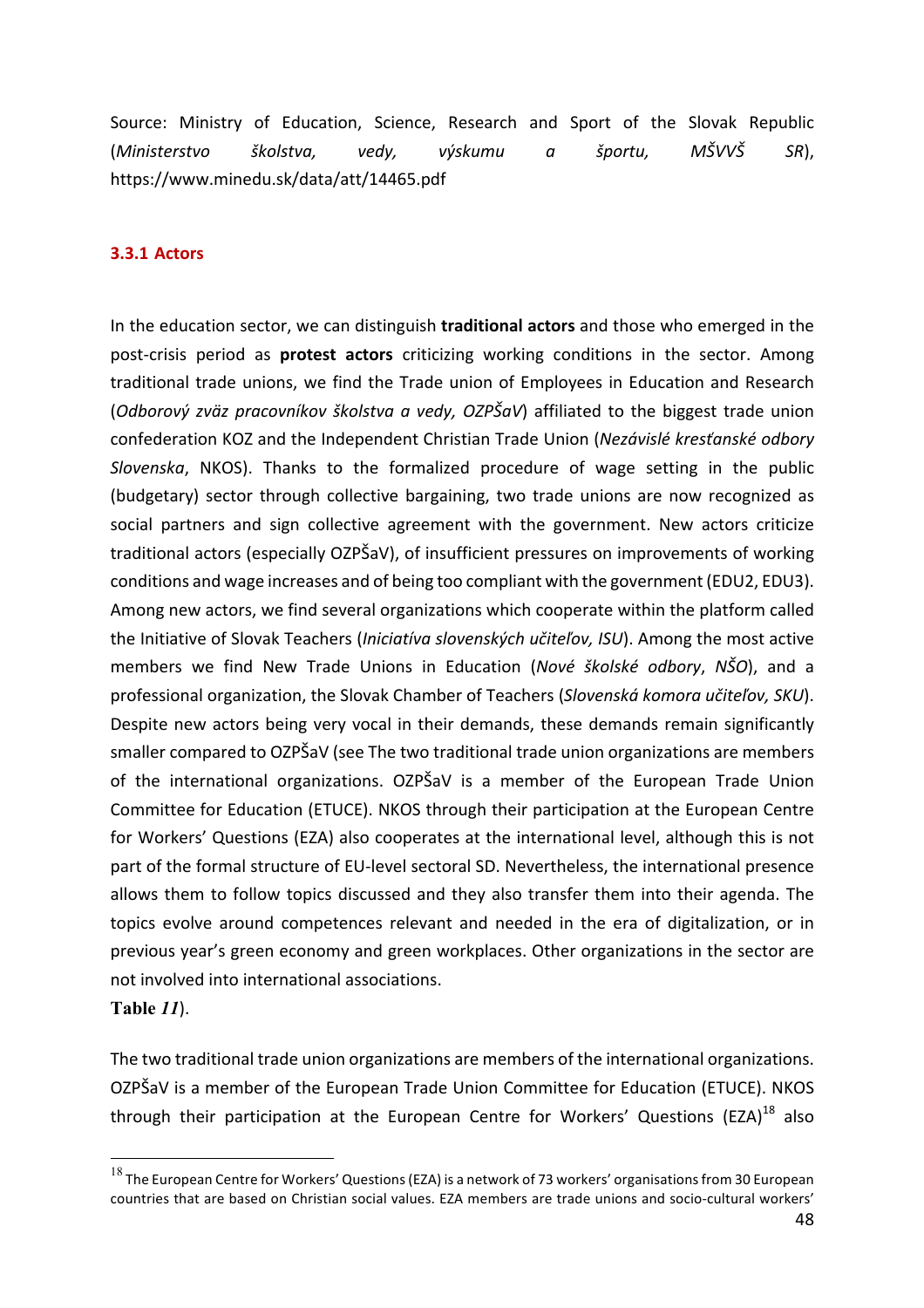Source: Ministry of Education, Science, Research and Sport of the Slovak Republic (*Ministerstvo školstva, vedy, výskumu a športu, MŠVVŠ SR*), https://www.minedu.sk/data/att/14465.pdf

### 3.3.1 Actors

In the education sector, we can distinguish **traditional actors** and those who emerged in the post-crisis period as **protest actors** criticizing working conditions in the sector. Among traditional trade unions, we find the Trade union of Employees in Education and Research (*Odborový zväz pracovníkov školstva a vedy, OZPŠaV*) affiliated to the biggest trade union confederation KOZ and the Independent Christian Trade Union (*Nezávislé kresťanské odbory Slovenska*, NKOS). Thanks to the formalized procedure of wage setting in the public (budgetary) sector through collective bargaining, two trade unions are now recognized as social partners and sign collective agreement with the government. New actors criticize traditional actors (especially OZPŠaV), of insufficient pressures on improvements of working conditions and wage increases and of being too compliant with the government (EDU2, EDU3). Among new actors, we find several organizations which cooperate within the platform called the Initiative of Slovak Teachers (*Iniciatíva slovenských učiteľov, ISU*). Among the most active members we find New Trade Unions in Education (*Nové školské odbory*, *NŠO*), and a professional organization, the Slovak Chamber of Teachers (*Slovenská komora učiteľov, SKU*). Despite new actors being very vocal in their demands, these demands remain significantly smaller compared to OZPŠaV (see The two traditional trade union organizations are members of the international organizations. OZPŠaV is a member of the European Trade Union Committee for Education (ETUCE). NKOS through their participation at the European Centre for Workers' Questions (EZA) also cooperates at the international level, although this is not part of the formal structure of EU-level sectoral SD. Nevertheless, the international presence allows them to follow topics discussed and they also transfer them into their agenda. The topics evolve around competences relevant and needed in the era of digitalization, or in previous year's green economy and green workplaces. Other organizations in the sector are not involved into international associations.
**Table *11***).

The two traditional trade union organizations are members of the international organizations. OZPŠaV is a member of the European Trade Union Committee for Education (ETUCE). NKOS through their participation at the European Centre for Workers' Questions (EZA)[18] also

[18] The European Centre for Workers' Questions (EZA) is a network of 73 workers' organisations from 30 European countries that are based on Christian social values. EZA members are trade unions and socio-cultural workers'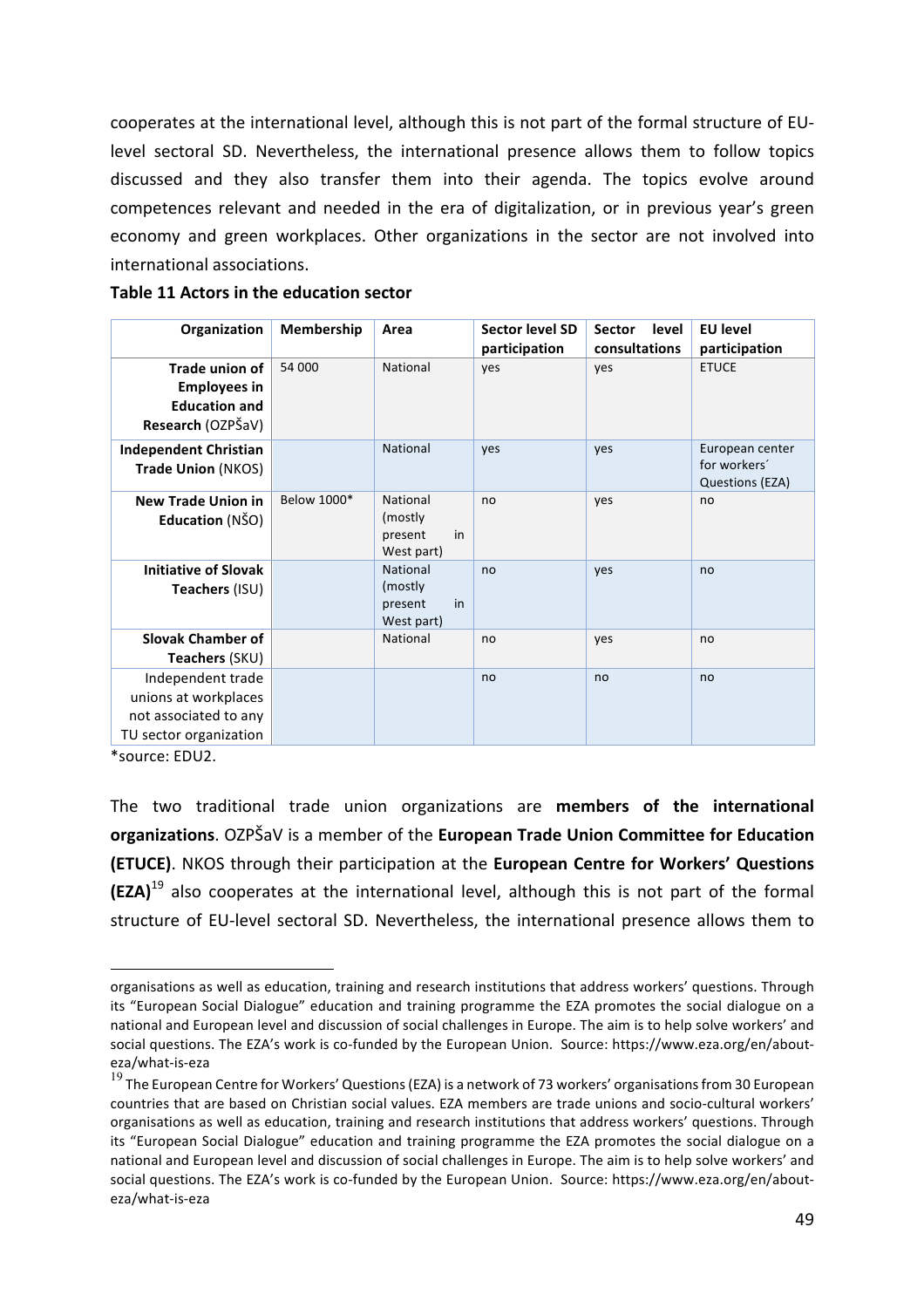cooperates at the international level, although this is not part of the formal structure of EU-level sectoral SD. Nevertheless, the international presence allows them to follow topics discussed and they also transfer them into their agenda. The topics evolve around competences relevant and needed in the era of digitalization, or in previous year's green economy and green workplaces. Other organizations in the sector are not involved into international associations.

**Table 11 Actors in the education sector**

| Organization | Membership | Area | Sector level SD participation | Sector level consultations | EU level participation |
|---|---|---|---|---|---|
| **Trade union of Employees in Education and Research** (OZPŠaV) | 54 000 | National | yes | yes | ETUCE |
| **Independent Christian Trade Union** (NKOS) | | National | yes | yes | European center for workers´ Questions (EZA) |
| **New Trade Union in Education** (NŠO) | Below 1000* | National (mostly present in West part) | no | yes | no |
| **Initiative of Slovak Teachers** (ISU) | | National (mostly present in West part) | no | yes | no |
| **Slovak Chamber of Teachers** (SKU) | | National | no | yes | no |
| Independent trade unions at workplaces not associated to any TU sector organization | | | no | no | no |

*source: EDU2.

The two traditional trade union organizations are **members of the international organizations**. OZPŠaV is a member of the **European Trade Union Committee for Education (ETUCE)**. NKOS through their participation at the **European Centre for Workers' Questions (EZA)**[19] also cooperates at the international level, although this is not part of the formal structure of EU-level sectoral SD. Nevertheless, the international presence allows them to

organisations as well as education, training and research institutions that address workers' questions. Through its "European Social Dialogue" education and training programme the EZA promotes the social dialogue on a national and European level and discussion of social challenges in Europe. The aim is to help solve workers' and social questions. The EZA's work is co-funded by the European Union. Source: https://www.eza.org/en/about-eza/what-is-eza

[19] The European Centre for Workers' Questions (EZA) is a network of 73 workers' organisations from 30 European countries that are based on Christian social values. EZA members are trade unions and socio-cultural workers' organisations as well as education, training and research institutions that address workers' questions. Through its "European Social Dialogue" education and training programme the EZA promotes the social dialogue on a national and European level and discussion of social challenges in Europe. The aim is to help solve workers' and social questions. The EZA's work is co-funded by the European Union. Source: https://www.eza.org/en/about-eza/what-is-eza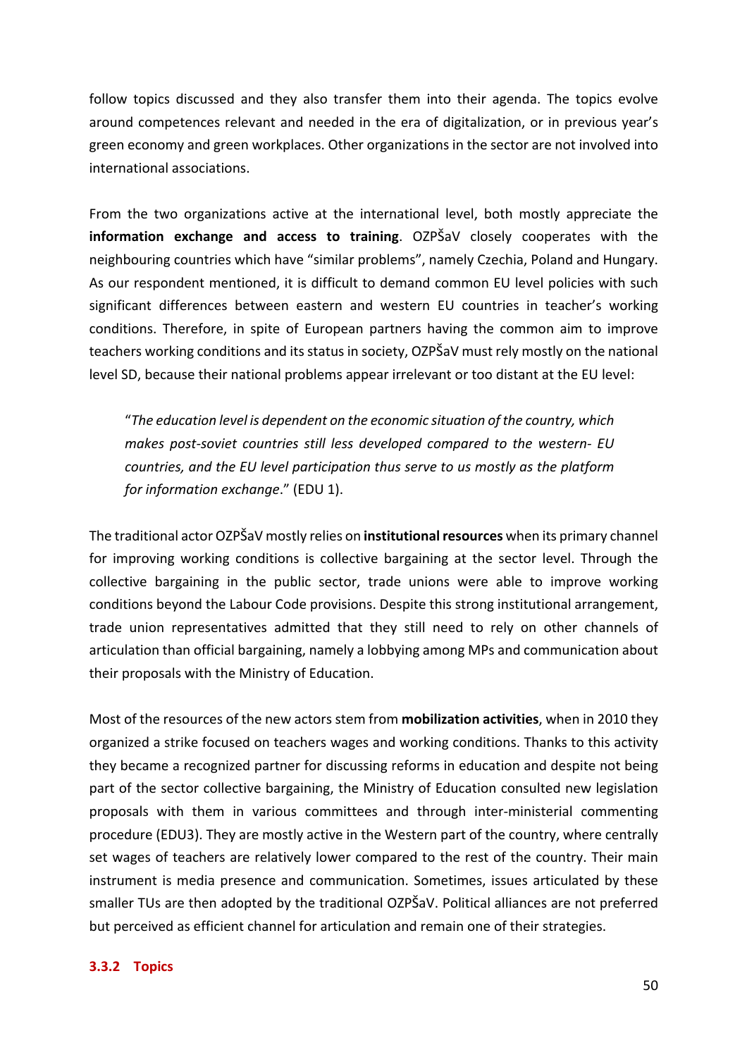follow topics discussed and they also transfer them into their agenda. The topics evolve around competences relevant and needed in the era of digitalization, or in previous year's green economy and green workplaces. Other organizations in the sector are not involved into international associations.

From the two organizations active at the international level, both mostly appreciate the **information exchange and access to training**. OZPŠaV closely cooperates with the neighbouring countries which have "similar problems", namely Czechia, Poland and Hungary. As our respondent mentioned, it is difficult to demand common EU level policies with such significant differences between eastern and western EU countries in teacher's working conditions. Therefore, in spite of European partners having the common aim to improve teachers working conditions and its status in society, OZPŠaV must rely mostly on the national level SD, because their national problems appear irrelevant or too distant at the EU level:

> "*The education level is dependent on the economic situation of the country, which makes post-soviet countries still less developed compared to the western- EU countries, and the EU level participation thus serve to us mostly as the platform for information exchange*." (EDU 1).

The traditional actor OZPŠaV mostly relies on **institutional resources** when its primary channel for improving working conditions is collective bargaining at the sector level. Through the collective bargaining in the public sector, trade unions were able to improve working conditions beyond the Labour Code provisions. Despite this strong institutional arrangement, trade union representatives admitted that they still need to rely on other channels of articulation than official bargaining, namely a lobbying among MPs and communication about their proposals with the Ministry of Education.

Most of the resources of the new actors stem from **mobilization activities**, when in 2010 they organized a strike focused on teachers wages and working conditions. Thanks to this activity they became a recognized partner for discussing reforms in education and despite not being part of the sector collective bargaining, the Ministry of Education consulted new legislation proposals with them in various committees and through inter-ministerial commenting procedure (EDU3). They are mostly active in the Western part of the country, where centrally set wages of teachers are relatively lower compared to the rest of the country. Their main instrument is media presence and communication. Sometimes, issues articulated by these smaller TUs are then adopted by the traditional OZPŠaV. Political alliances are not preferred but perceived as efficient channel for articulation and remain one of their strategies.

### 3.3.2 Topics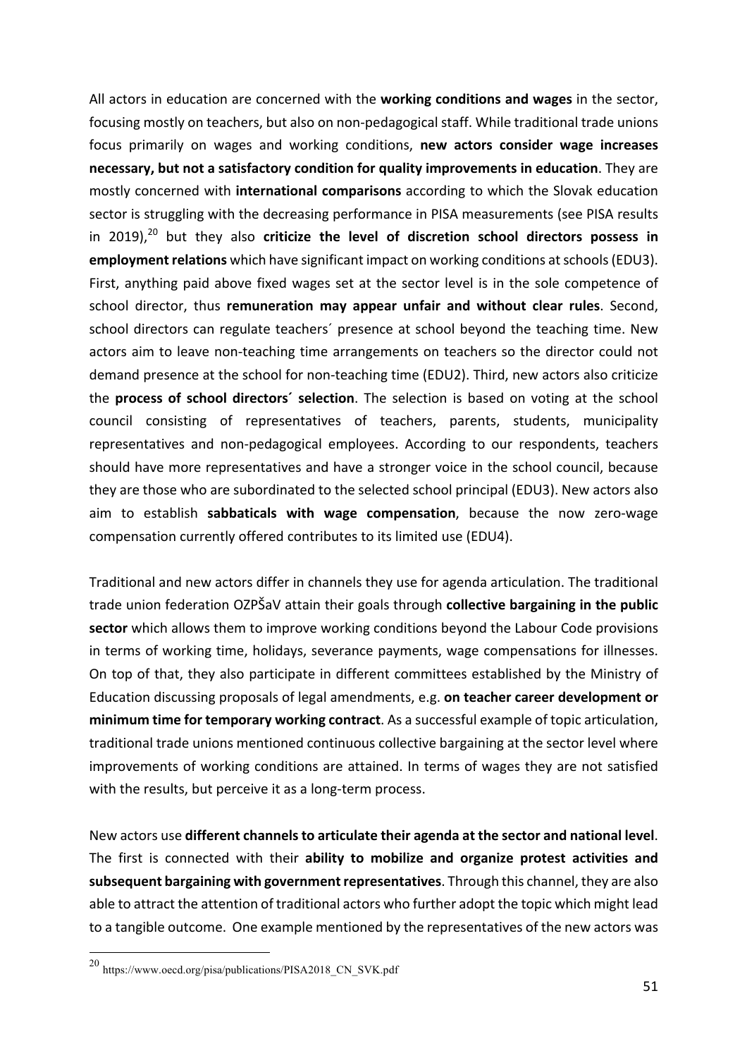All actors in education are concerned with the **working conditions and wages** in the sector, focusing mostly on teachers, but also on non-pedagogical staff. While traditional trade unions focus primarily on wages and working conditions, **new actors consider wage increases necessary, but not a satisfactory condition for quality improvements in education**. They are mostly concerned with **international comparisons** according to which the Slovak education sector is struggling with the decreasing performance in PISA measurements (see PISA results in 2019),[20] but they also **criticize the level of discretion school directors possess in employment relations** which have significant impact on working conditions at schools (EDU3). First, anything paid above fixed wages set at the sector level is in the sole competence of school director, thus **remuneration may appear unfair and without clear rules**. Second, school directors can regulate teachers´ presence at school beyond the teaching time. New actors aim to leave non-teaching time arrangements on teachers so the director could not demand presence at the school for non-teaching time (EDU2). Third, new actors also criticize the **process of school directors´ selection**. The selection is based on voting at the school council consisting of representatives of teachers, parents, students, municipality representatives and non-pedagogical employees. According to our respondents, teachers should have more representatives and have a stronger voice in the school council, because they are those who are subordinated to the selected school principal (EDU3). New actors also aim to establish **sabbaticals with wage compensation**, because the now zero-wage compensation currently offered contributes to its limited use (EDU4).

Traditional and new actors differ in channels they use for agenda articulation. The traditional trade union federation OZPŠaV attain their goals through **collective bargaining in the public sector** which allows them to improve working conditions beyond the Labour Code provisions in terms of working time, holidays, severance payments, wage compensations for illnesses. On top of that, they also participate in different committees established by the Ministry of Education discussing proposals of legal amendments, e.g. **on teacher career development or minimum time for temporary working contract**. As a successful example of topic articulation, traditional trade unions mentioned continuous collective bargaining at the sector level where improvements of working conditions are attained. In terms of wages they are not satisfied with the results, but perceive it as a long-term process.

New actors use **different channels to articulate their agenda at the sector and national level**. The first is connected with their **ability to mobilize and organize protest activities and subsequent bargaining with government representatives**. Through this channel, they are also able to attract the attention of traditional actors who further adopt the topic which might lead to a tangible outcome. One example mentioned by the representatives of the new actors was

[20] https://www.oecd.org/pisa/publications/PISA2018_CN_SVK.pdf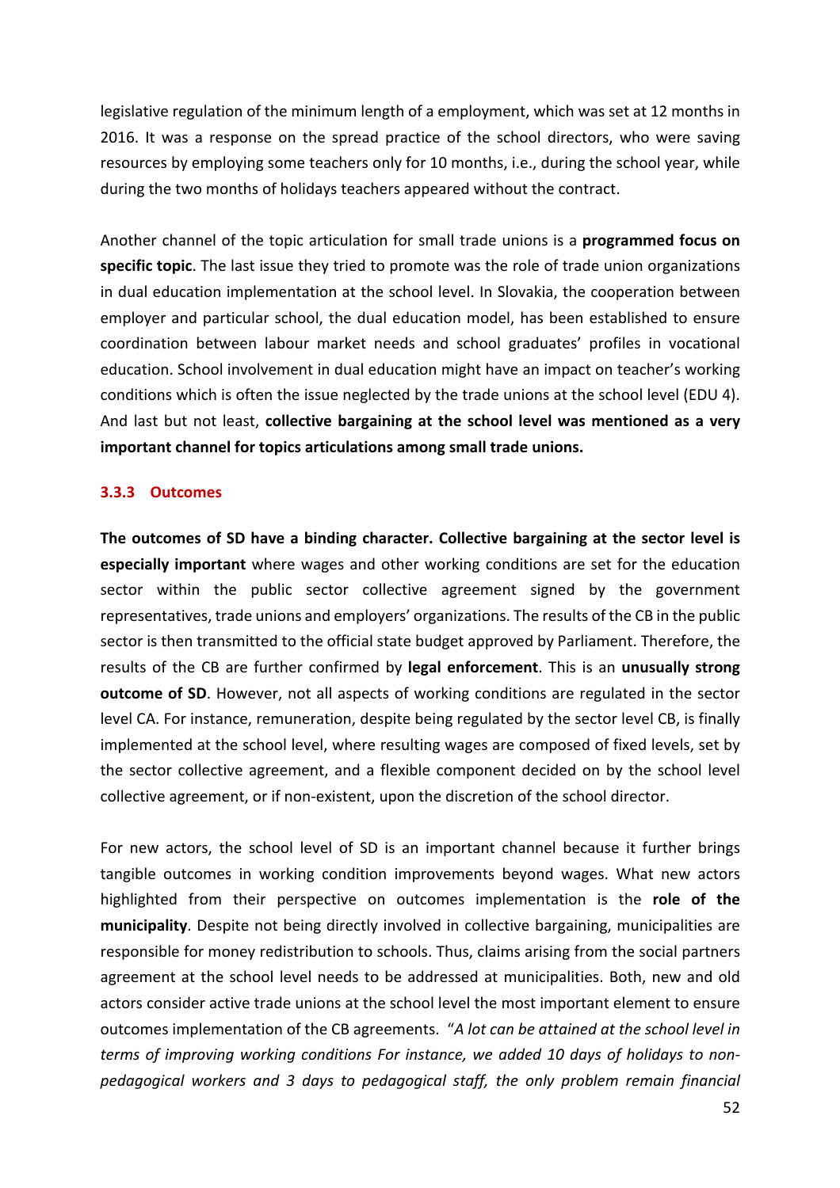legislative regulation of the minimum length of a employment, which was set at 12 months in 2016. It was a response on the spread practice of the school directors, who were saving resources by employing some teachers only for 10 months, i.e., during the school year, while during the two months of holidays teachers appeared without the contract.

Another channel of the topic articulation for small trade unions is a **programmed focus on specific topic**. The last issue they tried to promote was the role of trade union organizations in dual education implementation at the school level. In Slovakia, the cooperation between employer and particular school, the dual education model, has been established to ensure coordination between labour market needs and school graduates' profiles in vocational education. School involvement in dual education might have an impact on teacher's working conditions which is often the issue neglected by the trade unions at the school level (EDU 4). And last but not least, **collective bargaining at the school level was mentioned as a very important channel for topics articulations among small trade unions.**

### 3.3.3 Outcomes

**The outcomes of SD have a binding character. Collective bargaining at the sector level is especially important** where wages and other working conditions are set for the education sector within the public sector collective agreement signed by the government representatives, trade unions and employers' organizations. The results of the CB in the public sector is then transmitted to the official state budget approved by Parliament. Therefore, the results of the CB are further confirmed by **legal enforcement**. This is an **unusually strong outcome of SD**. However, not all aspects of working conditions are regulated in the sector level CA. For instance, remuneration, despite being regulated by the sector level CB, is finally implemented at the school level, where resulting wages are composed of fixed levels, set by the sector collective agreement, and a flexible component decided on by the school level collective agreement, or if non-existent, upon the discretion of the school director.

For new actors, the school level of SD is an important channel because it further brings tangible outcomes in working condition improvements beyond wages. What new actors highlighted from their perspective on outcomes implementation is the **role of the municipality**. Despite not being directly involved in collective bargaining, municipalities are responsible for money redistribution to schools. Thus, claims arising from the social partners agreement at the school level needs to be addressed at municipalities. Both, new and old actors consider active trade unions at the school level the most important element to ensure outcomes implementation of the CB agreements. "*A lot can be attained at the school level in terms of improving working conditions For instance, we added 10 days of holidays to non-pedagogical workers and 3 days to pedagogical staff, the only problem remain financial*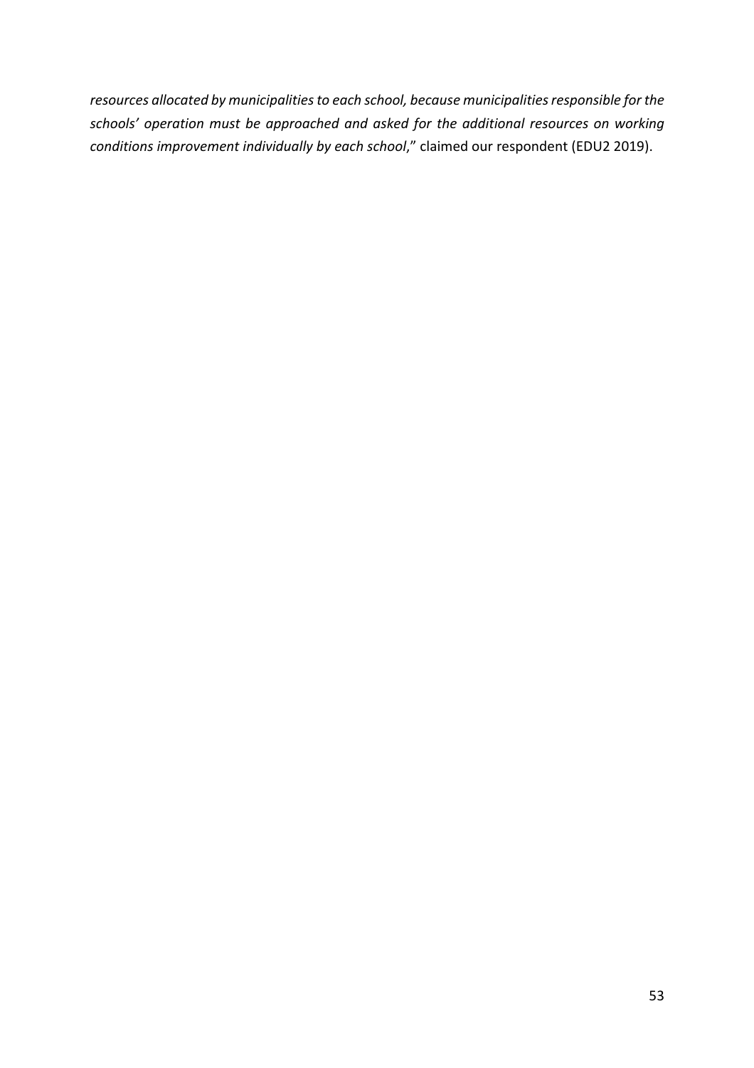*resources allocated by municipalities to each school, because municipalities responsible for the schools' operation must be approached and asked for the additional resources on working conditions improvement individually by each school*," claimed our respondent (EDU2 2019).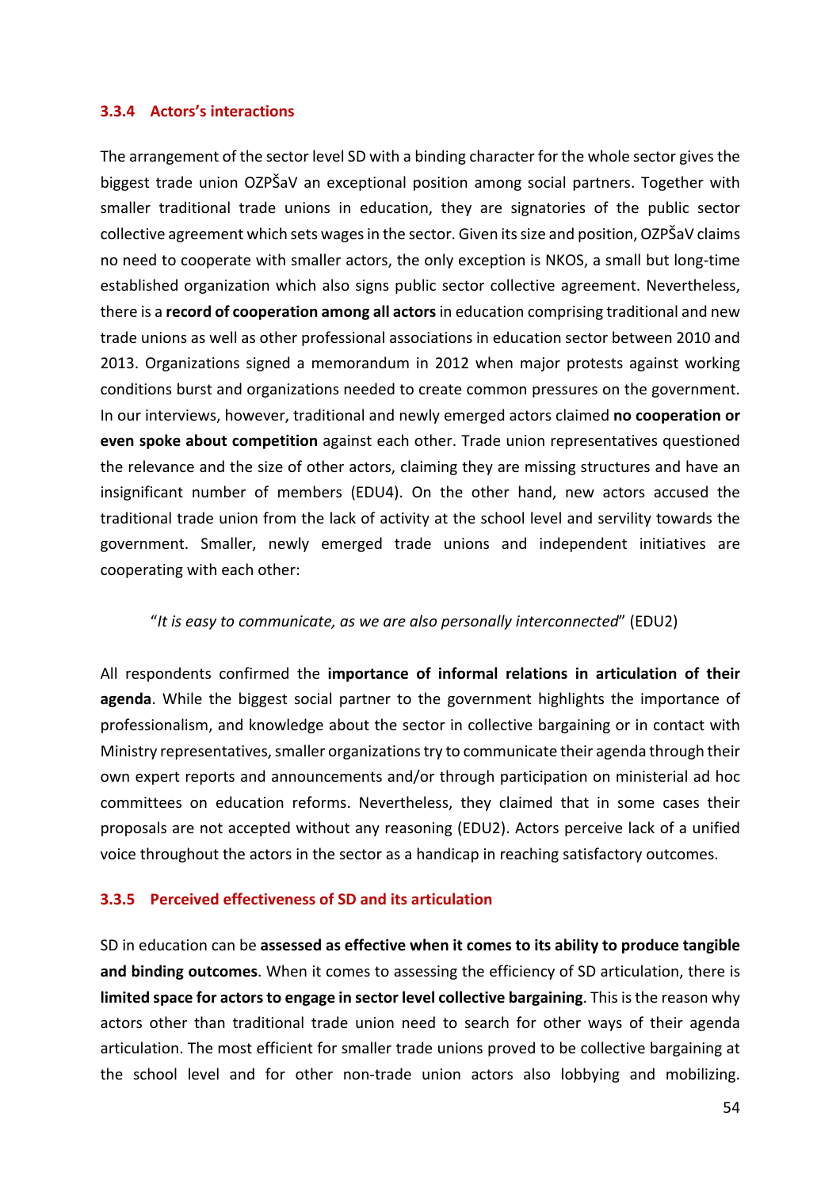### 3.3.4 Actors's interactions

The arrangement of the sector level SD with a binding character for the whole sector gives the biggest trade union OZPŠaV an exceptional position among social partners. Together with smaller traditional trade unions in education, they are signatories of the public sector collective agreement which sets wages in the sector. Given its size and position, OZPŠaV claims no need to cooperate with smaller actors, the only exception is NKOS, a small but long-time established organization which also signs public sector collective agreement. Nevertheless, there is a **record of cooperation among all actors** in education comprising traditional and new trade unions as well as other professional associations in education sector between 2010 and 2013. Organizations signed a memorandum in 2012 when major protests against working conditions burst and organizations needed to create common pressures on the government. In our interviews, however, traditional and newly emerged actors claimed **no cooperation or even spoke about competition** against each other. Trade union representatives questioned the relevance and the size of other actors, claiming they are missing structures and have an insignificant number of members (EDU4). On the other hand, new actors accused the traditional trade union from the lack of activity at the school level and servility towards the government. Smaller, newly emerged trade unions and independent initiatives are cooperating with each other:

> "*It is easy to communicate, as we are also personally interconnected*" (EDU2)

All respondents confirmed the **importance of informal relations in articulation of their agenda**. While the biggest social partner to the government highlights the importance of professionalism, and knowledge about the sector in collective bargaining or in contact with Ministry representatives, smaller organizations try to communicate their agenda through their own expert reports and announcements and/or through participation on ministerial ad hoc committees on education reforms. Nevertheless, they claimed that in some cases their proposals are not accepted without any reasoning (EDU2). Actors perceive lack of a unified voice throughout the actors in the sector as a handicap in reaching satisfactory outcomes.

### 3.3.5 Perceived effectiveness of SD and its articulation

SD in education can be **assessed as effective when it comes to its ability to produce tangible and binding outcomes**. When it comes to assessing the efficiency of SD articulation, there is **limited space for actors to engage in sector level collective bargaining**. This is the reason why actors other than traditional trade union need to search for other ways of their agenda articulation. The most efficient for smaller trade unions proved to be collective bargaining at the school level and for other non-trade union actors also lobbying and mobilizing.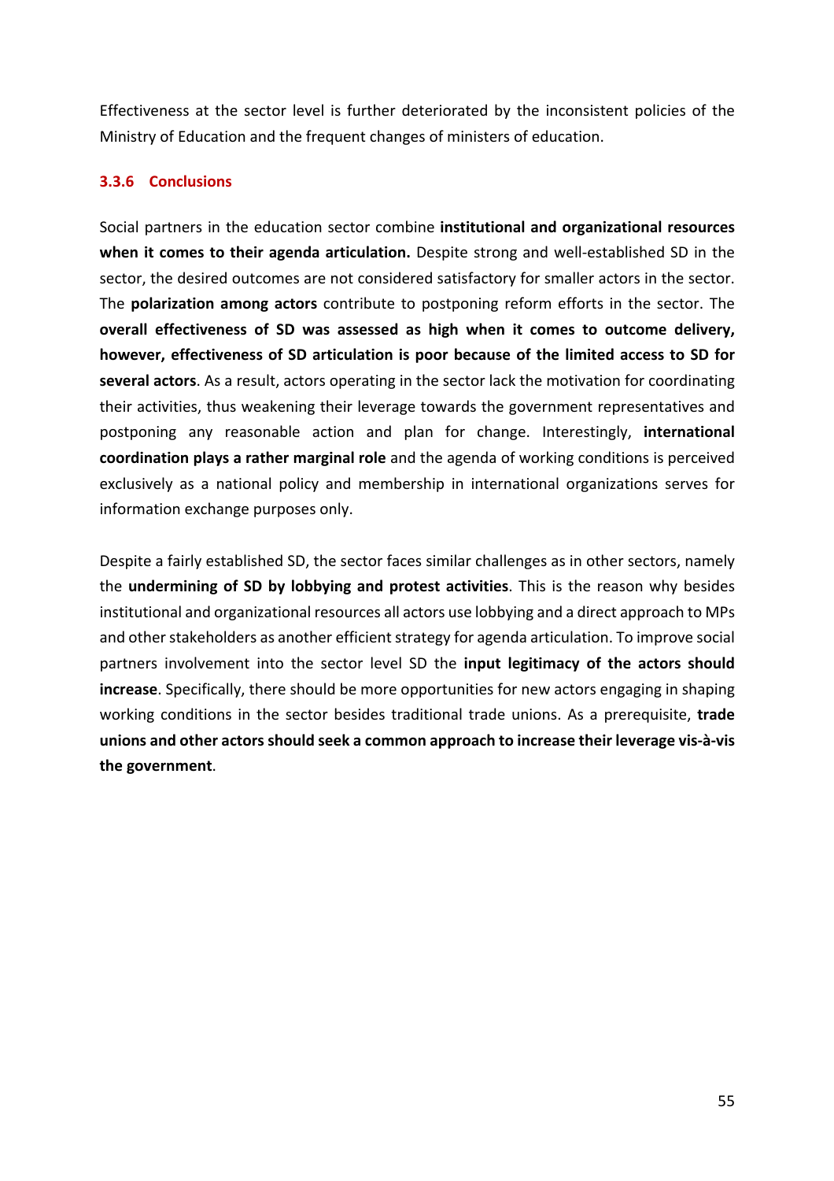Effectiveness at the sector level is further deteriorated by the inconsistent policies of the Ministry of Education and the frequent changes of ministers of education.

### 3.3.6 Conclusions

Social partners in the education sector combine **institutional and organizational resources when it comes to their agenda articulation.** Despite strong and well-established SD in the sector, the desired outcomes are not considered satisfactory for smaller actors in the sector. The **polarization among actors** contribute to postponing reform efforts in the sector. The **overall effectiveness of SD was assessed as high when it comes to outcome delivery, however, effectiveness of SD articulation is poor because of the limited access to SD for several actors**. As a result, actors operating in the sector lack the motivation for coordinating their activities, thus weakening their leverage towards the government representatives and postponing any reasonable action and plan for change. Interestingly, **international coordination plays a rather marginal role** and the agenda of working conditions is perceived exclusively as a national policy and membership in international organizations serves for information exchange purposes only.

Despite a fairly established SD, the sector faces similar challenges as in other sectors, namely the **undermining of SD by lobbying and protest activities**. This is the reason why besides institutional and organizational resources all actors use lobbying and a direct approach to MPs and other stakeholders as another efficient strategy for agenda articulation. To improve social partners involvement into the sector level SD the **input legitimacy of the actors should increase**. Specifically, there should be more opportunities for new actors engaging in shaping working conditions in the sector besides traditional trade unions. As a prerequisite, **trade unions and other actors should seek a common approach to increase their leverage vis-à-vis the government**.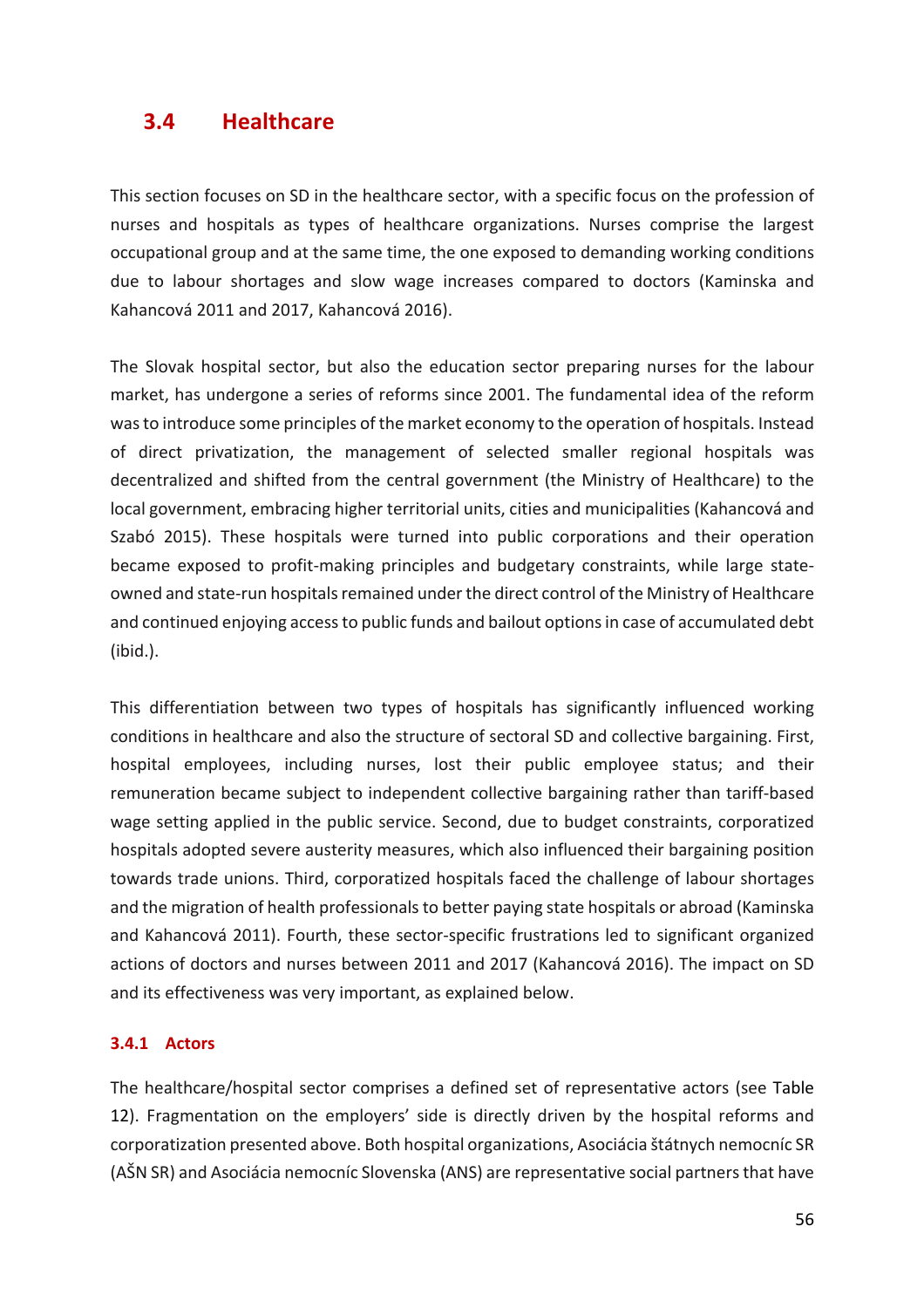## 3.4 Healthcare

This section focuses on SD in the healthcare sector, with a specific focus on the profession of nurses and hospitals as types of healthcare organizations. Nurses comprise the largest occupational group and at the same time, the one exposed to demanding working conditions due to labour shortages and slow wage increases compared to doctors (Kaminska and Kahancová 2011 and 2017, Kahancová 2016).

The Slovak hospital sector, but also the education sector preparing nurses for the labour market, has undergone a series of reforms since 2001. The fundamental idea of the reform was to introduce some principles of the market economy to the operation of hospitals. Instead of direct privatization, the management of selected smaller regional hospitals was decentralized and shifted from the central government (the Ministry of Healthcare) to the local government, embracing higher territorial units, cities and municipalities (Kahancová and Szabó 2015). These hospitals were turned into public corporations and their operation became exposed to profit-making principles and budgetary constraints, while large state-owned and state-run hospitals remained under the direct control of the Ministry of Healthcare and continued enjoying access to public funds and bailout options in case of accumulated debt (ibid.).

This differentiation between two types of hospitals has significantly influenced working conditions in healthcare and also the structure of sectoral SD and collective bargaining. First, hospital employees, including nurses, lost their public employee status; and their remuneration became subject to independent collective bargaining rather than tariff-based wage setting applied in the public service. Second, due to budget constraints, corporatized hospitals adopted severe austerity measures, which also influenced their bargaining position towards trade unions. Third, corporatized hospitals faced the challenge of labour shortages and the migration of health professionals to better paying state hospitals or abroad (Kaminska and Kahancová 2011). Fourth, these sector-specific frustrations led to significant organized actions of doctors and nurses between 2011 and 2017 (Kahancová 2016). The impact on SD and its effectiveness was very important, as explained below.

### 3.4.1 Actors

The healthcare/hospital sector comprises a defined set of representative actors (see Table 12). Fragmentation on the employers' side is directly driven by the hospital reforms and corporatization presented above. Both hospital organizations, Asociácia štátnych nemocníc SR (AŠN SR) and Asociácia nemocníc Slovenska (ANS) are representative social partners that have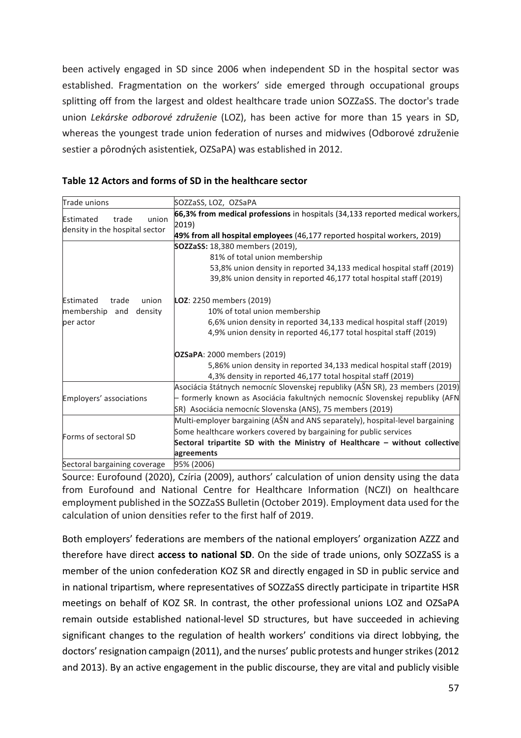been actively engaged in SD since 2006 when independent SD in the hospital sector was established. Fragmentation on the workers' side emerged through occupational groups splitting off from the largest and oldest healthcare trade union SOZZaSS. The doctor's trade union *Lekárske odborové združenie* (LOZ), has been active for more than 15 years in SD, whereas the youngest trade union federation of nurses and midwives (Odborové združenie sestier a pôrodných asistentiek, OZSaPA) was established in 2012.

**Table 12 Actors and forms of SD in the healthcare sector**

| Trade unions | SOZZaSS, LOZ, OZSaPA |
|---|---|
| Estimated trade union density in the hospital sector | **66,3% from medical professions** in hospitals (34,133 reported medical workers, 2019)<br>**49% from all hospital employees** (46,177 reported hospital workers, 2019) |
| Estimated trade union membership and density per actor | **SOZZaSS:** 18,380 members (2019),<br>81% of total union membership<br>53,8% union density in reported 34,133 medical hospital staff (2019)<br>39,8% union density in reported 46,177 total hospital staff (2019)<br><br>**LOZ**: 2250 members (2019)<br>10% of total union membership<br>6,6% union density in reported 34,133 medical hospital staff (2019)<br>4,9% union density in reported 46,177 total hospital staff (2019)<br><br>**OZSaPA**: 2000 members (2019)<br>5,86% union density in reported 34,133 medical hospital staff (2019)<br>4,3% density in reported 46,177 total hospital staff (2019) |
| Employers' associations | Asociácia štátnych nemocníc Slovenskej republiky (AŠN SR), 23 members (2019) – formerly known as Asociácia fakultných nemocníc Slovenskej republiky (AFN SR) Asociácia nemocníc Slovenska (ANS), 75 members (2019) |
| Forms of sectoral SD | Multi-employer bargaining (AŠN and ANS separately), hospital-level bargaining<br>Some healthcare workers covered by bargaining for public services<br>**Sectoral tripartite SD with the Ministry of Healthcare – without collective agreements** |
| Sectoral bargaining coverage | 95% (2006) |

Source: Eurofound (2020), Czíria (2009), authors' calculation of union density using the data from Eurofound and National Centre for Healthcare Information (NCZI) on healthcare employment published in the SOZZaSS Bulletin (October 2019). Employment data used for the calculation of union densities refer to the first half of 2019.

Both employers' federations are members of the national employers' organization AZZZ and therefore have direct **access to national SD**. On the side of trade unions, only SOZZaSS is a member of the union confederation KOZ SR and directly engaged in SD in public service and in national tripartism, where representatives of SOZZaSS directly participate in tripartite HSR meetings on behalf of KOZ SR. In contrast, the other professional unions LOZ and OZSaPA remain outside established national-level SD structures, but have succeeded in achieving significant changes to the regulation of health workers' conditions via direct lobbying, the doctors' resignation campaign (2011), and the nurses' public protests and hunger strikes (2012 and 2013). By an active engagement in the public discourse, they are vital and publicly visible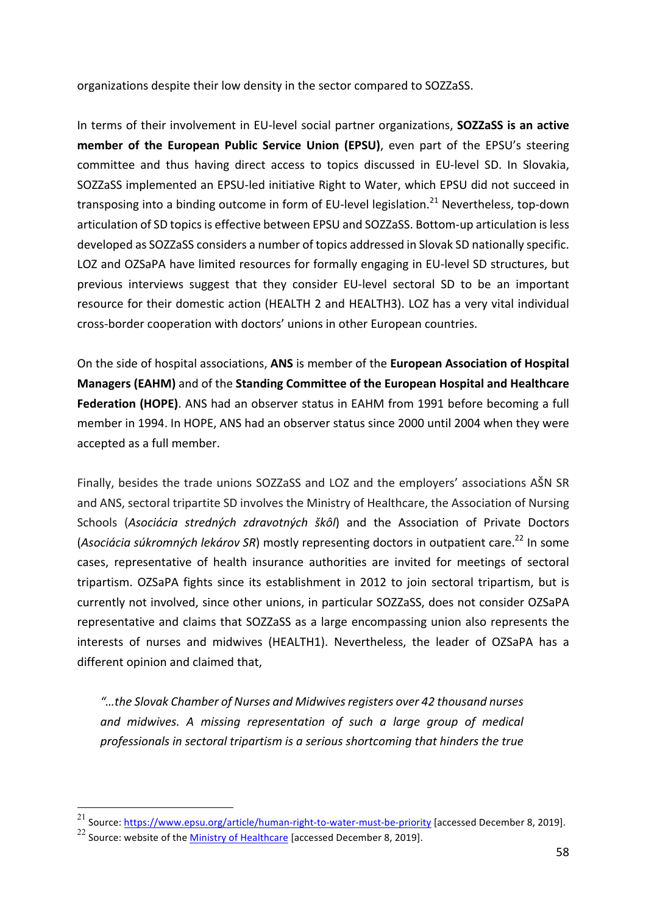organizations despite their low density in the sector compared to SOZZaSS.

In terms of their involvement in EU-level social partner organizations, **SOZZaSS is an active member of the European Public Service Union (EPSU)**, even part of the EPSU's steering committee and thus having direct access to topics discussed in EU-level SD. In Slovakia, SOZZaSS implemented an EPSU-led initiative Right to Water, which EPSU did not succeed in transposing into a binding outcome in form of EU-level legislation.[21] Nevertheless, top-down articulation of SD topics is effective between EPSU and SOZZaSS. Bottom-up articulation is less developed as SOZZaSS considers a number of topics addressed in Slovak SD nationally specific. LOZ and OZSaPA have limited resources for formally engaging in EU-level SD structures, but previous interviews suggest that they consider EU-level sectoral SD to be an important resource for their domestic action (HEALTH 2 and HEALTH3). LOZ has a very vital individual cross-border cooperation with doctors' unions in other European countries.

On the side of hospital associations, **ANS** is member of the **European Association of Hospital Managers (EAHM)** and of the **Standing Committee of the European Hospital and Healthcare Federation (HOPE)**. ANS had an observer status in EAHM from 1991 before becoming a full member in 1994. In HOPE, ANS had an observer status since 2000 until 2004 when they were accepted as a full member.

Finally, besides the trade unions SOZZaSS and LOZ and the employers' associations AŠN SR and ANS, sectoral tripartite SD involves the Ministry of Healthcare, the Association of Nursing Schools (*Asociácia stredných zdravotných škôl*) and the Association of Private Doctors (*Asociácia súkromných lekárov SR*) mostly representing doctors in outpatient care.[22] In some cases, representative of health insurance authorities are invited for meetings of sectoral tripartism. OZSaPA fights since its establishment in 2012 to join sectoral tripartism, but is currently not involved, since other unions, in particular SOZZaSS, does not consider OZSaPA representative and claims that SOZZaSS as a large encompassing union also represents the interests of nurses and midwives (HEALTH1). Nevertheless, the leader of OZSaPA has a different opinion and claimed that,

> *"…the Slovak Chamber of Nurses and Midwives registers over 42 thousand nurses and midwives. A missing representation of such a large group of medical professionals in sectoral tripartism is a serious shortcoming that hinders the true*

---

[21] Source: https://www.epsu.org/article/human-right-to-water-must-be-priority [accessed December 8, 2019].

[22] Source: website of the Ministry of Healthcare [accessed December 8, 2019].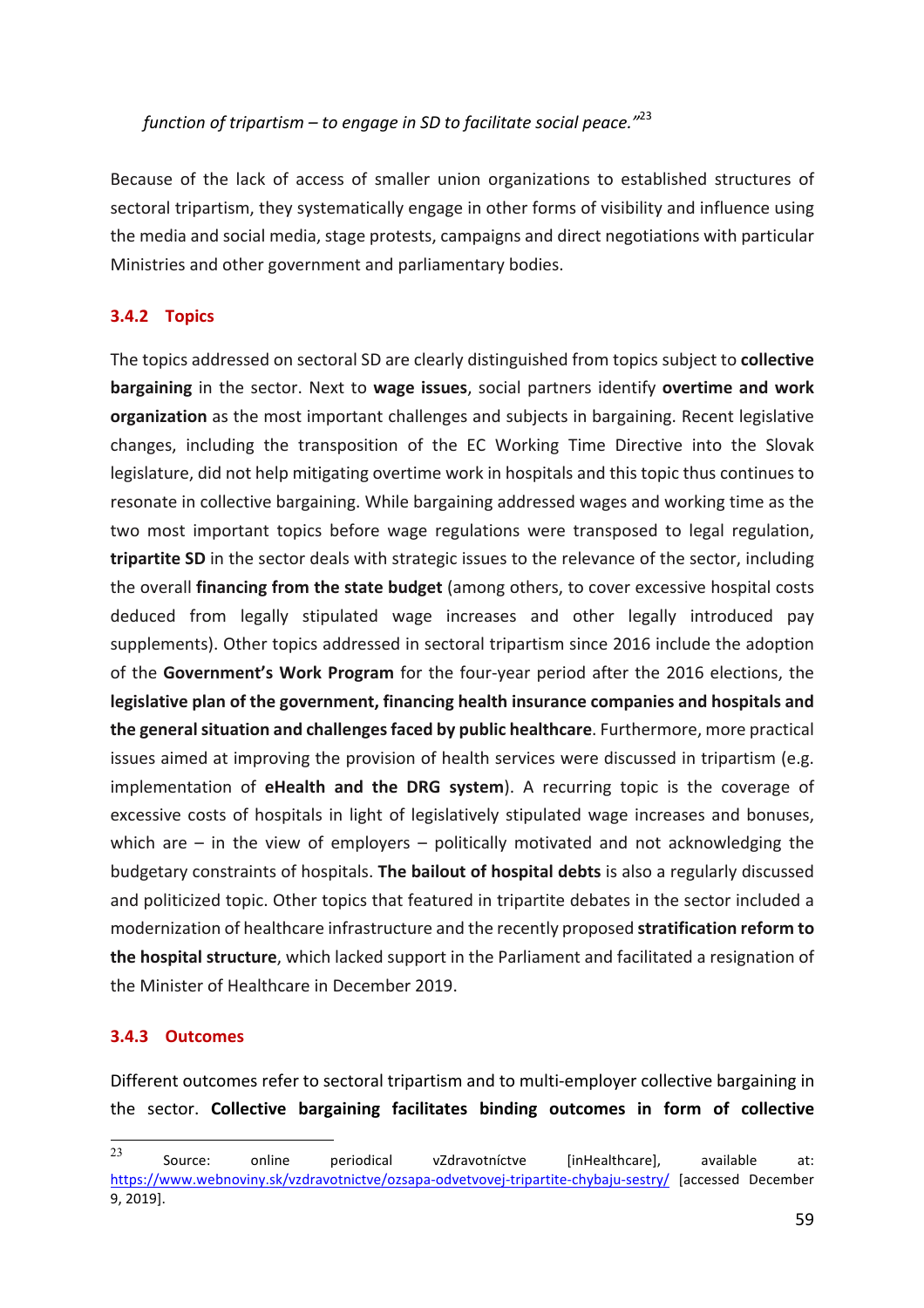*function of tripartism – to engage in SD to facilitate social peace."*[23]

Because of the lack of access of smaller union organizations to established structures of sectoral tripartism, they systematically engage in other forms of visibility and influence using the media and social media, stage protests, campaigns and direct negotiations with particular Ministries and other government and parliamentary bodies.

### 3.4.2 Topics

The topics addressed on sectoral SD are clearly distinguished from topics subject to **collective bargaining** in the sector. Next to **wage issues**, social partners identify **overtime and work organization** as the most important challenges and subjects in bargaining. Recent legislative changes, including the transposition of the EC Working Time Directive into the Slovak legislature, did not help mitigating overtime work in hospitals and this topic thus continues to resonate in collective bargaining. While bargaining addressed wages and working time as the two most important topics before wage regulations were transposed to legal regulation, **tripartite SD** in the sector deals with strategic issues to the relevance of the sector, including the overall **financing from the state budget** (among others, to cover excessive hospital costs deduced from legally stipulated wage increases and other legally introduced pay supplements). Other topics addressed in sectoral tripartism since 2016 include the adoption of the **Government's Work Program** for the four-year period after the 2016 elections, the **legislative plan of the government, financing health insurance companies and hospitals and the general situation and challenges faced by public healthcare**. Furthermore, more practical issues aimed at improving the provision of health services were discussed in tripartism (e.g. implementation of **eHealth and the DRG system**). A recurring topic is the coverage of excessive costs of hospitals in light of legislatively stipulated wage increases and bonuses, which are – in the view of employers – politically motivated and not acknowledging the budgetary constraints of hospitals. **The bailout of hospital debts** is also a regularly discussed and politicized topic. Other topics that featured in tripartite debates in the sector included a modernization of healthcare infrastructure and the recently proposed **stratification reform to the hospital structure**, which lacked support in the Parliament and facilitated a resignation of the Minister of Healthcare in December 2019.

### 3.4.3 Outcomes

Different outcomes refer to sectoral tripartism and to multi-employer collective bargaining in the sector. **Collective bargaining facilitates binding outcomes in form of collective**

---

[23] Source: online periodical vZdravotníctve [inHealthcare], available at: https://www.webnoviny.sk/vzdravotnictve/ozsapa-odvetvovej-tripartite-chybaju-sestry/ [accessed December 9, 2019].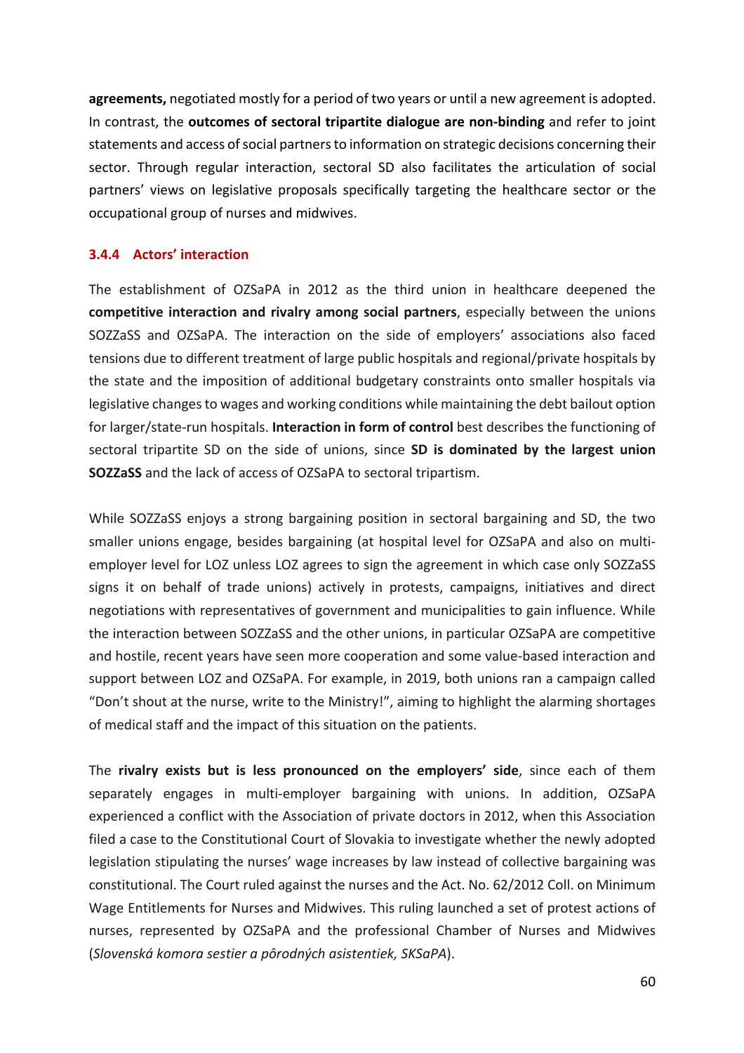**agreements,** negotiated mostly for a period of two years or until a new agreement is adopted. In contrast, the **outcomes of sectoral tripartite dialogue are non-binding** and refer to joint statements and access of social partners to information on strategic decisions concerning their sector. Through regular interaction, sectoral SD also facilitates the articulation of social partners' views on legislative proposals specifically targeting the healthcare sector or the occupational group of nurses and midwives.

### 3.4.4 Actors' interaction

The establishment of OZSaPA in 2012 as the third union in healthcare deepened the **competitive interaction and rivalry among social partners**, especially between the unions SOZZaSS and OZSaPA. The interaction on the side of employers' associations also faced tensions due to different treatment of large public hospitals and regional/private hospitals by the state and the imposition of additional budgetary constraints onto smaller hospitals via legislative changes to wages and working conditions while maintaining the debt bailout option for larger/state-run hospitals. **Interaction in form of control** best describes the functioning of sectoral tripartite SD on the side of unions, since **SD is dominated by the largest union SOZZaSS** and the lack of access of OZSaPA to sectoral tripartism.

While SOZZaSS enjoys a strong bargaining position in sectoral bargaining and SD, the two smaller unions engage, besides bargaining (at hospital level for OZSaPA and also on multi-employer level for LOZ unless LOZ agrees to sign the agreement in which case only SOZZaSS signs it on behalf of trade unions) actively in protests, campaigns, initiatives and direct negotiations with representatives of government and municipalities to gain influence. While the interaction between SOZZaSS and the other unions, in particular OZSaPA are competitive and hostile, recent years have seen more cooperation and some value-based interaction and support between LOZ and OZSaPA. For example, in 2019, both unions ran a campaign called "Don't shout at the nurse, write to the Ministry!", aiming to highlight the alarming shortages of medical staff and the impact of this situation on the patients.

The **rivalry exists but is less pronounced on the employers' side**, since each of them separately engages in multi-employer bargaining with unions. In addition, OZSaPA experienced a conflict with the Association of private doctors in 2012, when this Association filed a case to the Constitutional Court of Slovakia to investigate whether the newly adopted legislation stipulating the nurses' wage increases by law instead of collective bargaining was constitutional. The Court ruled against the nurses and the Act. No. 62/2012 Coll. on Minimum Wage Entitlements for Nurses and Midwives. This ruling launched a set of protest actions of nurses, represented by OZSaPA and the professional Chamber of Nurses and Midwives (*Slovenská komora sestier a pôrodných asistentiek, SKSaPA*).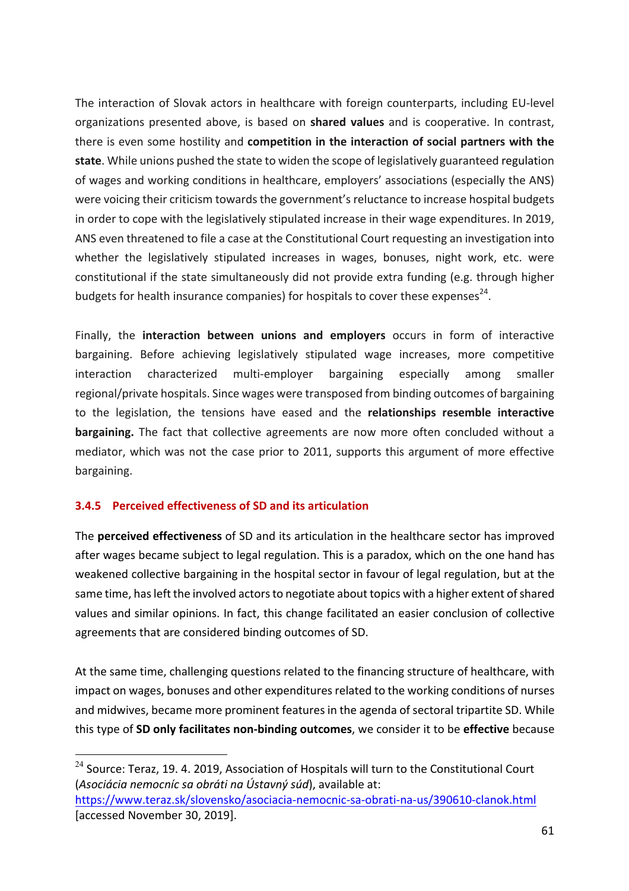The interaction of Slovak actors in healthcare with foreign counterparts, including EU-level organizations presented above, is based on **shared values** and is cooperative. In contrast, there is even some hostility and **competition in the interaction of social partners with the state**. While unions pushed the state to widen the scope of legislatively guaranteed regulation of wages and working conditions in healthcare, employers' associations (especially the ANS) were voicing their criticism towards the government's reluctance to increase hospital budgets in order to cope with the legislatively stipulated increase in their wage expenditures. In 2019, ANS even threatened to file a case at the Constitutional Court requesting an investigation into whether the legislatively stipulated increases in wages, bonuses, night work, etc. were constitutional if the state simultaneously did not provide extra funding (e.g. through higher budgets for health insurance companies) for hospitals to cover these expenses[24].

Finally, the **interaction between unions and employers** occurs in form of interactive bargaining. Before achieving legislatively stipulated wage increases, more competitive interaction characterized multi-employer bargaining especially among smaller regional/private hospitals. Since wages were transposed from binding outcomes of bargaining to the legislation, the tensions have eased and the **relationships resemble interactive bargaining.** The fact that collective agreements are now more often concluded without a mediator, which was not the case prior to 2011, supports this argument of more effective bargaining.

### 3.4.5 Perceived effectiveness of SD and its articulation

The **perceived effectiveness** of SD and its articulation in the healthcare sector has improved after wages became subject to legal regulation. This is a paradox, which on the one hand has weakened collective bargaining in the hospital sector in favour of legal regulation, but at the same time, has left the involved actors to negotiate about topics with a higher extent of shared values and similar opinions. In fact, this change facilitated an easier conclusion of collective agreements that are considered binding outcomes of SD.

At the same time, challenging questions related to the financing structure of healthcare, with impact on wages, bonuses and other expenditures related to the working conditions of nurses and midwives, became more prominent features in the agenda of sectoral tripartite SD. While this type of **SD only facilitates non-binding outcomes**, we consider it to be **effective** because

---

[24] Source: Teraz, 19. 4. 2019, Association of Hospitals will turn to the Constitutional Court (*Asociácia nemocníc sa obráti na Ústavný súd*), available at: https://www.teraz.sk/slovensko/asociacia-nemocnic-sa-obrati-na-us/390610-clanok.html [accessed November 30, 2019].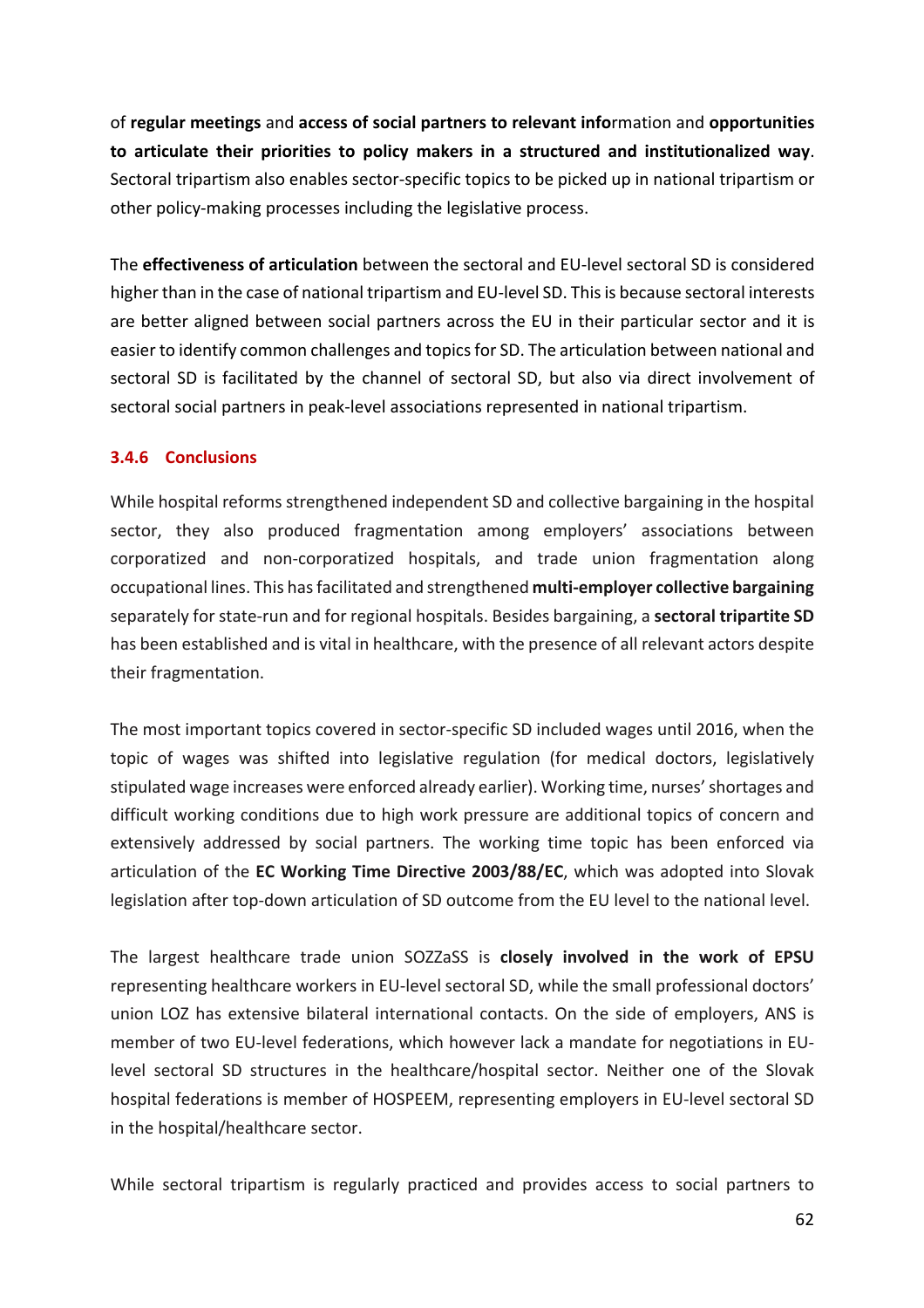of **regular meetings** and **access of social partners to relevant info**rmation and **opportunities to articulate their priorities to policy makers in a structured and institutionalized way**. Sectoral tripartism also enables sector-specific topics to be picked up in national tripartism or other policy-making processes including the legislative process.

The **effectiveness of articulation** between the sectoral and EU-level sectoral SD is considered higher than in the case of national tripartism and EU-level SD. This is because sectoral interests are better aligned between social partners across the EU in their particular sector and it is easier to identify common challenges and topics for SD. The articulation between national and sectoral SD is facilitated by the channel of sectoral SD, but also via direct involvement of sectoral social partners in peak-level associations represented in national tripartism.

### 3.4.6 Conclusions

While hospital reforms strengthened independent SD and collective bargaining in the hospital sector, they also produced fragmentation among employers' associations between corporatized and non-corporatized hospitals, and trade union fragmentation along occupational lines. This has facilitated and strengthened **multi-employer collective bargaining** separately for state-run and for regional hospitals. Besides bargaining, a **sectoral tripartite SD** has been established and is vital in healthcare, with the presence of all relevant actors despite their fragmentation.

The most important topics covered in sector-specific SD included wages until 2016, when the topic of wages was shifted into legislative regulation (for medical doctors, legislatively stipulated wage increases were enforced already earlier). Working time, nurses' shortages and difficult working conditions due to high work pressure are additional topics of concern and extensively addressed by social partners. The working time topic has been enforced via articulation of the **EC Working Time Directive 2003/88/EC**, which was adopted into Slovak legislation after top-down articulation of SD outcome from the EU level to the national level.

The largest healthcare trade union SOZZaSS is **closely involved in the work of EPSU** representing healthcare workers in EU-level sectoral SD, while the small professional doctors' union LOZ has extensive bilateral international contacts. On the side of employers, ANS is member of two EU-level federations, which however lack a mandate for negotiations in EU-level sectoral SD structures in the healthcare/hospital sector. Neither one of the Slovak hospital federations is member of HOSPEEM, representing employers in EU-level sectoral SD in the hospital/healthcare sector.

While sectoral tripartism is regularly practiced and provides access to social partners to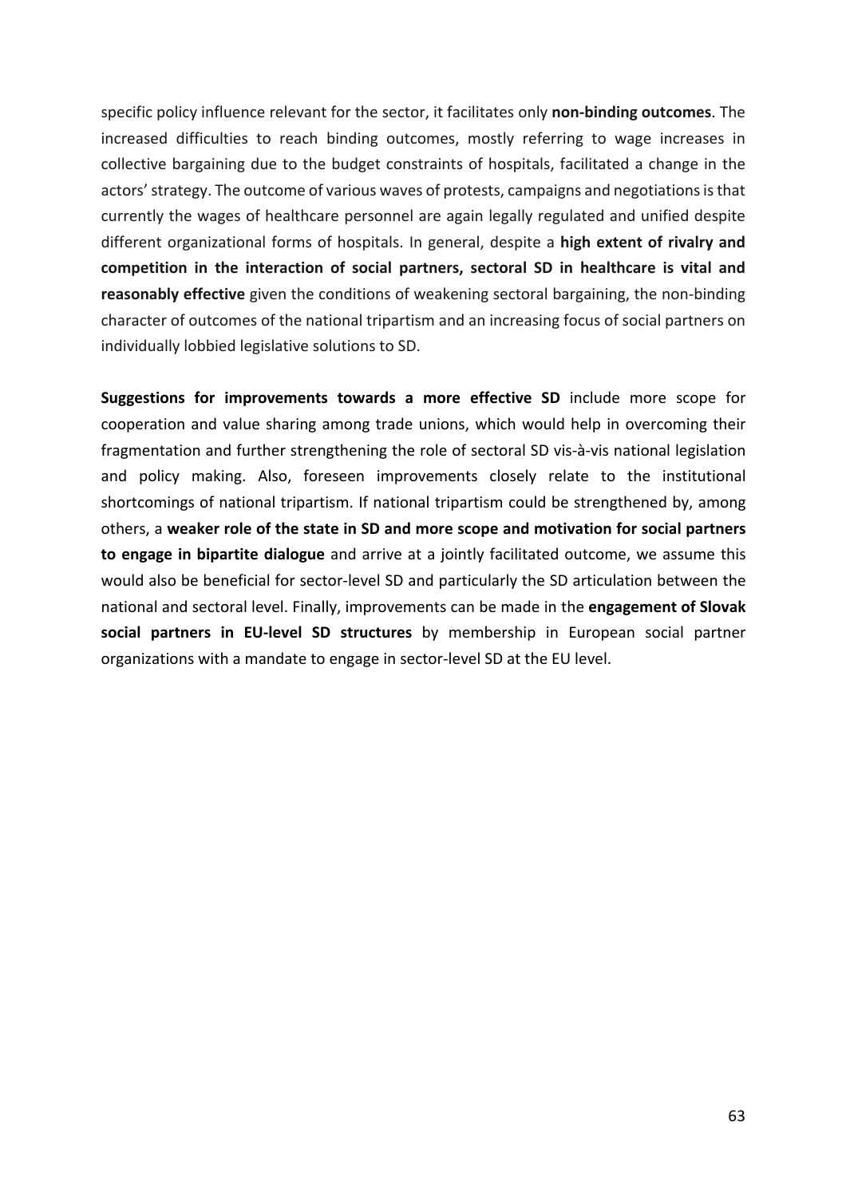specific policy influence relevant for the sector, it facilitates only **non-binding outcomes**. The increased difficulties to reach binding outcomes, mostly referring to wage increases in collective bargaining due to the budget constraints of hospitals, facilitated a change in the actors' strategy. The outcome of various waves of protests, campaigns and negotiations is that currently the wages of healthcare personnel are again legally regulated and unified despite different organizational forms of hospitals. In general, despite a **high extent of rivalry and competition in the interaction of social partners, sectoral SD in healthcare is vital and reasonably effective** given the conditions of weakening sectoral bargaining, the non-binding character of outcomes of the national tripartism and an increasing focus of social partners on individually lobbied legislative solutions to SD.

**Suggestions for improvements towards a more effective SD** include more scope for cooperation and value sharing among trade unions, which would help in overcoming their fragmentation and further strengthening the role of sectoral SD vis-à-vis national legislation and policy making. Also, foreseen improvements closely relate to the institutional shortcomings of national tripartism. If national tripartism could be strengthened by, among others, a **weaker role of the state in SD and more scope and motivation for social partners to engage in bipartite dialogue** and arrive at a jointly facilitated outcome, we assume this would also be beneficial for sector-level SD and particularly the SD articulation between the national and sectoral level. Finally, improvements can be made in the **engagement of Slovak social partners in EU-level SD structures** by membership in European social partner organizations with a mandate to engage in sector-level SD at the EU level.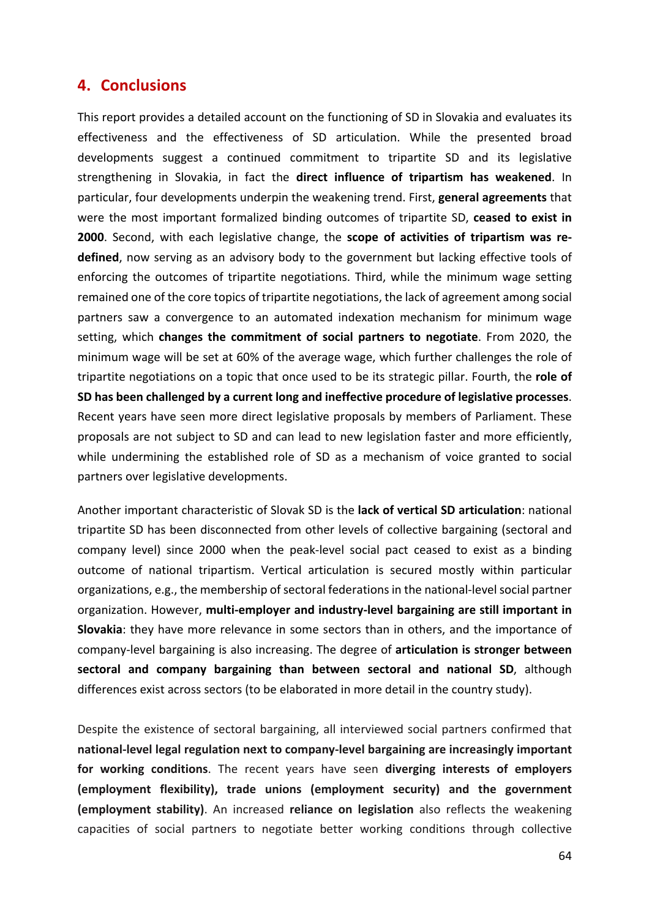## 4. Conclusions

This report provides a detailed account on the functioning of SD in Slovakia and evaluates its effectiveness and the effectiveness of SD articulation. While the presented broad developments suggest a continued commitment to tripartite SD and its legislative strengthening in Slovakia, in fact the **direct influence of tripartism has weakened**. In particular, four developments underpin the weakening trend. First, **general agreements** that were the most important formalized binding outcomes of tripartite SD, **ceased to exist in 2000**. Second, with each legislative change, the **scope of activities of tripartism was re-defined**, now serving as an advisory body to the government but lacking effective tools of enforcing the outcomes of tripartite negotiations. Third, while the minimum wage setting remained one of the core topics of tripartite negotiations, the lack of agreement among social partners saw a convergence to an automated indexation mechanism for minimum wage setting, which **changes the commitment of social partners to negotiate**. From 2020, the minimum wage will be set at 60% of the average wage, which further challenges the role of tripartite negotiations on a topic that once used to be its strategic pillar. Fourth, the **role of SD has been challenged by a current long and ineffective procedure of legislative processes**. Recent years have seen more direct legislative proposals by members of Parliament. These proposals are not subject to SD and can lead to new legislation faster and more efficiently, while undermining the established role of SD as a mechanism of voice granted to social partners over legislative developments.

Another important characteristic of Slovak SD is the **lack of vertical SD articulation**: national tripartite SD has been disconnected from other levels of collective bargaining (sectoral and company level) since 2000 when the peak-level social pact ceased to exist as a binding outcome of national tripartism. Vertical articulation is secured mostly within particular organizations, e.g., the membership of sectoral federations in the national-level social partner organization. However, **multi-employer and industry-level bargaining are still important in Slovakia**: they have more relevance in some sectors than in others, and the importance of company-level bargaining is also increasing. The degree of **articulation is stronger between sectoral and company bargaining than between sectoral and national SD**, although differences exist across sectors (to be elaborated in more detail in the country study).

Despite the existence of sectoral bargaining, all interviewed social partners confirmed that **national-level legal regulation next to company-level bargaining are increasingly important for working conditions**. The recent years have seen **diverging interests of employers (employment flexibility), trade unions (employment security) and the government (employment stability)**. An increased **reliance on legislation** also reflects the weakening capacities of social partners to negotiate better working conditions through collective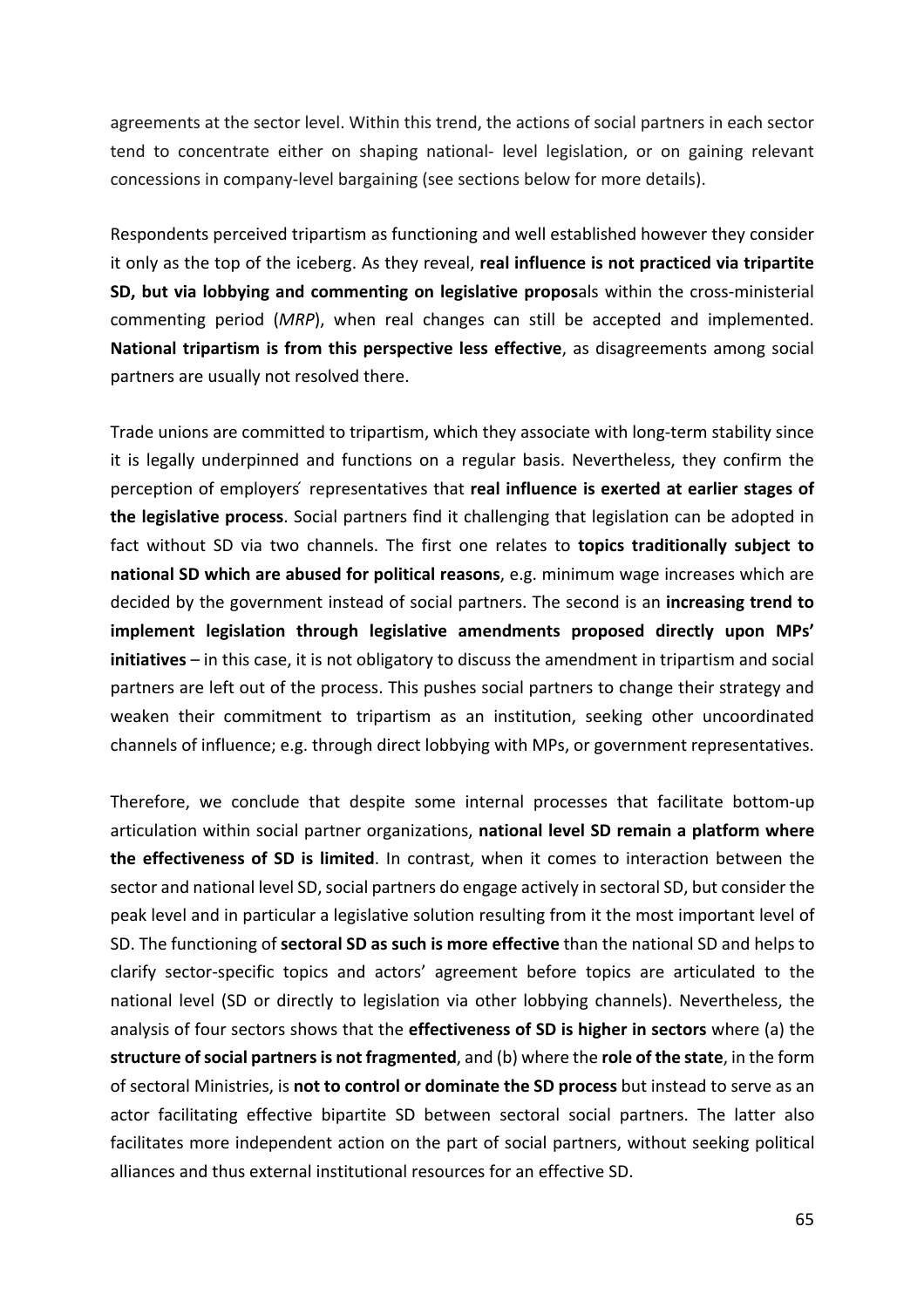agreements at the sector level. Within this trend, the actions of social partners in each sector tend to concentrate either on shaping national- level legislation, or on gaining relevant concessions in company-level bargaining (see sections below for more details).

Respondents perceived tripartism as functioning and well established however they consider it only as the top of the iceberg. As they reveal, **real influence is not practiced via tripartite SD, but via lobbying and commenting on legislative propos**als within the cross-ministerial commenting period (*MRP*), when real changes can still be accepted and implemented. **National tripartism is from this perspective less effective**, as disagreements among social partners are usually not resolved there.

Trade unions are committed to tripartism, which they associate with long-term stability since it is legally underpinned and functions on a regular basis. Nevertheless, they confirm the perception of employers´ representatives that **real influence is exerted at earlier stages of the legislative process**. Social partners find it challenging that legislation can be adopted in fact without SD via two channels. The first one relates to **topics traditionally subject to national SD which are abused for political reasons**, e.g. minimum wage increases which are decided by the government instead of social partners. The second is an **increasing trend to implement legislation through legislative amendments proposed directly upon MPs' initiatives** – in this case, it is not obligatory to discuss the amendment in tripartism and social partners are left out of the process. This pushes social partners to change their strategy and weaken their commitment to tripartism as an institution, seeking other uncoordinated channels of influence; e.g. through direct lobbying with MPs, or government representatives.

Therefore, we conclude that despite some internal processes that facilitate bottom-up articulation within social partner organizations, **national level SD remain a platform where the effectiveness of SD is limited**. In contrast, when it comes to interaction between the sector and national level SD, social partners do engage actively in sectoral SD, but consider the peak level and in particular a legislative solution resulting from it the most important level of SD. The functioning of **sectoral SD as such is more effective** than the national SD and helps to clarify sector-specific topics and actors' agreement before topics are articulated to the national level (SD or directly to legislation via other lobbying channels). Nevertheless, the analysis of four sectors shows that the **effectiveness of SD is higher in sectors** where (a) the **structure of social partners is not fragmented**, and (b) where the **role of the state**, in the form of sectoral Ministries, is **not to control or dominate the SD process** but instead to serve as an actor facilitating effective bipartite SD between sectoral social partners. The latter also facilitates more independent action on the part of social partners, without seeking political alliances and thus external institutional resources for an effective SD.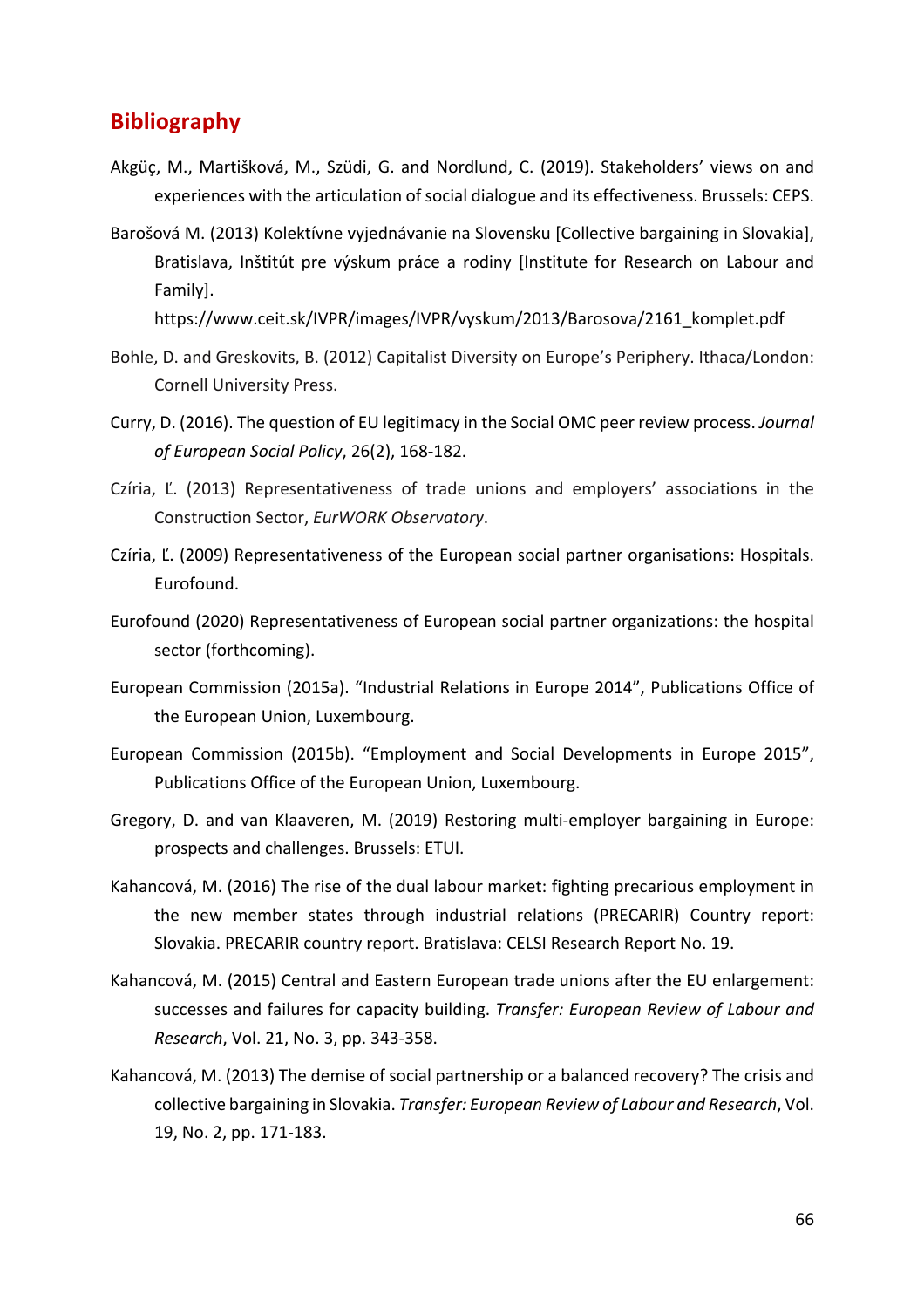## Bibliography

Akgüç, M., Martišková, M., Szüdi, G. and Nordlund, C. (2019). Stakeholders' views on and experiences with the articulation of social dialogue and its effectiveness. Brussels: CEPS.

Barošová M. (2013) Kolektívne vyjednávanie na Slovensku [Collective bargaining in Slovakia], Bratislava, Inštitút pre výskum práce a rodiny [Institute for Research on Labour and Family]. https://www.ceit.sk/IVPR/images/IVPR/vyskum/2013/Barosova/2161_komplet.pdf

Bohle, D. and Greskovits, B. (2012) Capitalist Diversity on Europe's Periphery. Ithaca/London: Cornell University Press.

Curry, D. (2016). The question of EU legitimacy in the Social OMC peer review process. *Journal of European Social Policy*, 26(2), 168-182.

Czíria, Ľ. (2013) Representativeness of trade unions and employers' associations in the Construction Sector, *EurWORK Observatory*.

Czíria, Ľ. (2009) Representativeness of the European social partner organisations: Hospitals. Eurofound.

Eurofound (2020) Representativeness of European social partner organizations: the hospital sector (forthcoming).

European Commission (2015a). "Industrial Relations in Europe 2014", Publications Office of the European Union, Luxembourg.

European Commission (2015b). "Employment and Social Developments in Europe 2015", Publications Office of the European Union, Luxembourg.

Gregory, D. and van Klaaveren, M. (2019) Restoring multi-employer bargaining in Europe: prospects and challenges. Brussels: ETUI.

Kahancová, M. (2016) The rise of the dual labour market: fighting precarious employment in the new member states through industrial relations (PRECARIR) Country report: Slovakia. PRECARIR country report. Bratislava: CELSI Research Report No. 19.

Kahancová, M. (2015) Central and Eastern European trade unions after the EU enlargement: successes and failures for capacity building. *Transfer: European Review of Labour and Research*, Vol. 21, No. 3, pp. 343-358.

Kahancová, M. (2013) The demise of social partnership or a balanced recovery? The crisis and collective bargaining in Slovakia. *Transfer: European Review of Labour and Research*, Vol. 19, No. 2, pp. 171-183.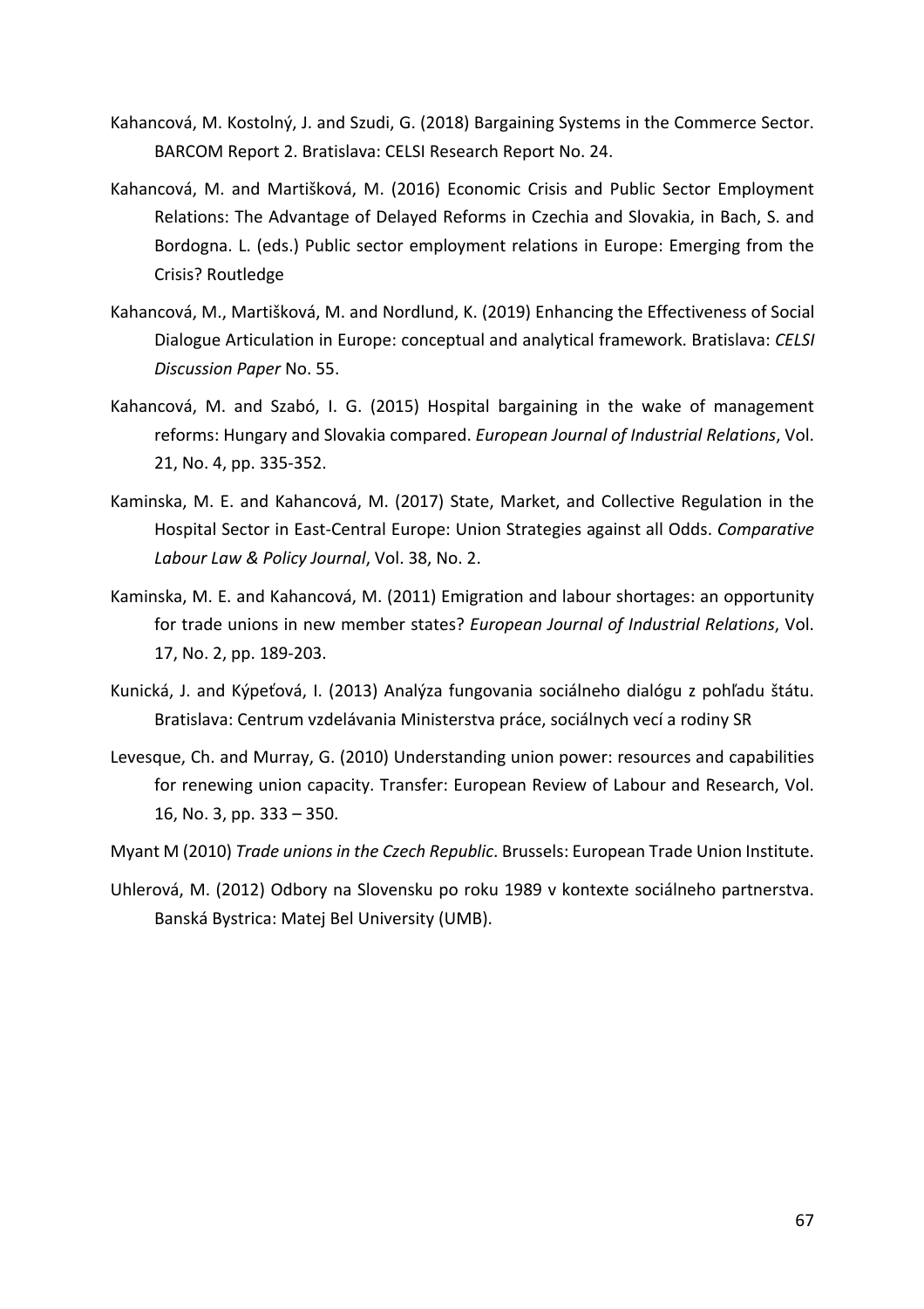Kahancová, M. Kostolný, J. and Szudi, G. (2018) Bargaining Systems in the Commerce Sector. BARCOM Report 2. Bratislava: CELSI Research Report No. 24.

Kahancová, M. and Martišková, M. (2016) Economic Crisis and Public Sector Employment Relations: The Advantage of Delayed Reforms in Czechia and Slovakia, in Bach, S. and Bordogna. L. (eds.) Public sector employment relations in Europe: Emerging from the Crisis? Routledge

Kahancová, M., Martišková, M. and Nordlund, K. (2019) Enhancing the Effectiveness of Social Dialogue Articulation in Europe: conceptual and analytical framework. Bratislava: *CELSI Discussion Paper* No. 55.

Kahancová, M. and Szabó, I. G. (2015) Hospital bargaining in the wake of management reforms: Hungary and Slovakia compared. *European Journal of Industrial Relations*, Vol. 21, No. 4, pp. 335-352.

Kaminska, M. E. and Kahancová, M. (2017) State, Market, and Collective Regulation in the Hospital Sector in East-Central Europe: Union Strategies against all Odds. *Comparative Labour Law & Policy Journal*, Vol. 38, No. 2.

Kaminska, M. E. and Kahancová, M. (2011) Emigration and labour shortages: an opportunity for trade unions in new member states? *European Journal of Industrial Relations*, Vol. 17, No. 2, pp. 189-203.

Kunická, J. and Kýpeťová, I. (2013) Analýza fungovania sociálneho dialógu z pohľadu štátu. Bratislava: Centrum vzdelávania Ministerstva práce, sociálnych vecí a rodiny SR

Levesque, Ch. and Murray, G. (2010) Understanding union power: resources and capabilities for renewing union capacity. Transfer: European Review of Labour and Research, Vol. 16, No. 3, pp. 333 – 350.

Myant M (2010) *Trade unions in the Czech Republic*. Brussels: European Trade Union Institute.

Uhlerová, M. (2012) Odbory na Slovensku po roku 1989 v kontexte sociálneho partnerstva. Banská Bystrica: Matej Bel University (UMB).